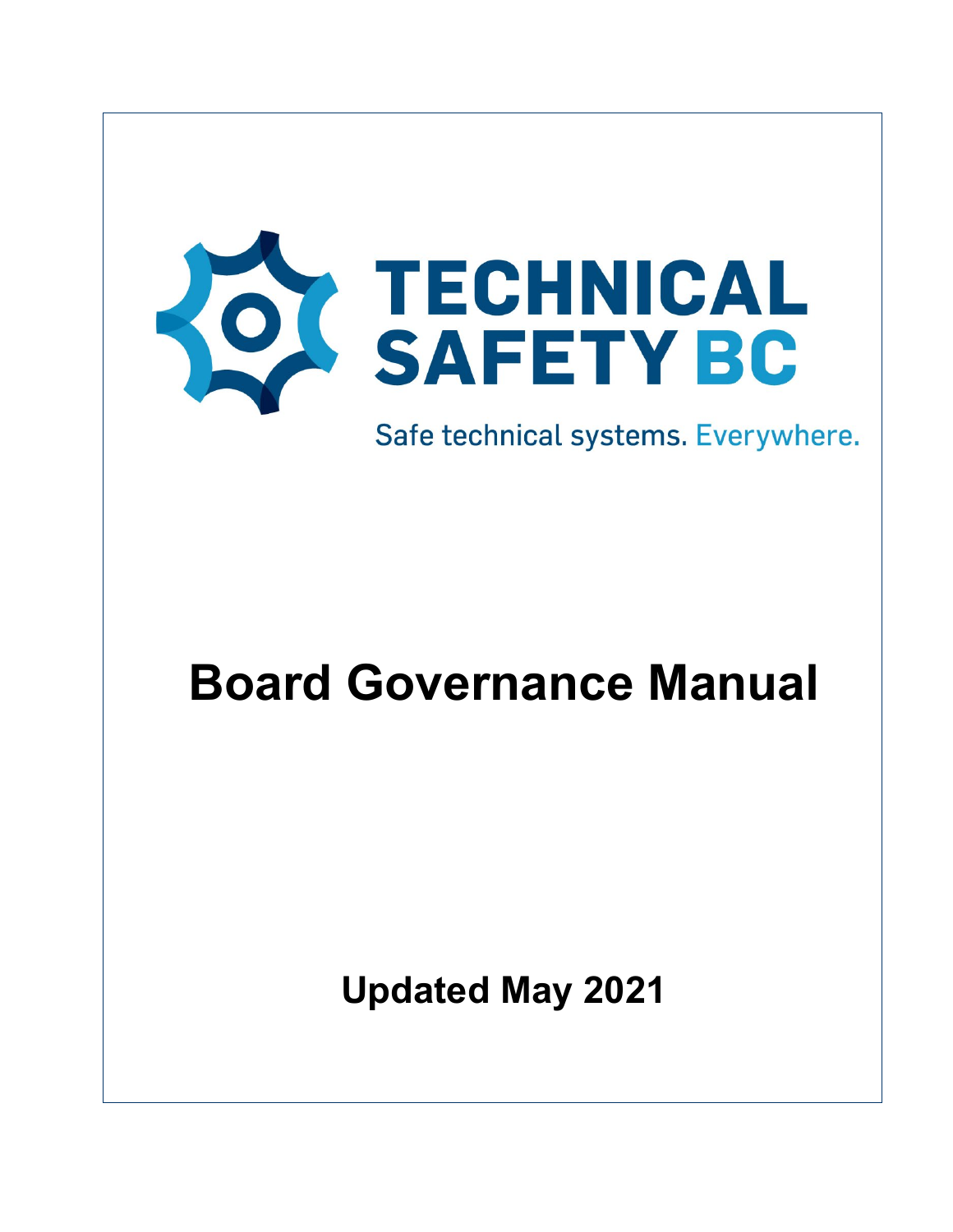TECHNICAL SAFETY BC

Safe technical systems. Everywhere.

# Board Governance Manual

**Updated May 2021**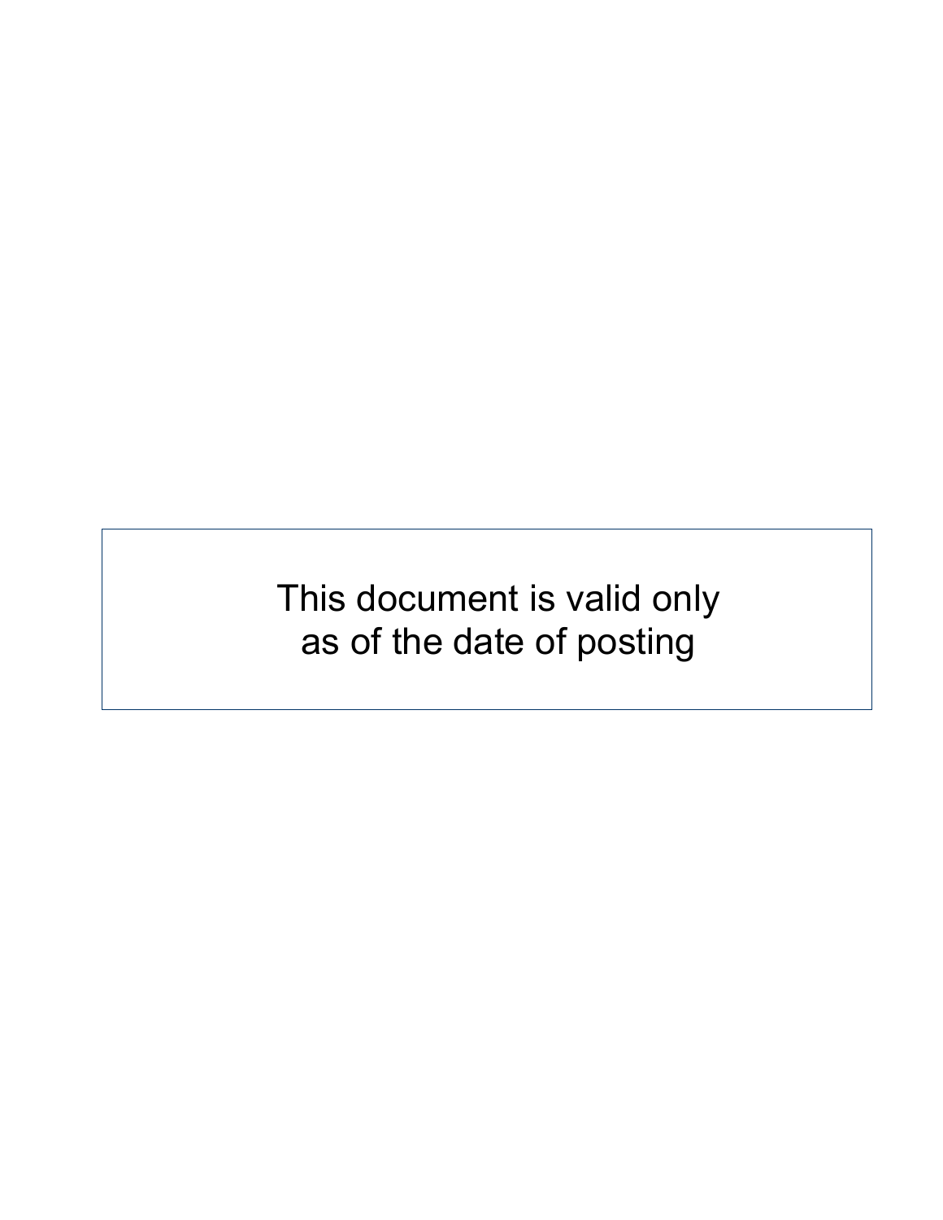This document is valid only as of the date of posting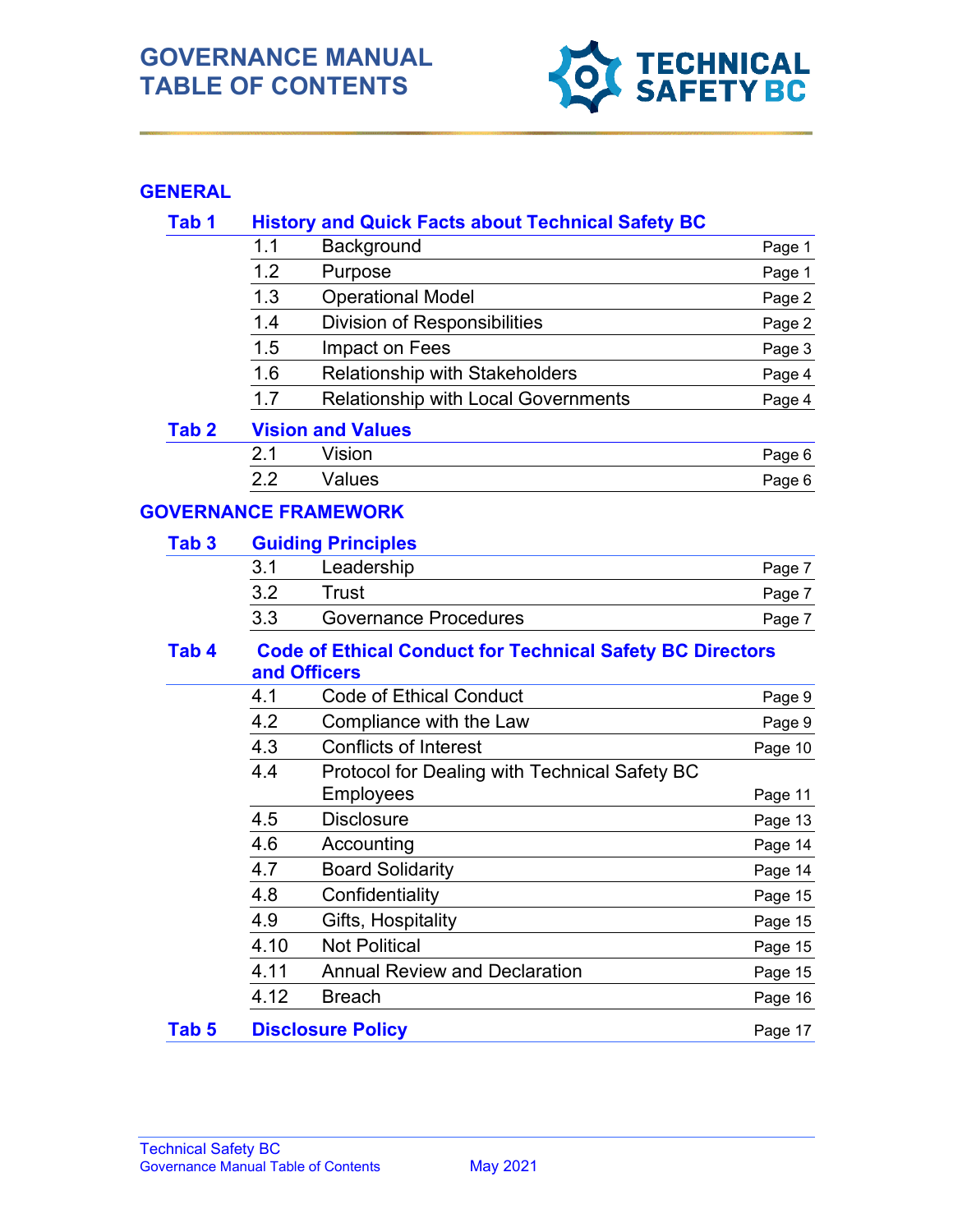# GOVERNANCE MANUAL TABLE OF CONTENTS

## GENERAL

### Tab 1 History and Quick Facts about Technical Safety BC

| | | |
|---|---|---|
| 1.1 | Background | Page 1 |
| 1.2 | Purpose | Page 1 |
| 1.3 | Operational Model | Page 2 |
| 1.4 | Division of Responsibilities | Page 2 |
| 1.5 | Impact on Fees | Page 3 |
| 1.6 | Relationship with Stakeholders | Page 4 |
| 1.7 | Relationship with Local Governments | Page 4 |

### Tab 2 Vision and Values

| | | |
|---|---|---|
| 2.1 | Vision | Page 6 |
| 2.2 | Values | Page 6 |

## GOVERNANCE FRAMEWORK

### Tab 3 Guiding Principles

| | | |
|---|---|---|
| 3.1 | Leadership | Page 7 |
| 3.2 | Trust | Page 7 |
| 3.3 | Governance Procedures | Page 7 |

### Tab 4 Code of Ethical Conduct for Technical Safety BC Directors and Officers

| | | |
|---|---|---|
| 4.1 | Code of Ethical Conduct | Page 9 |
| 4.2 | Compliance with the Law | Page 9 |
| 4.3 | Conflicts of Interest | Page 10 |
| 4.4 | Protocol for Dealing with Technical Safety BC Employees | Page 11 |
| 4.5 | Disclosure | Page 13 |
| 4.6 | Accounting | Page 14 |
| 4.7 | Board Solidarity | Page 14 |
| 4.8 | Confidentiality | Page 15 |
| 4.9 | Gifts, Hospitality | Page 15 |
| 4.10 | Not Political | Page 15 |
| 4.11 | Annual Review and Declaration | Page 15 |
| 4.12 | Breach | Page 16 |

### Tab 5 Disclosure Policy — Page 17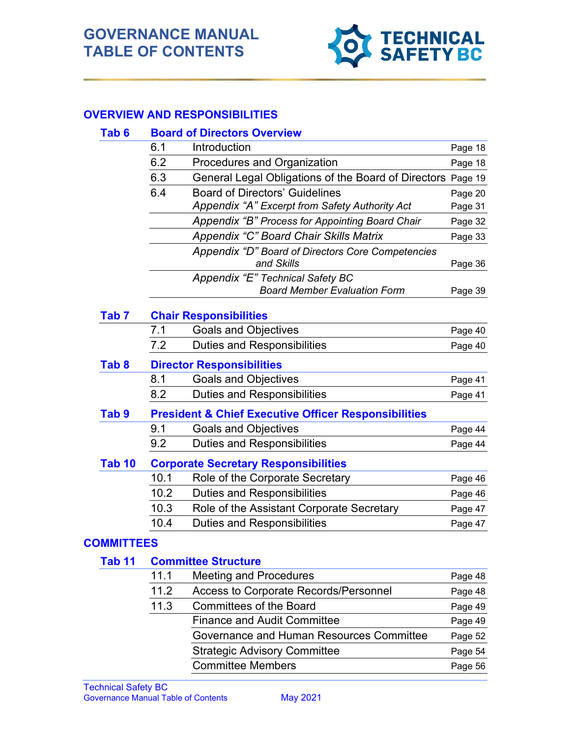# GOVERNANCE MANUAL
# TABLE OF CONTENTS

## OVERVIEW AND RESPONSIBILITIES

### Tab 6 Board of Directors Overview

| | | |
|---|---|---|
| 6.1 | Introduction | Page 18 |
| 6.2 | Procedures and Organization | Page 18 |
| 6.3 | General Legal Obligations of the Board of Directors | Page 19 |
| 6.4 | Board of Directors' Guidelines | Page 20 |
| | *Appendix "A" Excerpt from Safety Authority Act* | Page 31 |
| | *Appendix "B" Process for Appointing Board Chair* | Page 32 |
| | *Appendix "C" Board Chair Skills Matrix* | Page 33 |
| | *Appendix "D" Board of Directors Core Competencies and Skills* | Page 36 |
| | *Appendix "E" Technical Safety BC Board Member Evaluation Form* | Page 39 |

### Tab 7 Chair Responsibilities

| | | |
|---|---|---|
| 7.1 | Goals and Objectives | Page 40 |
| 7.2 | Duties and Responsibilities | Page 40 |

### Tab 8 Director Responsibilities

| | | |
|---|---|---|
| 8.1 | Goals and Objectives | Page 41 |
| 8.2 | Duties and Responsibilities | Page 41 |

### Tab 9 President & Chief Executive Officer Responsibilities

| | | |
|---|---|---|
| 9.1 | Goals and Objectives | Page 44 |
| 9.2 | Duties and Responsibilities | Page 44 |

### Tab 10 Corporate Secretary Responsibilities

| | | |
|---|---|---|
| 10.1 | Role of the Corporate Secretary | Page 46 |
| 10.2 | Duties and Responsibilities | Page 46 |
| 10.3 | Role of the Assistant Corporate Secretary | Page 47 |
| 10.4 | Duties and Responsibilities | Page 47 |

## COMMITTEES

### Tab 11 Committee Structure

| | | |
|---|---|---|
| 11.1 | Meeting and Procedures | Page 48 |
| 11.2 | Access to Corporate Records/Personnel | Page 48 |
| 11.3 | Committees of the Board | Page 49 |
| | Finance and Audit Committee | Page 49 |
| | Governance and Human Resources Committee | Page 52 |
| | Strategic Advisory Committee | Page 54 |
| | Committee Members | Page 56 |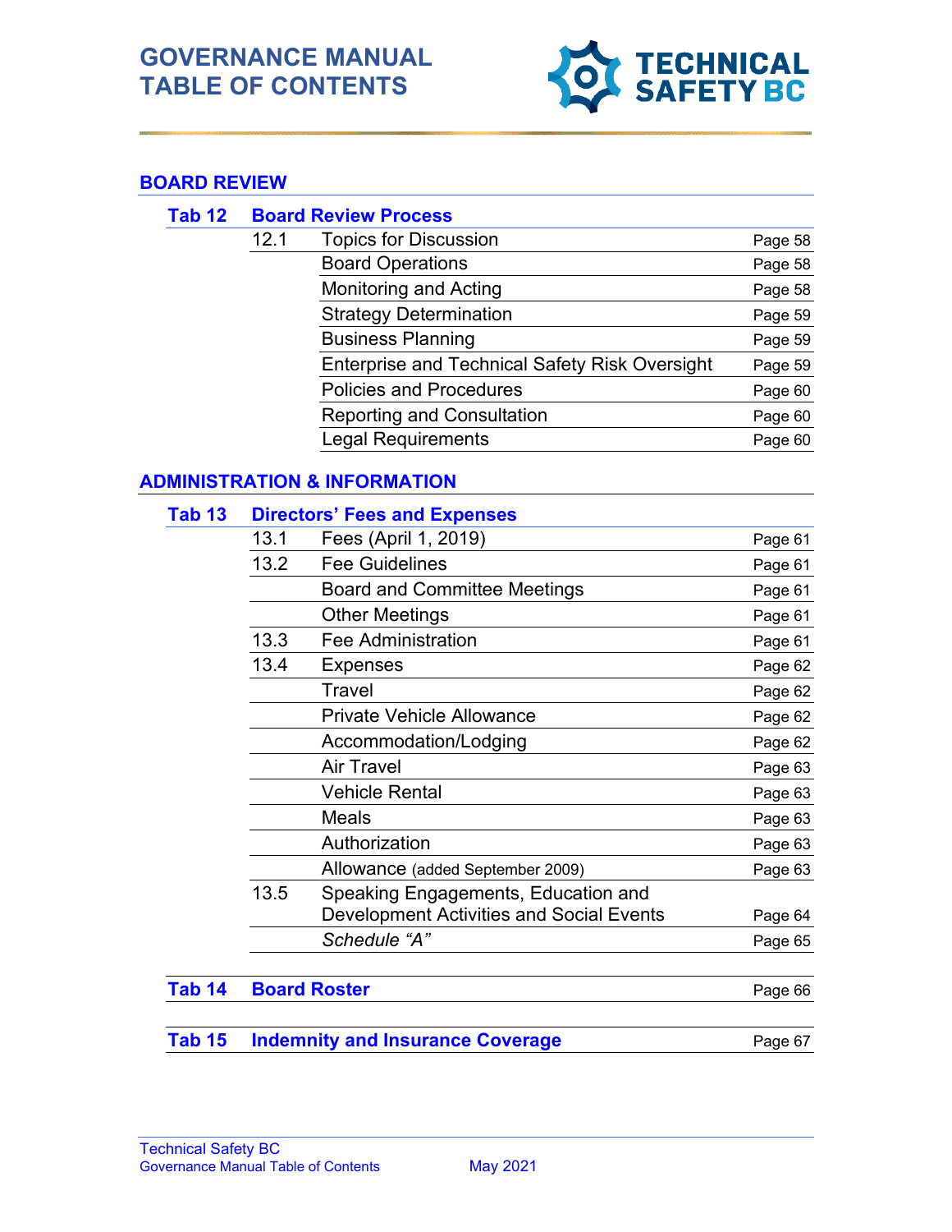# GOVERNANCE MANUAL TABLE OF CONTENTS

## BOARD REVIEW

| | | | |
|---|---|---|---|
| **Tab 12** | **Board Review Process** | | |
| | 12.1 | Topics for Discussion | Page 58 |
| | | Board Operations | Page 58 |
| | | Monitoring and Acting | Page 58 |
| | | Strategy Determination | Page 59 |
| | | Business Planning | Page 59 |
| | | Enterprise and Technical Safety Risk Oversight | Page 59 |
| | | Policies and Procedures | Page 60 |
| | | Reporting and Consultation | Page 60 |
| | | Legal Requirements | Page 60 |

## ADMINISTRATION & INFORMATION

| | | | |
|---|---|---|---|
| **Tab 13** | **Directors' Fees and Expenses** | | |
| | 13.1 | Fees (April 1, 2019) | Page 61 |
| | 13.2 | Fee Guidelines | Page 61 |
| | | Board and Committee Meetings | Page 61 |
| | | Other Meetings | Page 61 |
| | 13.3 | Fee Administration | Page 61 |
| | 13.4 | Expenses | Page 62 |
| | | Travel | Page 62 |
| | | Private Vehicle Allowance | Page 62 |
| | | Accommodation/Lodging | Page 62 |
| | | Air Travel | Page 63 |
| | | Vehicle Rental | Page 63 |
| | | Meals | Page 63 |
| | | Authorization | Page 63 |
| | | Allowance (added September 2009) | Page 63 |
| | 13.5 | Speaking Engagements, Education and Development Activities and Social Events | Page 64 |
| | | *Schedule "A"* | Page 65 |
| **Tab 14** | **Board Roster** | | Page 66 |
| **Tab 15** | **Indemnity and Insurance Coverage** | | Page 67 |

Technical Safety BC
Governance Manual Table of Contents May 2021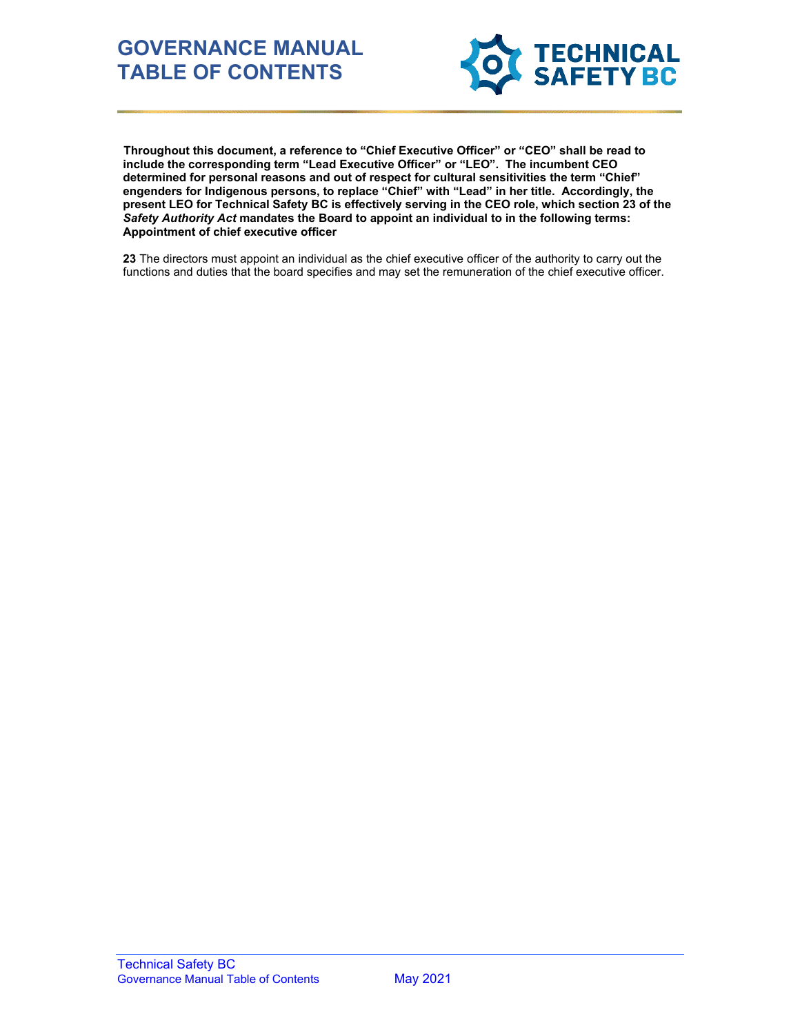**Throughout this document, a reference to "Chief Executive Officer" or "CEO" shall be read to include the corresponding term "Lead Executive Officer" or "LEO". The incumbent CEO determined for personal reasons and out of respect for cultural sensitivities the term "Chief" engenders for Indigenous persons, to replace "Chief" with "Lead" in her title. Accordingly, the present LEO for Technical Safety BC is effectively serving in the CEO role, which section 23 of the *Safety Authority Act* mandates the Board to appoint an individual to in the following terms:**
**Appointment of chief executive officer**

**23** The directors must appoint an individual as the chief executive officer of the authority to carry out the functions and duties that the board specifies and may set the remuneration of the chief executive officer.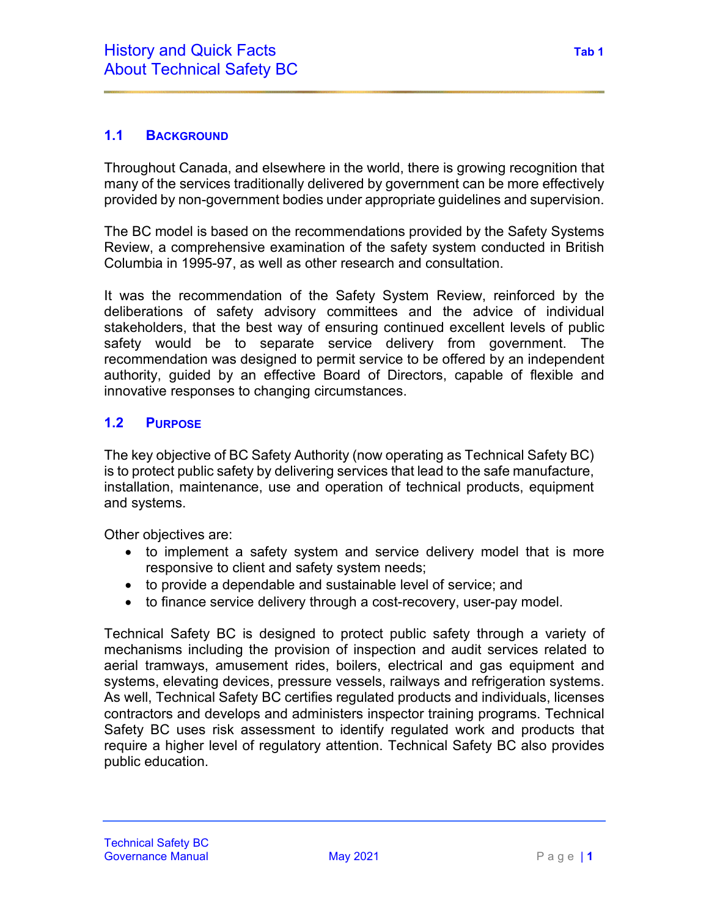# History and Quick Facts About Technical Safety BC

## 1.1 Background

Throughout Canada, and elsewhere in the world, there is growing recognition that many of the services traditionally delivered by government can be more effectively provided by non-government bodies under appropriate guidelines and supervision.

The BC model is based on the recommendations provided by the Safety Systems Review, a comprehensive examination of the safety system conducted in British Columbia in 1995-97, as well as other research and consultation.

It was the recommendation of the Safety System Review, reinforced by the deliberations of safety advisory committees and the advice of individual stakeholders, that the best way of ensuring continued excellent levels of public safety would be to separate service delivery from government. The recommendation was designed to permit service to be offered by an independent authority, guided by an effective Board of Directors, capable of flexible and innovative responses to changing circumstances.

## 1.2 Purpose

The key objective of BC Safety Authority (now operating as Technical Safety BC) is to protect public safety by delivering services that lead to the safe manufacture, installation, maintenance, use and operation of technical products, equipment and systems.

Other objectives are:

- to implement a safety system and service delivery model that is more responsive to client and safety system needs;
- to provide a dependable and sustainable level of service; and
- to finance service delivery through a cost-recovery, user-pay model.

Technical Safety BC is designed to protect public safety through a variety of mechanisms including the provision of inspection and audit services related to aerial tramways, amusement rides, boilers, electrical and gas equipment and systems, elevating devices, pressure vessels, railways and refrigeration systems. As well, Technical Safety BC certifies regulated products and individuals, licenses contractors and develops and administers inspector training programs. Technical Safety BC uses risk assessment to identify regulated work and products that require a higher level of regulatory attention. Technical Safety BC also provides public education.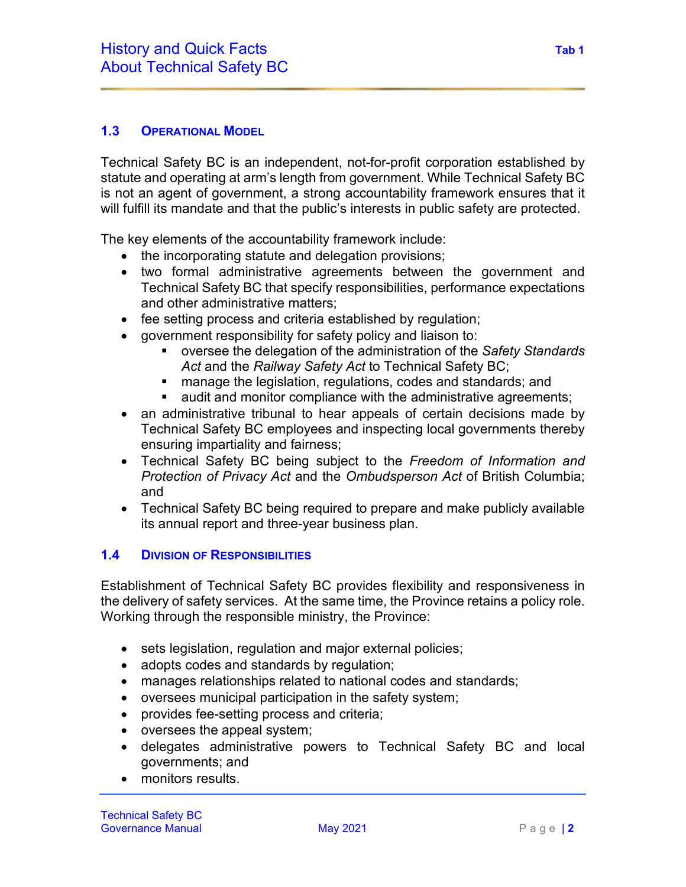## 1.3 Operational Model

Technical Safety BC is an independent, not-for-profit corporation established by statute and operating at arm's length from government. While Technical Safety BC is not an agent of government, a strong accountability framework ensures that it will fulfill its mandate and that the public's interests in public safety are protected.

The key elements of the accountability framework include:

- the incorporating statute and delegation provisions;
- two formal administrative agreements between the government and Technical Safety BC that specify responsibilities, performance expectations and other administrative matters;
- fee setting process and criteria established by regulation;
- government responsibility for safety policy and liaison to:
  - oversee the delegation of the administration of the *Safety Standards Act* and the *Railway Safety Act* to Technical Safety BC;
  - manage the legislation, regulations, codes and standards; and
  - audit and monitor compliance with the administrative agreements;
- an administrative tribunal to hear appeals of certain decisions made by Technical Safety BC employees and inspecting local governments thereby ensuring impartiality and fairness;
- Technical Safety BC being subject to the *Freedom of Information and Protection of Privacy Act* and the *Ombudsperson Act* of British Columbia; and
- Technical Safety BC being required to prepare and make publicly available its annual report and three-year business plan.

## 1.4 Division of Responsibilities

Establishment of Technical Safety BC provides flexibility and responsiveness in the delivery of safety services. At the same time, the Province retains a policy role. Working through the responsible ministry, the Province:

- sets legislation, regulation and major external policies;
- adopts codes and standards by regulation;
- manages relationships related to national codes and standards;
- oversees municipal participation in the safety system;
- provides fee-setting process and criteria;
- oversees the appeal system;
- delegates administrative powers to Technical Safety BC and local governments; and
- monitors results.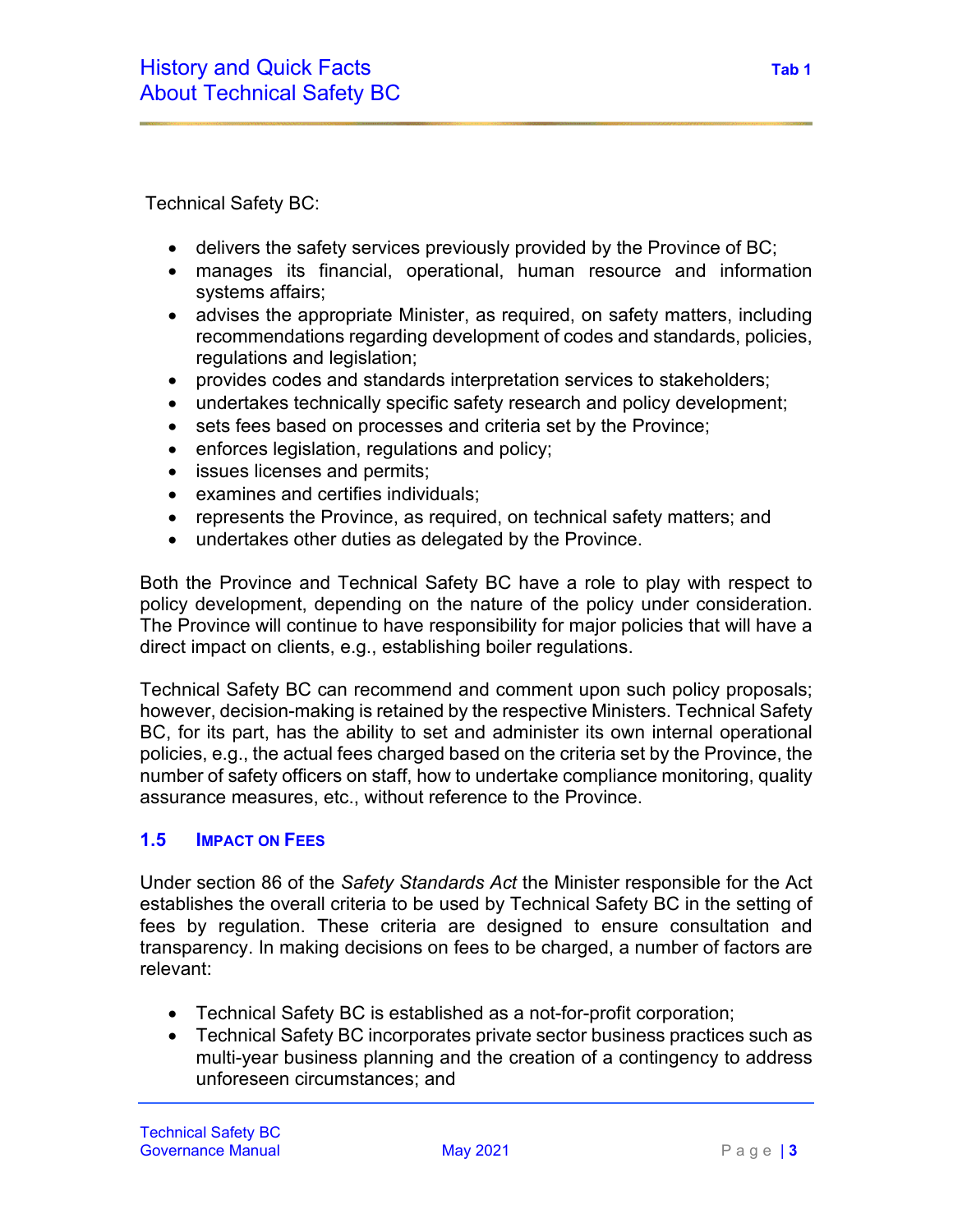Technical Safety BC:

- delivers the safety services previously provided by the Province of BC;
- manages its financial, operational, human resource and information systems affairs;
- advises the appropriate Minister, as required, on safety matters, including recommendations regarding development of codes and standards, policies, regulations and legislation;
- provides codes and standards interpretation services to stakeholders;
- undertakes technically specific safety research and policy development;
- sets fees based on processes and criteria set by the Province;
- enforces legislation, regulations and policy;
- issues licenses and permits;
- examines and certifies individuals;
- represents the Province, as required, on technical safety matters; and
- undertakes other duties as delegated by the Province.

Both the Province and Technical Safety BC have a role to play with respect to policy development, depending on the nature of the policy under consideration. The Province will continue to have responsibility for major policies that will have a direct impact on clients, e.g., establishing boiler regulations.

Technical Safety BC can recommend and comment upon such policy proposals; however, decision-making is retained by the respective Ministers. Technical Safety BC, for its part, has the ability to set and administer its own internal operational policies, e.g., the actual fees charged based on the criteria set by the Province, the number of safety officers on staff, how to undertake compliance monitoring, quality assurance measures, etc., without reference to the Province.

### 1.5 Impact on Fees

Under section 86 of the *Safety Standards Act* the Minister responsible for the Act establishes the overall criteria to be used by Technical Safety BC in the setting of fees by regulation. These criteria are designed to ensure consultation and transparency. In making decisions on fees to be charged, a number of factors are relevant:

- Technical Safety BC is established as a not-for-profit corporation;
- Technical Safety BC incorporates private sector business practices such as multi-year business planning and the creation of a contingency to address unforeseen circumstances; and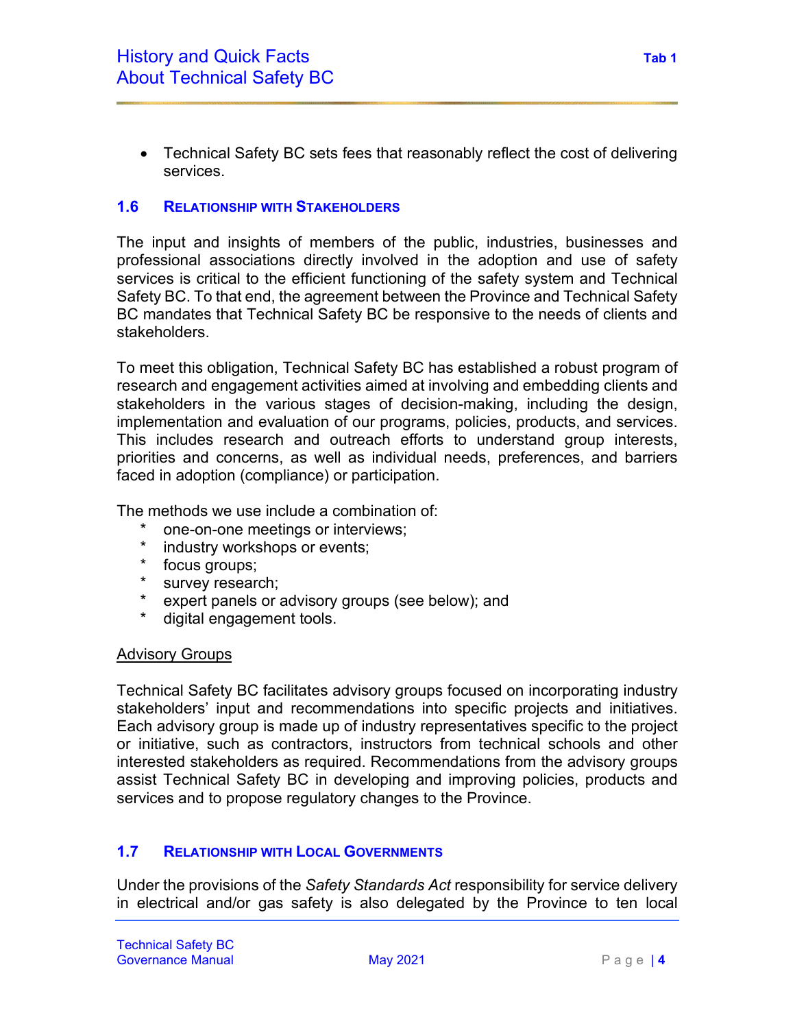- Technical Safety BC sets fees that reasonably reflect the cost of delivering services.

### 1.6 Relationship with Stakeholders

The input and insights of members of the public, industries, businesses and professional associations directly involved in the adoption and use of safety services is critical to the efficient functioning of the safety system and Technical Safety BC. To that end, the agreement between the Province and Technical Safety BC mandates that Technical Safety BC be responsive to the needs of clients and stakeholders.

To meet this obligation, Technical Safety BC has established a robust program of research and engagement activities aimed at involving and embedding clients and stakeholders in the various stages of decision-making, including the design, implementation and evaluation of our programs, policies, products, and services. This includes research and outreach efforts to understand group interests, priorities and concerns, as well as individual needs, preferences, and barriers faced in adoption (compliance) or participation.

The methods we use include a combination of:

- one-on-one meetings or interviews;
- industry workshops or events;
- focus groups;
- survey research;
- expert panels or advisory groups (see below); and
- digital engagement tools.

Advisory Groups

Technical Safety BC facilitates advisory groups focused on incorporating industry stakeholders' input and recommendations into specific projects and initiatives. Each advisory group is made up of industry representatives specific to the project or initiative, such as contractors, instructors from technical schools and other interested stakeholders as required. Recommendations from the advisory groups assist Technical Safety BC in developing and improving policies, products and services and to propose regulatory changes to the Province.

### 1.7 Relationship with Local Governments

Under the provisions of the *Safety Standards Act* responsibility for service delivery in electrical and/or gas safety is also delegated by the Province to ten local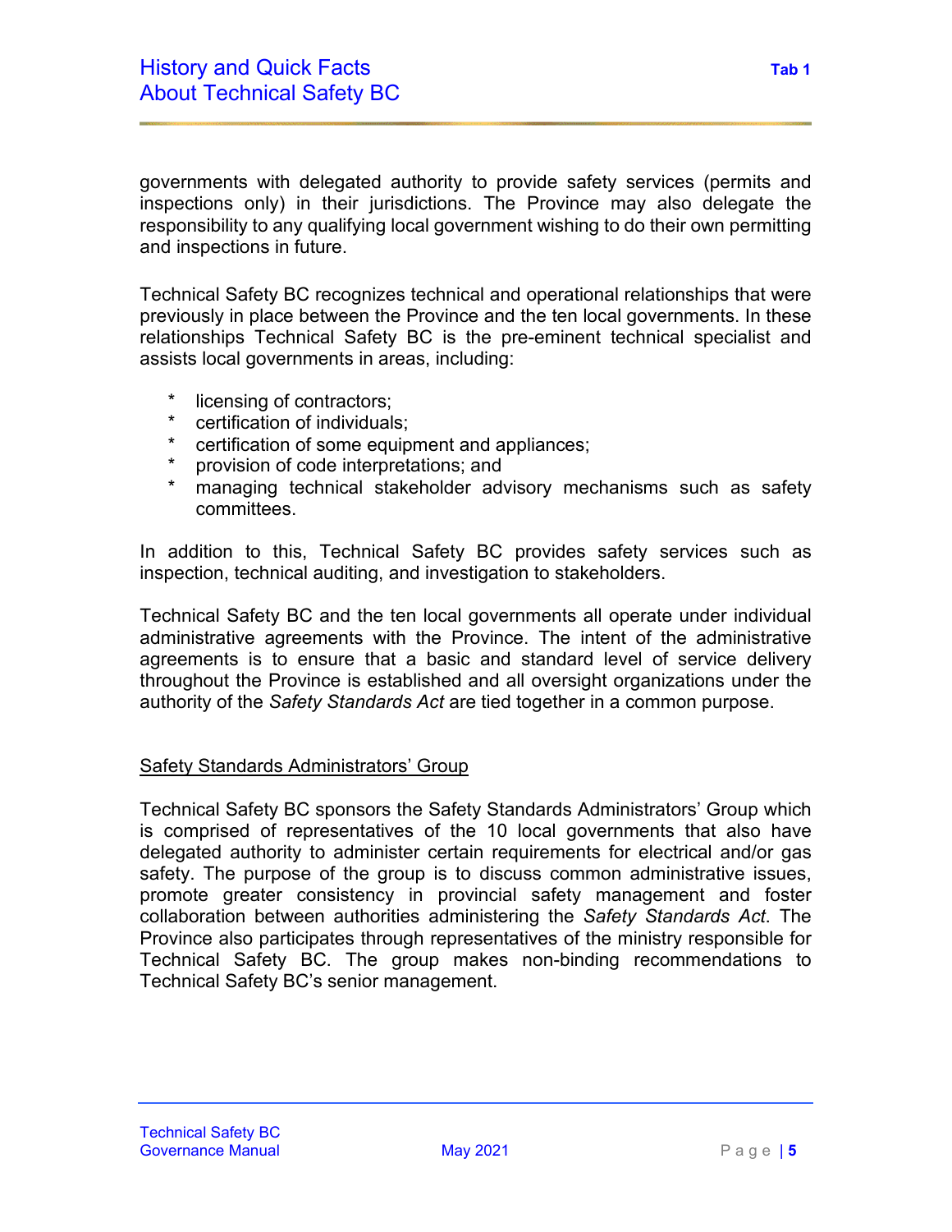governments with delegated authority to provide safety services (permits and inspections only) in their jurisdictions. The Province may also delegate the responsibility to any qualifying local government wishing to do their own permitting and inspections in future.

Technical Safety BC recognizes technical and operational relationships that were previously in place between the Province and the ten local governments. In these relationships Technical Safety BC is the pre-eminent technical specialist and assists local governments in areas, including:

* licensing of contractors;
* certification of individuals;
* certification of some equipment and appliances;
* provision of code interpretations; and
* managing technical stakeholder advisory mechanisms such as safety committees.

In addition to this, Technical Safety BC provides safety services such as inspection, technical auditing, and investigation to stakeholders.

Technical Safety BC and the ten local governments all operate under individual administrative agreements with the Province. The intent of the administrative agreements is to ensure that a basic and standard level of service delivery throughout the Province is established and all oversight organizations under the authority of the *Safety Standards Act* are tied together in a common purpose.

### Safety Standards Administrators' Group

Technical Safety BC sponsors the Safety Standards Administrators' Group which is comprised of representatives of the 10 local governments that also have delegated authority to administer certain requirements for electrical and/or gas safety. The purpose of the group is to discuss common administrative issues, promote greater consistency in provincial safety management and foster collaboration between authorities administering the *Safety Standards Act*. The Province also participates through representatives of the ministry responsible for Technical Safety BC. The group makes non-binding recommendations to Technical Safety BC's senior management.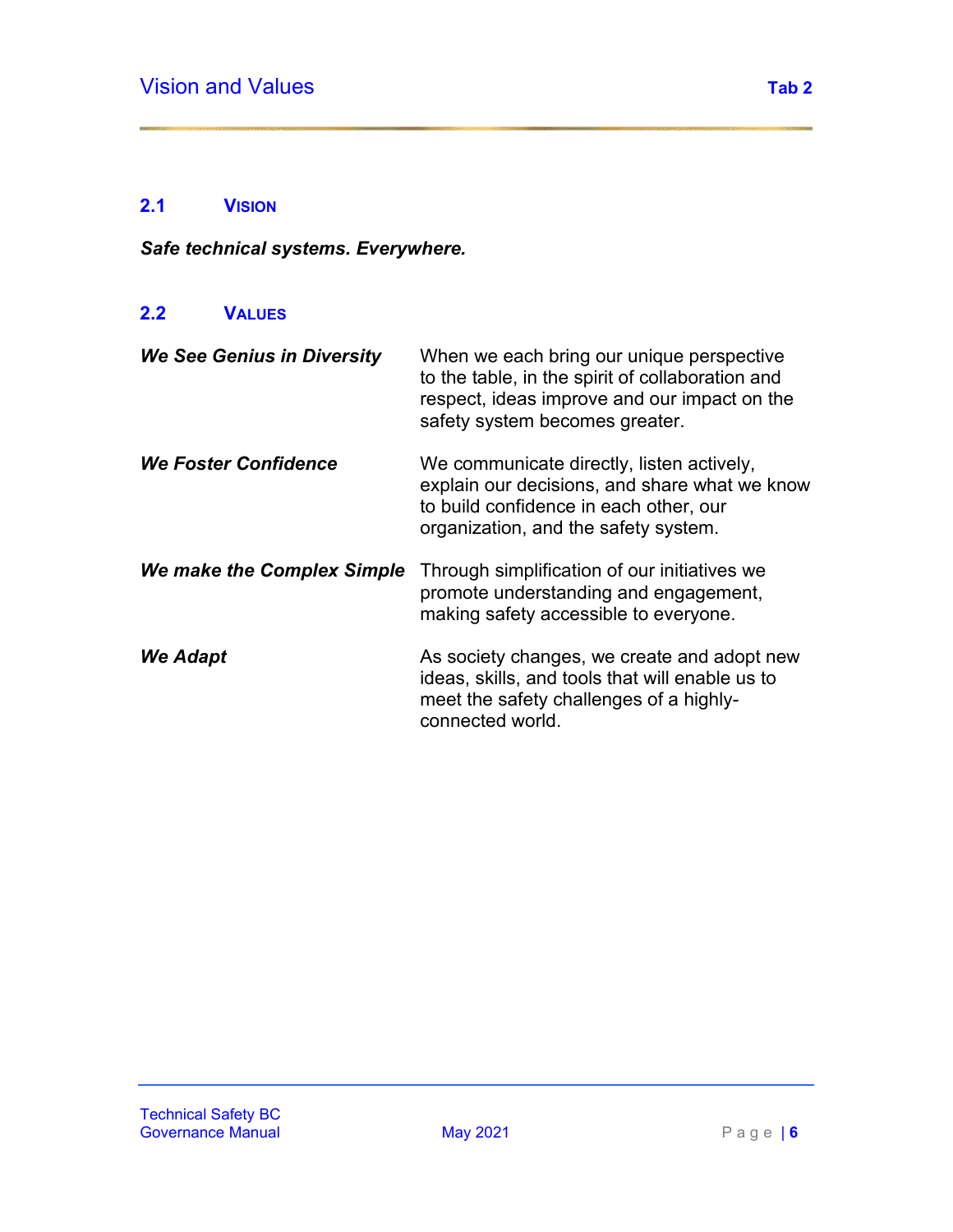# Vision and Values

## 2.1 Vision

***Safe technical systems. Everywhere.***

## 2.2 Values

| | |
|---|---|
| ***We See Genius in Diversity*** | When we each bring our unique perspective to the table, in the spirit of collaboration and respect, ideas improve and our impact on the safety system becomes greater. |
| ***We Foster Confidence*** | We communicate directly, listen actively, explain our decisions, and share what we know to build confidence in each other, our organization, and the safety system. |
| ***We make the Complex Simple*** | Through simplification of our initiatives we promote understanding and engagement, making safety accessible to everyone. |
| ***We Adapt*** | As society changes, we create and adopt new ideas, skills, and tools that will enable us to meet the safety challenges of a highly-connected world. |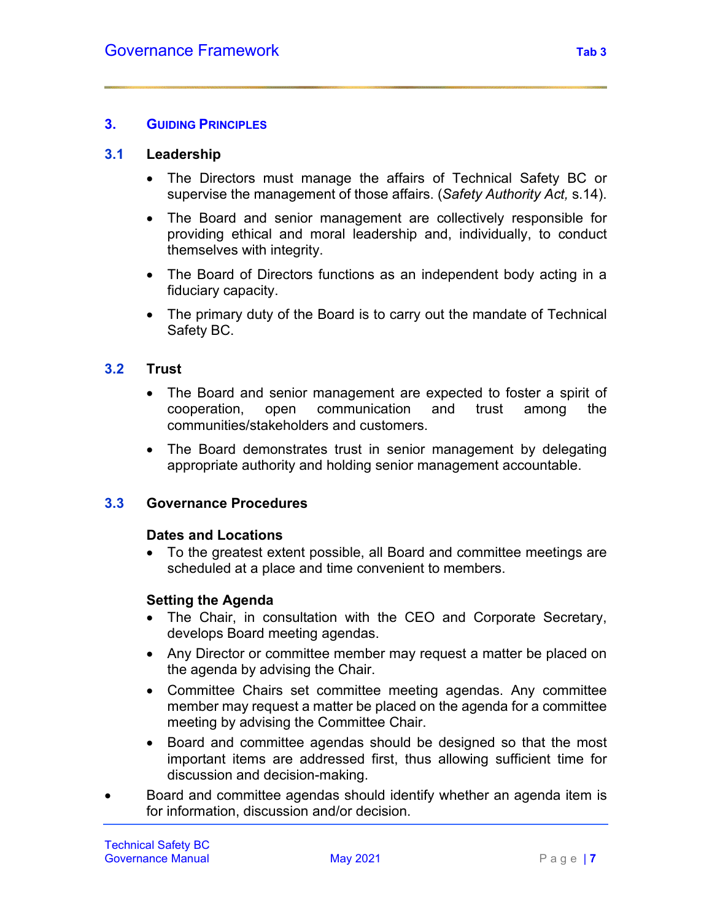## 3. GUIDING PRINCIPLES

### 3.1 Leadership

- The Directors must manage the affairs of Technical Safety BC or supervise the management of those affairs. (*Safety Authority Act,* s.14).
- The Board and senior management are collectively responsible for providing ethical and moral leadership and, individually, to conduct themselves with integrity.
- The Board of Directors functions as an independent body acting in a fiduciary capacity.
- The primary duty of the Board is to carry out the mandate of Technical Safety BC.

### 3.2 Trust

- The Board and senior management are expected to foster a spirit of cooperation, open communication and trust among the communities/stakeholders and customers.
- The Board demonstrates trust in senior management by delegating appropriate authority and holding senior management accountable.

### 3.3 Governance Procedures

**Dates and Locations**

- To the greatest extent possible, all Board and committee meetings are scheduled at a place and time convenient to members.

**Setting the Agenda**

- The Chair, in consultation with the CEO and Corporate Secretary, develops Board meeting agendas.
- Any Director or committee member may request a matter be placed on the agenda by advising the Chair.
- Committee Chairs set committee meeting agendas. Any committee member may request a matter be placed on the agenda for a committee meeting by advising the Committee Chair.
- Board and committee agendas should be designed so that the most important items are addressed first, thus allowing sufficient time for discussion and decision-making.
- Board and committee agendas should identify whether an agenda item is for information, discussion and/or decision.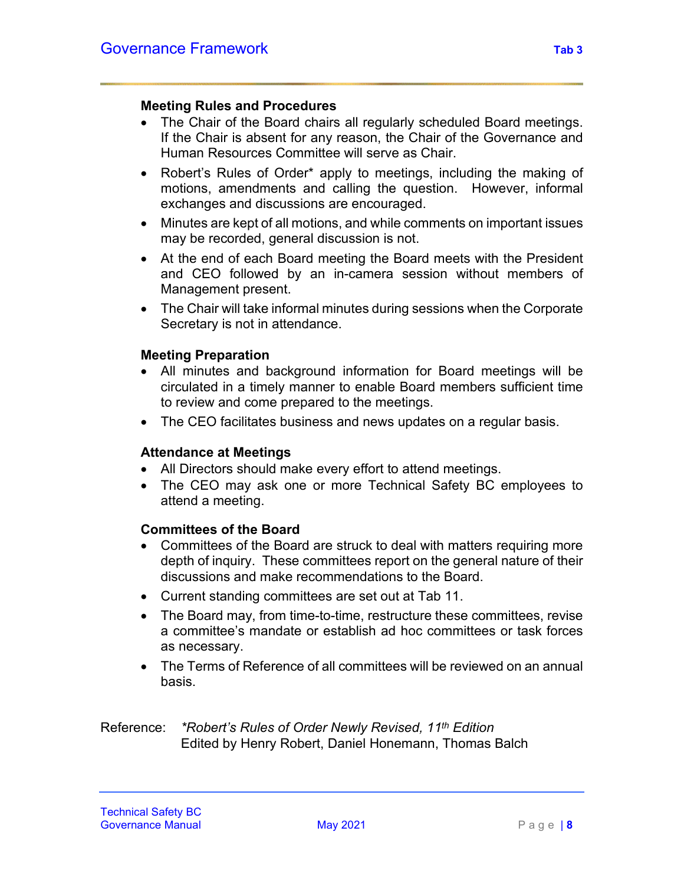### Meeting Rules and Procedures

- The Chair of the Board chairs all regularly scheduled Board meetings. If the Chair is absent for any reason, the Chair of the Governance and Human Resources Committee will serve as Chair.
- Robert's Rules of Order* apply to meetings, including the making of motions, amendments and calling the question. However, informal exchanges and discussions are encouraged.
- Minutes are kept of all motions, and while comments on important issues may be recorded, general discussion is not.
- At the end of each Board meeting the Board meets with the President and CEO followed by an in-camera session without members of Management present.
- The Chair will take informal minutes during sessions when the Corporate Secretary is not in attendance.

### Meeting Preparation

- All minutes and background information for Board meetings will be circulated in a timely manner to enable Board members sufficient time to review and come prepared to the meetings.
- The CEO facilitates business and news updates on a regular basis.

### Attendance at Meetings

- All Directors should make every effort to attend meetings.
- The CEO may ask one or more Technical Safety BC employees to attend a meeting.

### Committees of the Board

- Committees of the Board are struck to deal with matters requiring more depth of inquiry. These committees report on the general nature of their discussions and make recommendations to the Board.
- Current standing committees are set out at Tab 11.
- The Board may, from time-to-time, restructure these committees, revise a committee's mandate or establish ad hoc committees or task forces as necessary.
- The Terms of Reference of all committees will be reviewed on an annual basis.

Reference: *\*Robert's Rules of Order Newly Revised, 11th Edition*
Edited by Henry Robert, Daniel Honemann, Thomas Balch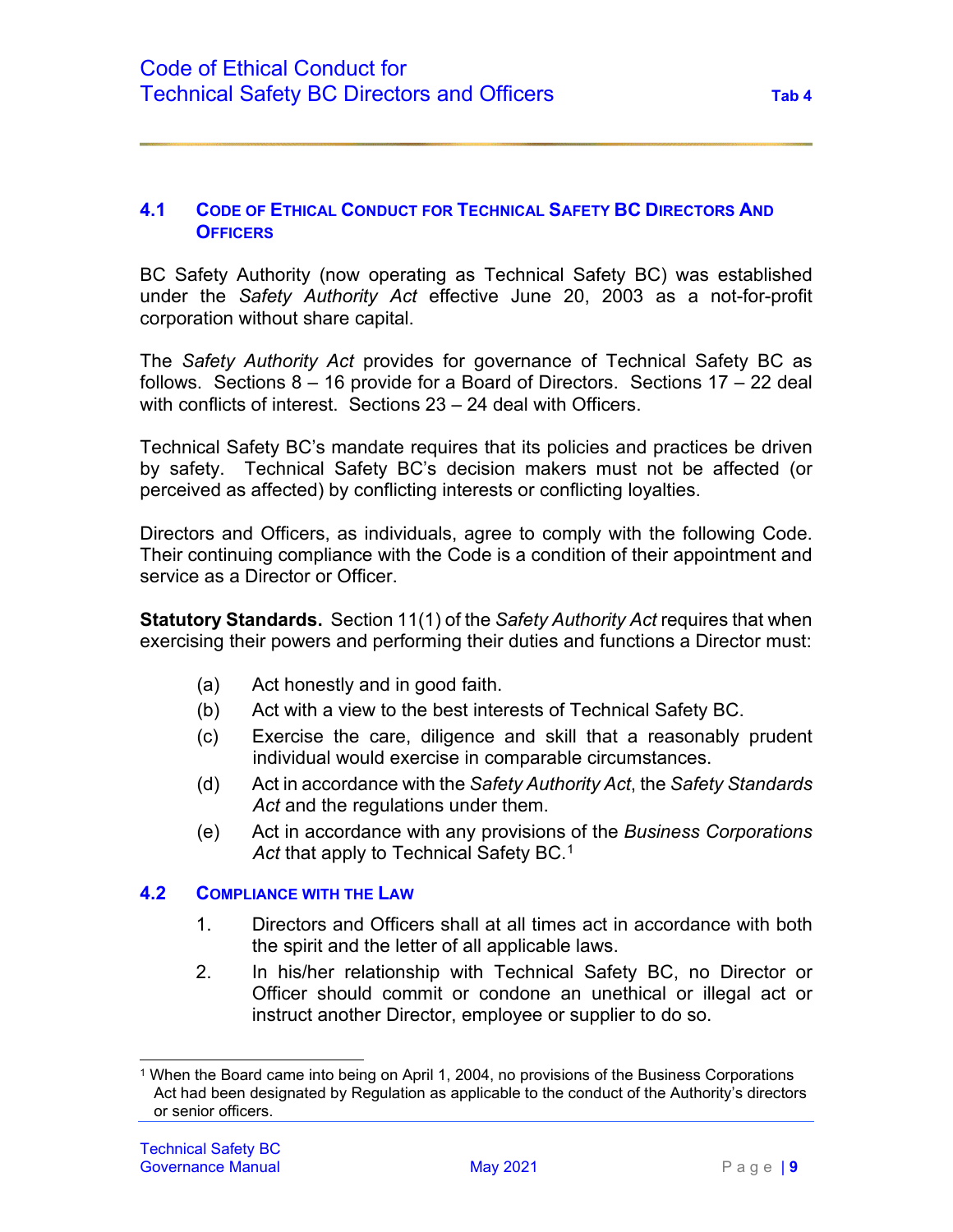## 4.1 CODE OF ETHICAL CONDUCT FOR TECHNICAL SAFETY BC DIRECTORS AND OFFICERS

BC Safety Authority (now operating as Technical Safety BC) was established under the *Safety Authority Act* effective June 20, 2003 as a not-for-profit corporation without share capital.

The *Safety Authority Act* provides for governance of Technical Safety BC as follows. Sections 8 – 16 provide for a Board of Directors. Sections 17 – 22 deal with conflicts of interest. Sections 23 – 24 deal with Officers.

Technical Safety BC's mandate requires that its policies and practices be driven by safety. Technical Safety BC's decision makers must not be affected (or perceived as affected) by conflicting interests or conflicting loyalties.

Directors and Officers, as individuals, agree to comply with the following Code. Their continuing compliance with the Code is a condition of their appointment and service as a Director or Officer.

**Statutory Standards.** Section 11(1) of the *Safety Authority Act* requires that when exercising their powers and performing their duties and functions a Director must:

(a) Act honestly and in good faith.

(b) Act with a view to the best interests of Technical Safety BC.

(c) Exercise the care, diligence and skill that a reasonably prudent individual would exercise in comparable circumstances.

(d) Act in accordance with the *Safety Authority Act*, the *Safety Standards Act* and the regulations under them.

(e) Act in accordance with any provisions of the *Business Corporations Act* that apply to Technical Safety BC.[1]

## 4.2 COMPLIANCE WITH THE LAW

1. Directors and Officers shall at all times act in accordance with both the spirit and the letter of all applicable laws.
2. In his/her relationship with Technical Safety BC, no Director or Officer should commit or condone an unethical or illegal act or instruct another Director, employee or supplier to do so.

[1] When the Board came into being on April 1, 2004, no provisions of the Business Corporations Act had been designated by Regulation as applicable to the conduct of the Authority's directors or senior officers.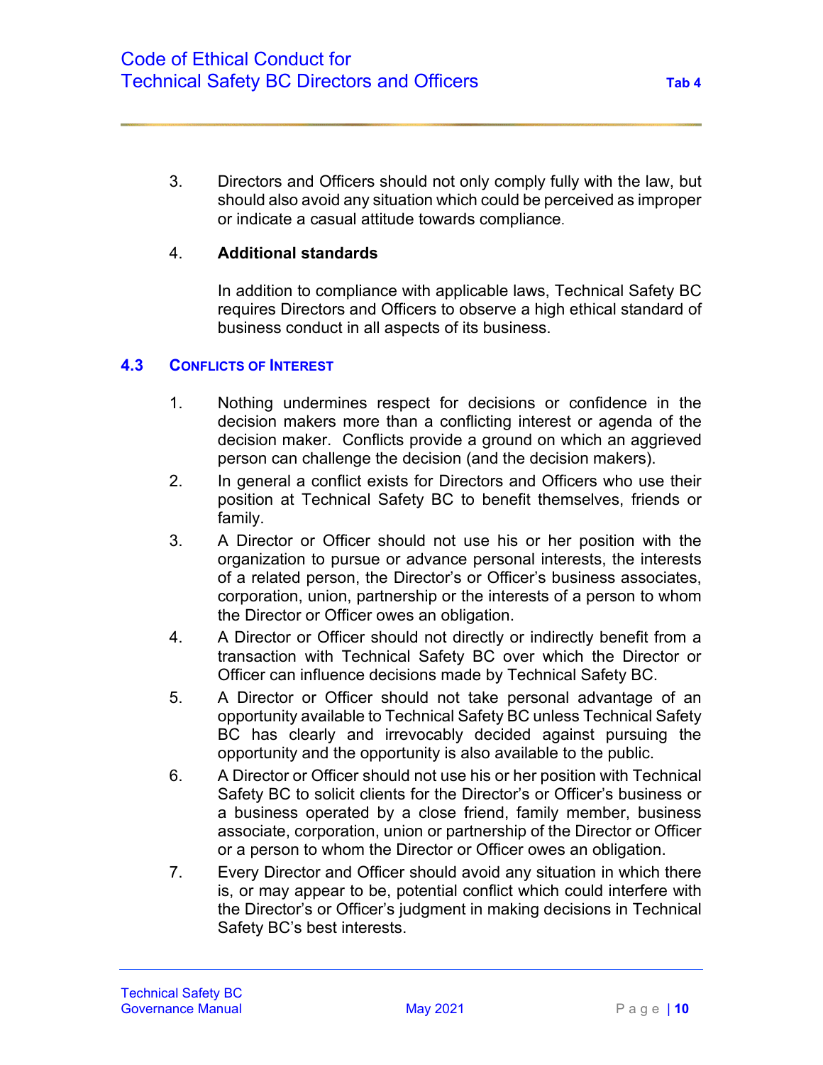3. Directors and Officers should not only comply fully with the law, but should also avoid any situation which could be perceived as improper or indicate a casual attitude towards compliance.

4. **Additional standards**

   In addition to compliance with applicable laws, Technical Safety BC requires Directors and Officers to observe a high ethical standard of business conduct in all aspects of its business.

### 4.3 CONFLICTS OF INTEREST

1. Nothing undermines respect for decisions or confidence in the decision makers more than a conflicting interest or agenda of the decision maker. Conflicts provide a ground on which an aggrieved person can challenge the decision (and the decision makers).
2. In general a conflict exists for Directors and Officers who use their position at Technical Safety BC to benefit themselves, friends or family.
3. A Director or Officer should not use his or her position with the organization to pursue or advance personal interests, the interests of a related person, the Director's or Officer's business associates, corporation, union, partnership or the interests of a person to whom the Director or Officer owes an obligation.
4. A Director or Officer should not directly or indirectly benefit from a transaction with Technical Safety BC over which the Director or Officer can influence decisions made by Technical Safety BC.
5. A Director or Officer should not take personal advantage of an opportunity available to Technical Safety BC unless Technical Safety BC has clearly and irrevocably decided against pursuing the opportunity and the opportunity is also available to the public.
6. A Director or Officer should not use his or her position with Technical Safety BC to solicit clients for the Director's or Officer's business or a business operated by a close friend, family member, business associate, corporation, union or partnership of the Director or Officer or a person to whom the Director or Officer owes an obligation.
7. Every Director and Officer should avoid any situation in which there is, or may appear to be, potential conflict which could interfere with the Director's or Officer's judgment in making decisions in Technical Safety BC's best interests.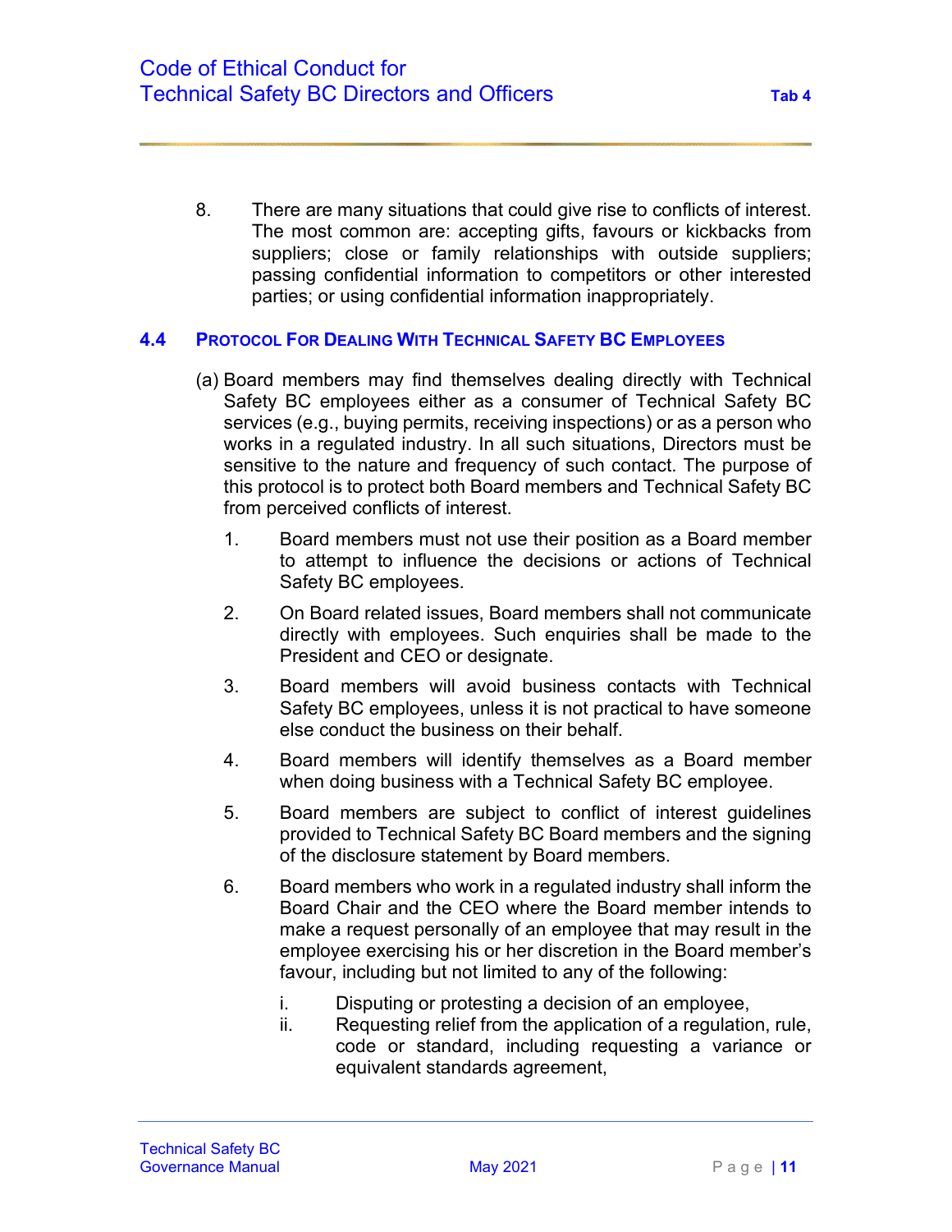8. There are many situations that could give rise to conflicts of interest. The most common are: accepting gifts, favours or kickbacks from suppliers; close or family relationships with outside suppliers; passing confidential information to competitors or other interested parties; or using confidential information inappropriately.

### 4.4 PROTOCOL FOR DEALING WITH TECHNICAL SAFETY BC EMPLOYEES

(a) Board members may find themselves dealing directly with Technical Safety BC employees either as a consumer of Technical Safety BC services (e.g., buying permits, receiving inspections) or as a person who works in a regulated industry. In all such situations, Directors must be sensitive to the nature and frequency of such contact. The purpose of this protocol is to protect both Board members and Technical Safety BC from perceived conflicts of interest.

1. Board members must not use their position as a Board member to attempt to influence the decisions or actions of Technical Safety BC employees.
2. On Board related issues, Board members shall not communicate directly with employees. Such enquiries shall be made to the President and CEO or designate.
3. Board members will avoid business contacts with Technical Safety BC employees, unless it is not practical to have someone else conduct the business on their behalf.
4. Board members will identify themselves as a Board member when doing business with a Technical Safety BC employee.
5. Board members are subject to conflict of interest guidelines provided to Technical Safety BC Board members and the signing of the disclosure statement by Board members.
6. Board members who work in a regulated industry shall inform the Board Chair and the CEO where the Board member intends to make a request personally of an employee that may result in the employee exercising his or her discretion in the Board member's favour, including but not limited to any of the following:

   i. Disputing or protesting a decision of an employee,
   ii. Requesting relief from the application of a regulation, rule, code or standard, including requesting a variance or equivalent standards agreement,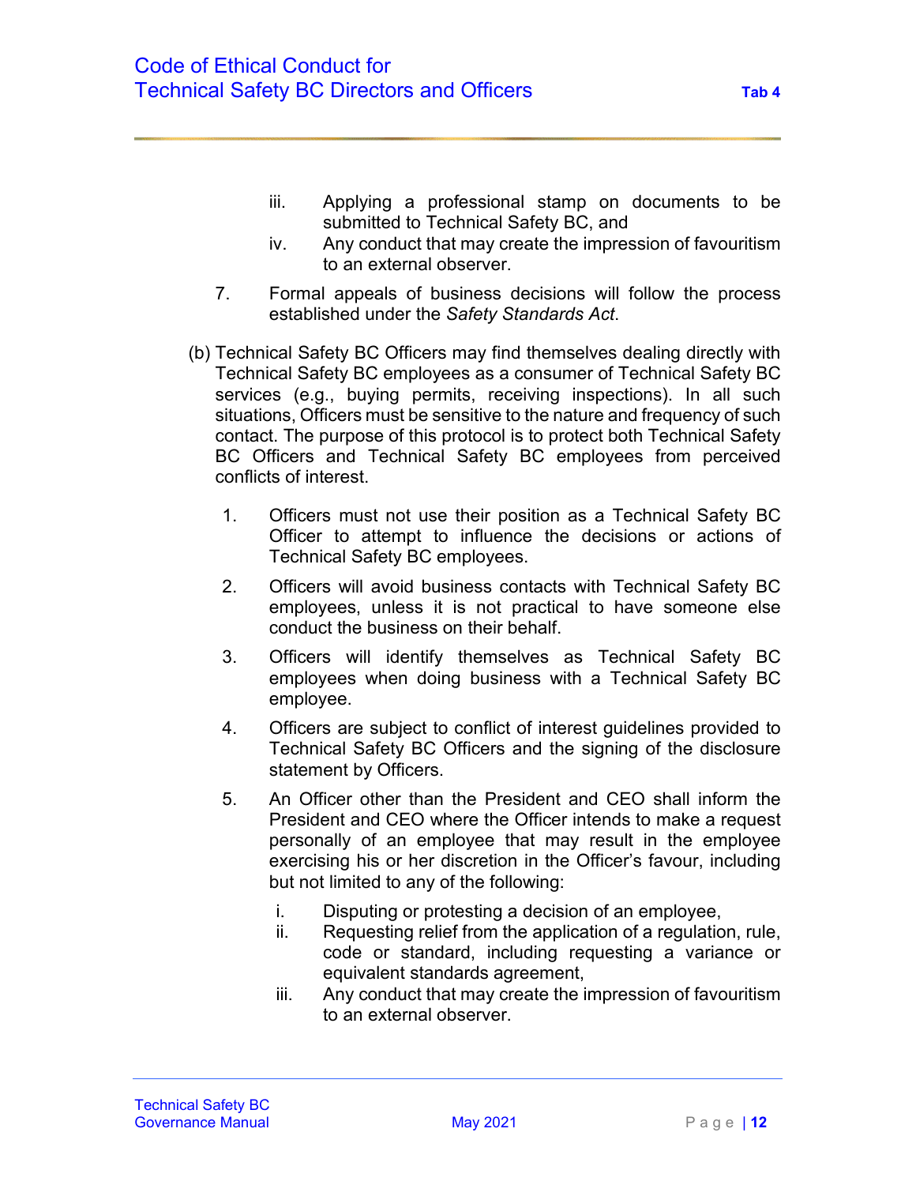iii. Applying a professional stamp on documents to be submitted to Technical Safety BC, and

iv. Any conduct that may create the impression of favouritism to an external observer.

7. Formal appeals of business decisions will follow the process established under the *Safety Standards Act*.

(b) Technical Safety BC Officers may find themselves dealing directly with Technical Safety BC employees as a consumer of Technical Safety BC services (e.g., buying permits, receiving inspections). In all such situations, Officers must be sensitive to the nature and frequency of such contact. The purpose of this protocol is to protect both Technical Safety BC Officers and Technical Safety BC employees from perceived conflicts of interest.

1. Officers must not use their position as a Technical Safety BC Officer to attempt to influence the decisions or actions of Technical Safety BC employees.

2. Officers will avoid business contacts with Technical Safety BC employees, unless it is not practical to have someone else conduct the business on their behalf.

3. Officers will identify themselves as Technical Safety BC employees when doing business with a Technical Safety BC employee.

4. Officers are subject to conflict of interest guidelines provided to Technical Safety BC Officers and the signing of the disclosure statement by Officers.

5. An Officer other than the President and CEO shall inform the President and CEO where the Officer intends to make a request personally of an employee that may result in the employee exercising his or her discretion in the Officer's favour, including but not limited to any of the following:

   i. Disputing or protesting a decision of an employee,

   ii. Requesting relief from the application of a regulation, rule, code or standard, including requesting a variance or equivalent standards agreement,

   iii. Any conduct that may create the impression of favouritism to an external observer.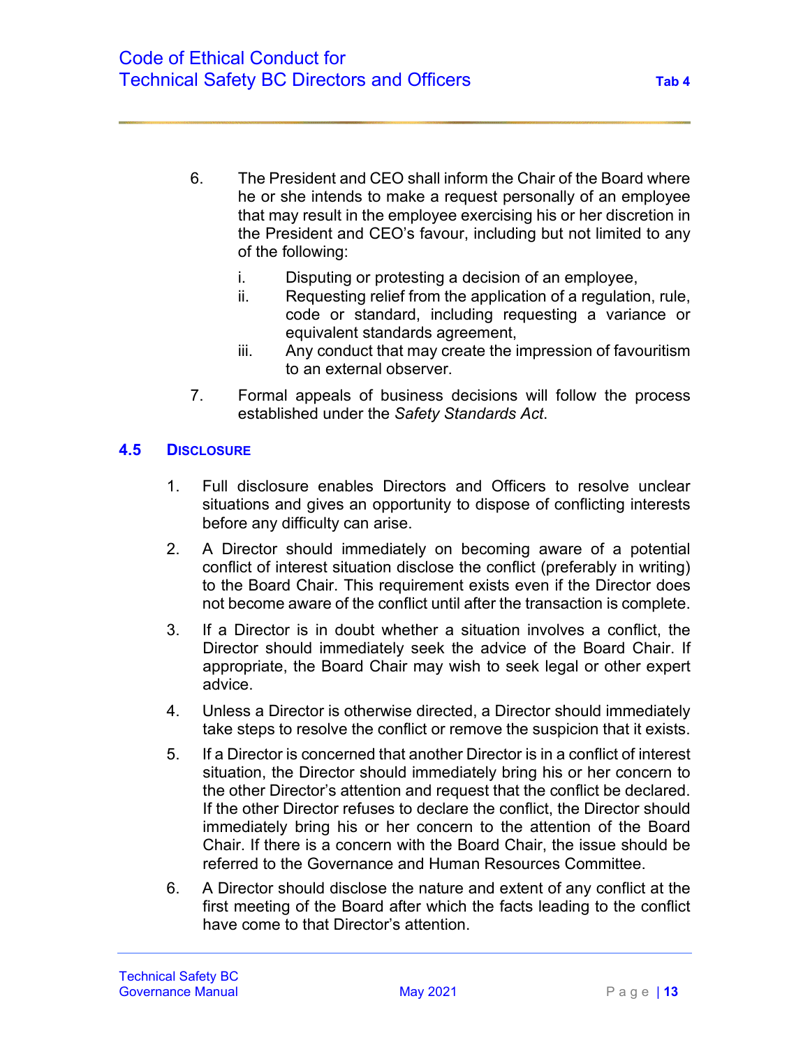6. The President and CEO shall inform the Chair of the Board where he or she intends to make a request personally of an employee that may result in the employee exercising his or her discretion in the President and CEO's favour, including but not limited to any of the following:

   i. Disputing or protesting a decision of an employee,
   ii. Requesting relief from the application of a regulation, rule, code or standard, including requesting a variance or equivalent standards agreement,
   iii. Any conduct that may create the impression of favouritism to an external observer.

7. Formal appeals of business decisions will follow the process established under the *Safety Standards Act*.

## 4.5 Disclosure

1. Full disclosure enables Directors and Officers to resolve unclear situations and gives an opportunity to dispose of conflicting interests before any difficulty can arise.

2. A Director should immediately on becoming aware of a potential conflict of interest situation disclose the conflict (preferably in writing) to the Board Chair. This requirement exists even if the Director does not become aware of the conflict until after the transaction is complete.

3. If a Director is in doubt whether a situation involves a conflict, the Director should immediately seek the advice of the Board Chair. If appropriate, the Board Chair may wish to seek legal or other expert advice.

4. Unless a Director is otherwise directed, a Director should immediately take steps to resolve the conflict or remove the suspicion that it exists.

5. If a Director is concerned that another Director is in a conflict of interest situation, the Director should immediately bring his or her concern to the other Director's attention and request that the conflict be declared. If the other Director refuses to declare the conflict, the Director should immediately bring his or her concern to the attention of the Board Chair. If there is a concern with the Board Chair, the issue should be referred to the Governance and Human Resources Committee.

6. A Director should disclose the nature and extent of any conflict at the first meeting of the Board after which the facts leading to the conflict have come to that Director's attention.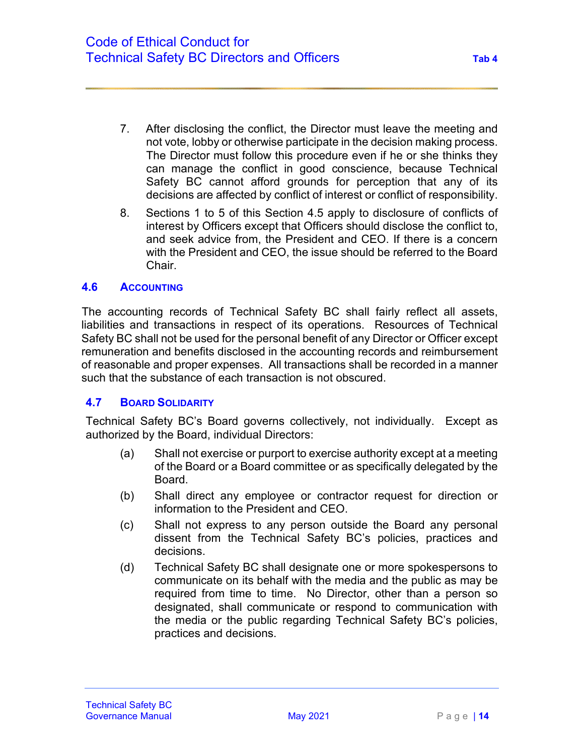7. After disclosing the conflict, the Director must leave the meeting and not vote, lobby or otherwise participate in the decision making process. The Director must follow this procedure even if he or she thinks they can manage the conflict in good conscience, because Technical Safety BC cannot afford grounds for perception that any of its decisions are affected by conflict of interest or conflict of responsibility.

8. Sections 1 to 5 of this Section 4.5 apply to disclosure of conflicts of interest by Officers except that Officers should disclose the conflict to, and seek advice from, the President and CEO. If there is a concern with the President and CEO, the issue should be referred to the Board Chair.

### 4.6 Accounting

The accounting records of Technical Safety BC shall fairly reflect all assets, liabilities and transactions in respect of its operations. Resources of Technical Safety BC shall not be used for the personal benefit of any Director or Officer except remuneration and benefits disclosed in the accounting records and reimbursement of reasonable and proper expenses. All transactions shall be recorded in a manner such that the substance of each transaction is not obscured.

### 4.7 Board Solidarity

Technical Safety BC's Board governs collectively, not individually. Except as authorized by the Board, individual Directors:

(a) Shall not exercise or purport to exercise authority except at a meeting of the Board or a Board committee or as specifically delegated by the Board.

(b) Shall direct any employee or contractor request for direction or information to the President and CEO.

(c) Shall not express to any person outside the Board any personal dissent from the Technical Safety BC's policies, practices and decisions.

(d) Technical Safety BC shall designate one or more spokespersons to communicate on its behalf with the media and the public as may be required from time to time. No Director, other than a person so designated, shall communicate or respond to communication with the media or the public regarding Technical Safety BC's policies, practices and decisions.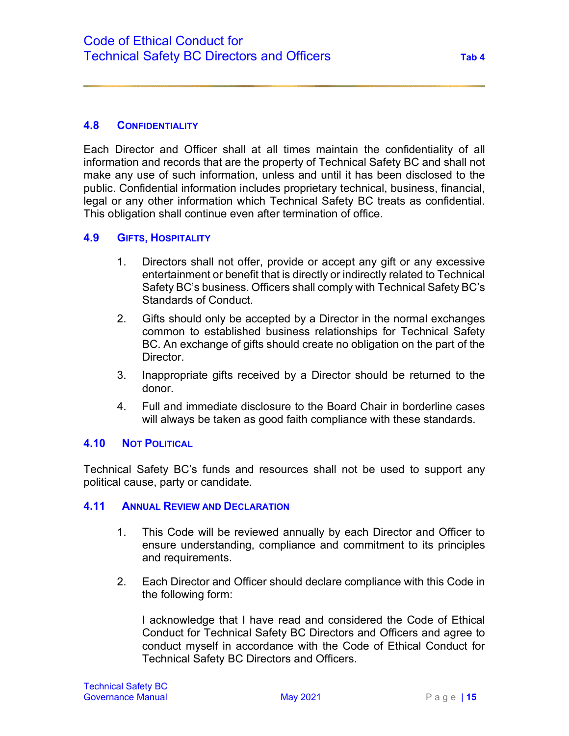### 4.8 Confidentiality

Each Director and Officer shall at all times maintain the confidentiality of all information and records that are the property of Technical Safety BC and shall not make any use of such information, unless and until it has been disclosed to the public. Confidential information includes proprietary technical, business, financial, legal or any other information which Technical Safety BC treats as confidential. This obligation shall continue even after termination of office.

### 4.9 Gifts, Hospitality

1. Directors shall not offer, provide or accept any gift or any excessive entertainment or benefit that is directly or indirectly related to Technical Safety BC's business. Officers shall comply with Technical Safety BC's Standards of Conduct.
2. Gifts should only be accepted by a Director in the normal exchanges common to established business relationships for Technical Safety BC. An exchange of gifts should create no obligation on the part of the Director.
3. Inappropriate gifts received by a Director should be returned to the donor.
4. Full and immediate disclosure to the Board Chair in borderline cases will always be taken as good faith compliance with these standards.

### 4.10 Not Political

Technical Safety BC's funds and resources shall not be used to support any political cause, party or candidate.

### 4.11 Annual Review and Declaration

1. This Code will be reviewed annually by each Director and Officer to ensure understanding, compliance and commitment to its principles and requirements.
2. Each Director and Officer should declare compliance with this Code in the following form:

   I acknowledge that I have read and considered the Code of Ethical Conduct for Technical Safety BC Directors and Officers and agree to conduct myself in accordance with the Code of Ethical Conduct for Technical Safety BC Directors and Officers.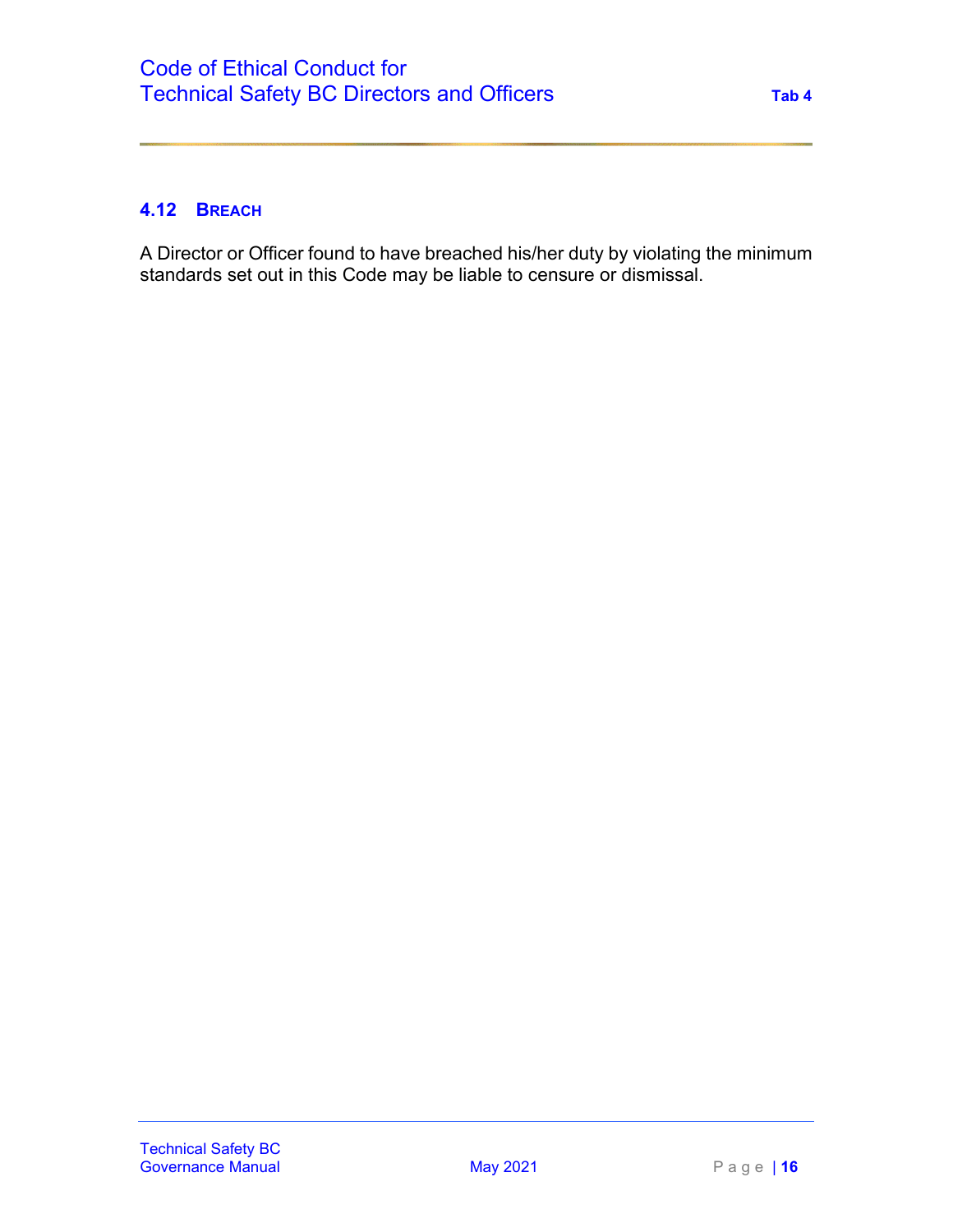### 4.12 Breach

A Director or Officer found to have breached his/her duty by violating the minimum standards set out in this Code may be liable to censure or dismissal.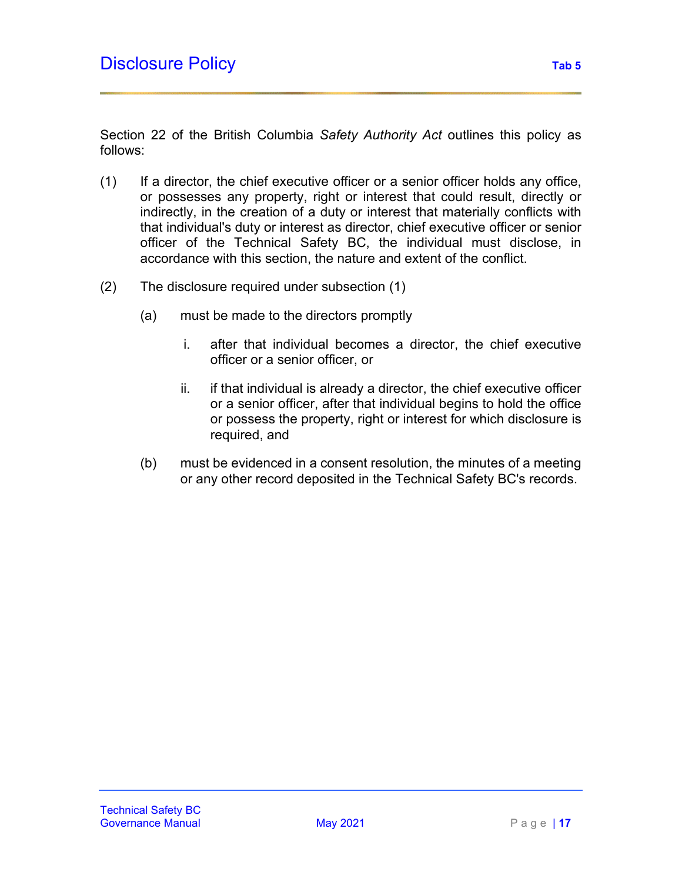# Disclosure Policy

Section 22 of the British Columbia *Safety Authority Act* outlines this policy as follows:

(1) If a director, the chief executive officer or a senior officer holds any office, or possesses any property, right or interest that could result, directly or indirectly, in the creation of a duty or interest that materially conflicts with that individual's duty or interest as director, chief executive officer or senior officer of the Technical Safety BC, the individual must disclose, in accordance with this section, the nature and extent of the conflict.

(2) The disclosure required under subsection (1)

  (a) must be made to the directors promptly

    i. after that individual becomes a director, the chief executive officer or a senior officer, or

    ii. if that individual is already a director, the chief executive officer or a senior officer, after that individual begins to hold the office or possess the property, right or interest for which disclosure is required, and

  (b) must be evidenced in a consent resolution, the minutes of a meeting or any other record deposited in the Technical Safety BC's records.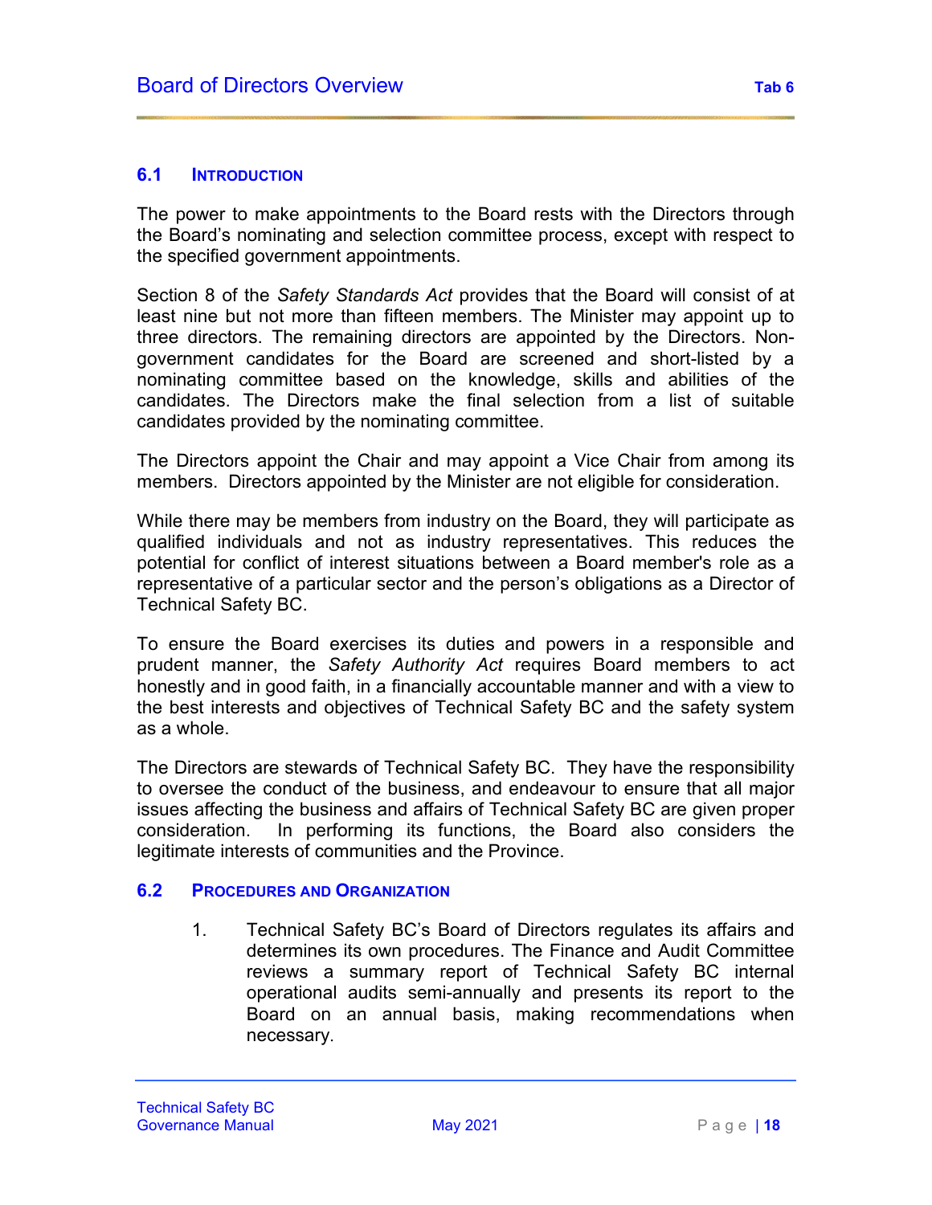# Board of Directors Overview

## 6.1 Introduction

The power to make appointments to the Board rests with the Directors through the Board's nominating and selection committee process, except with respect to the specified government appointments.

Section 8 of the *Safety Standards Act* provides that the Board will consist of at least nine but not more than fifteen members. The Minister may appoint up to three directors. The remaining directors are appointed by the Directors. Non-government candidates for the Board are screened and short-listed by a nominating committee based on the knowledge, skills and abilities of the candidates. The Directors make the final selection from a list of suitable candidates provided by the nominating committee.

The Directors appoint the Chair and may appoint a Vice Chair from among its members. Directors appointed by the Minister are not eligible for consideration.

While there may be members from industry on the Board, they will participate as qualified individuals and not as industry representatives. This reduces the potential for conflict of interest situations between a Board member's role as a representative of a particular sector and the person's obligations as a Director of Technical Safety BC.

To ensure the Board exercises its duties and powers in a responsible and prudent manner, the *Safety Authority Act* requires Board members to act honestly and in good faith, in a financially accountable manner and with a view to the best interests and objectives of Technical Safety BC and the safety system as a whole.

The Directors are stewards of Technical Safety BC. They have the responsibility to oversee the conduct of the business, and endeavour to ensure that all major issues affecting the business and affairs of Technical Safety BC are given proper consideration. In performing its functions, the Board also considers the legitimate interests of communities and the Province.

## 6.2 Procedures and Organization

1. Technical Safety BC's Board of Directors regulates its affairs and determines its own procedures. The Finance and Audit Committee reviews a summary report of Technical Safety BC internal operational audits semi-annually and presents its report to the Board on an annual basis, making recommendations when necessary.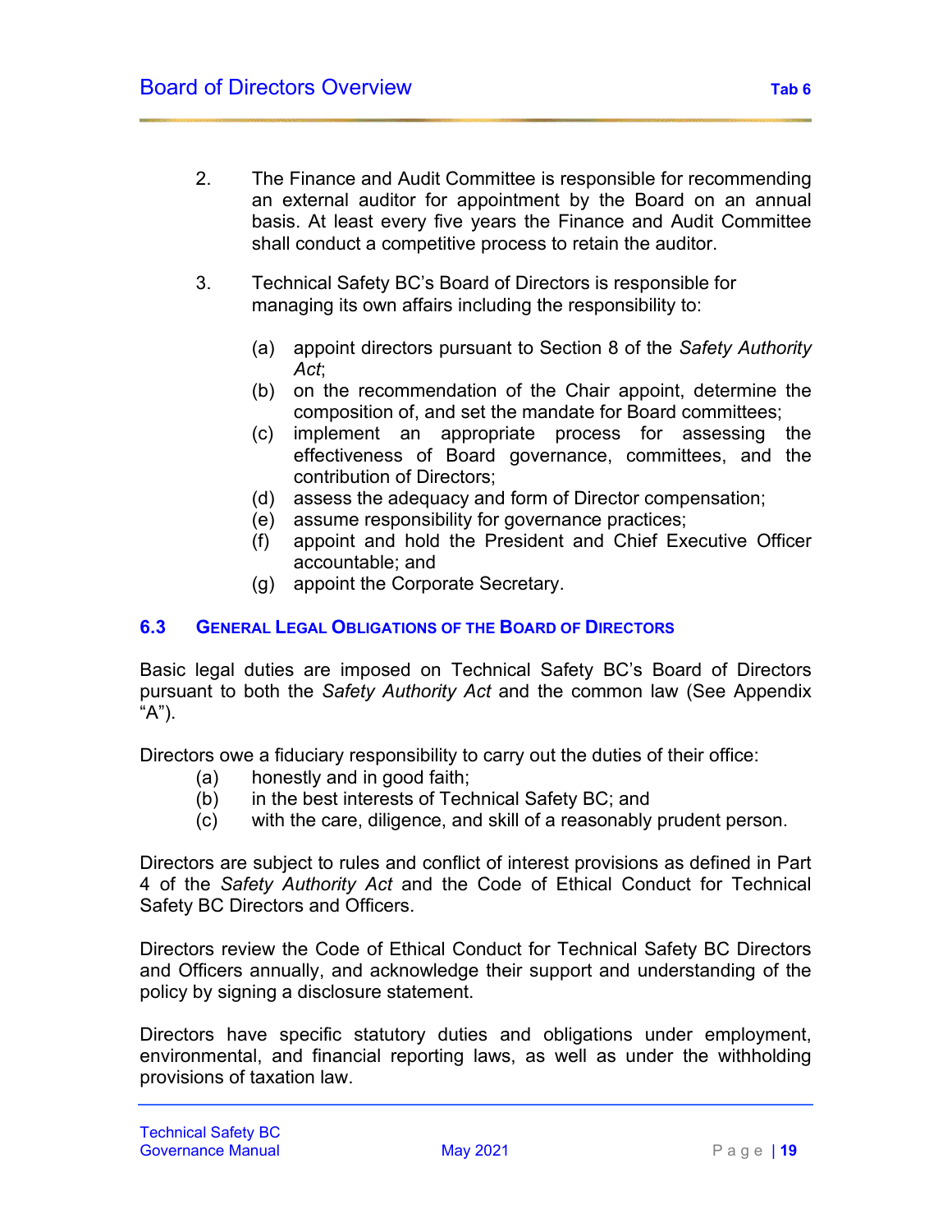2. The Finance and Audit Committee is responsible for recommending an external auditor for appointment by the Board on an annual basis. At least every five years the Finance and Audit Committee shall conduct a competitive process to retain the auditor.

3. Technical Safety BC's Board of Directors is responsible for managing its own affairs including the responsibility to:

   (a) appoint directors pursuant to Section 8 of the *Safety Authority Act*;
   (b) on the recommendation of the Chair appoint, determine the composition of, and set the mandate for Board committees;
   (c) implement an appropriate process for assessing the effectiveness of Board governance, committees, and the contribution of Directors;
   (d) assess the adequacy and form of Director compensation;
   (e) assume responsibility for governance practices;
   (f) appoint and hold the President and Chief Executive Officer accountable; and
   (g) appoint the Corporate Secretary.

### 6.3 GENERAL LEGAL OBLIGATIONS OF THE BOARD OF DIRECTORS

Basic legal duties are imposed on Technical Safety BC's Board of Directors pursuant to both the *Safety Authority Act* and the common law (See Appendix "A").

Directors owe a fiduciary responsibility to carry out the duties of their office:

(a) honestly and in good faith;
(b) in the best interests of Technical Safety BC; and
(c) with the care, diligence, and skill of a reasonably prudent person.

Directors are subject to rules and conflict of interest provisions as defined in Part 4 of the *Safety Authority Act* and the Code of Ethical Conduct for Technical Safety BC Directors and Officers.

Directors review the Code of Ethical Conduct for Technical Safety BC Directors and Officers annually, and acknowledge their support and understanding of the policy by signing a disclosure statement.

Directors have specific statutory duties and obligations under employment, environmental, and financial reporting laws, as well as under the withholding provisions of taxation law.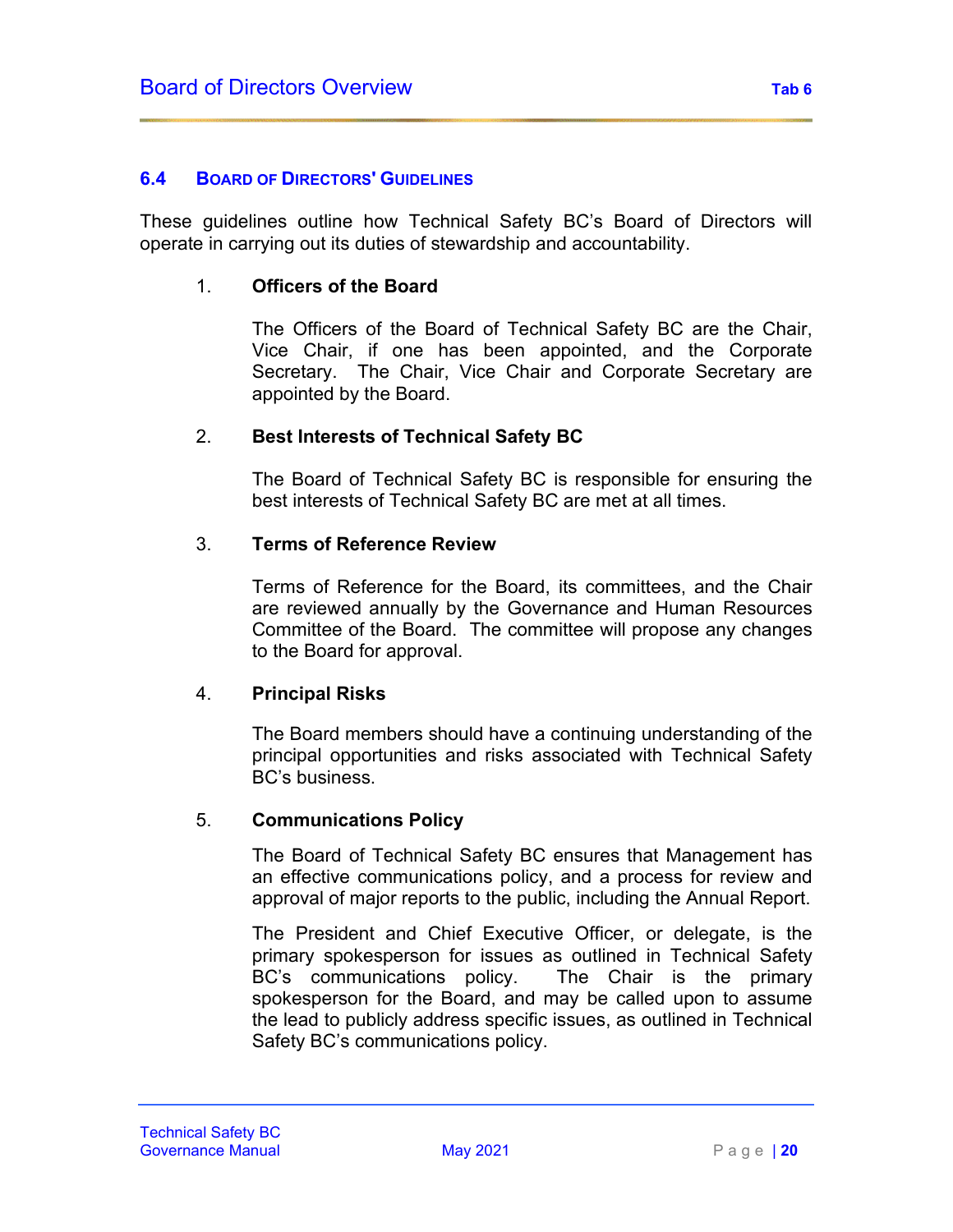## 6.4 Board of Directors' Guidelines

These guidelines outline how Technical Safety BC's Board of Directors will operate in carrying out its duties of stewardship and accountability.

1. **Officers of the Board**

   The Officers of the Board of Technical Safety BC are the Chair, Vice Chair, if one has been appointed, and the Corporate Secretary. The Chair, Vice Chair and Corporate Secretary are appointed by the Board.

2. **Best Interests of Technical Safety BC**

   The Board of Technical Safety BC is responsible for ensuring the best interests of Technical Safety BC are met at all times.

3. **Terms of Reference Review**

   Terms of Reference for the Board, its committees, and the Chair are reviewed annually by the Governance and Human Resources Committee of the Board. The committee will propose any changes to the Board for approval.

4. **Principal Risks**

   The Board members should have a continuing understanding of the principal opportunities and risks associated with Technical Safety BC's business.

5. **Communications Policy**

   The Board of Technical Safety BC ensures that Management has an effective communications policy, and a process for review and approval of major reports to the public, including the Annual Report.

   The President and Chief Executive Officer, or delegate, is the primary spokesperson for issues as outlined in Technical Safety BC's communications policy. The Chair is the primary spokesperson for the Board, and may be called upon to assume the lead to publicly address specific issues, as outlined in Technical Safety BC's communications policy.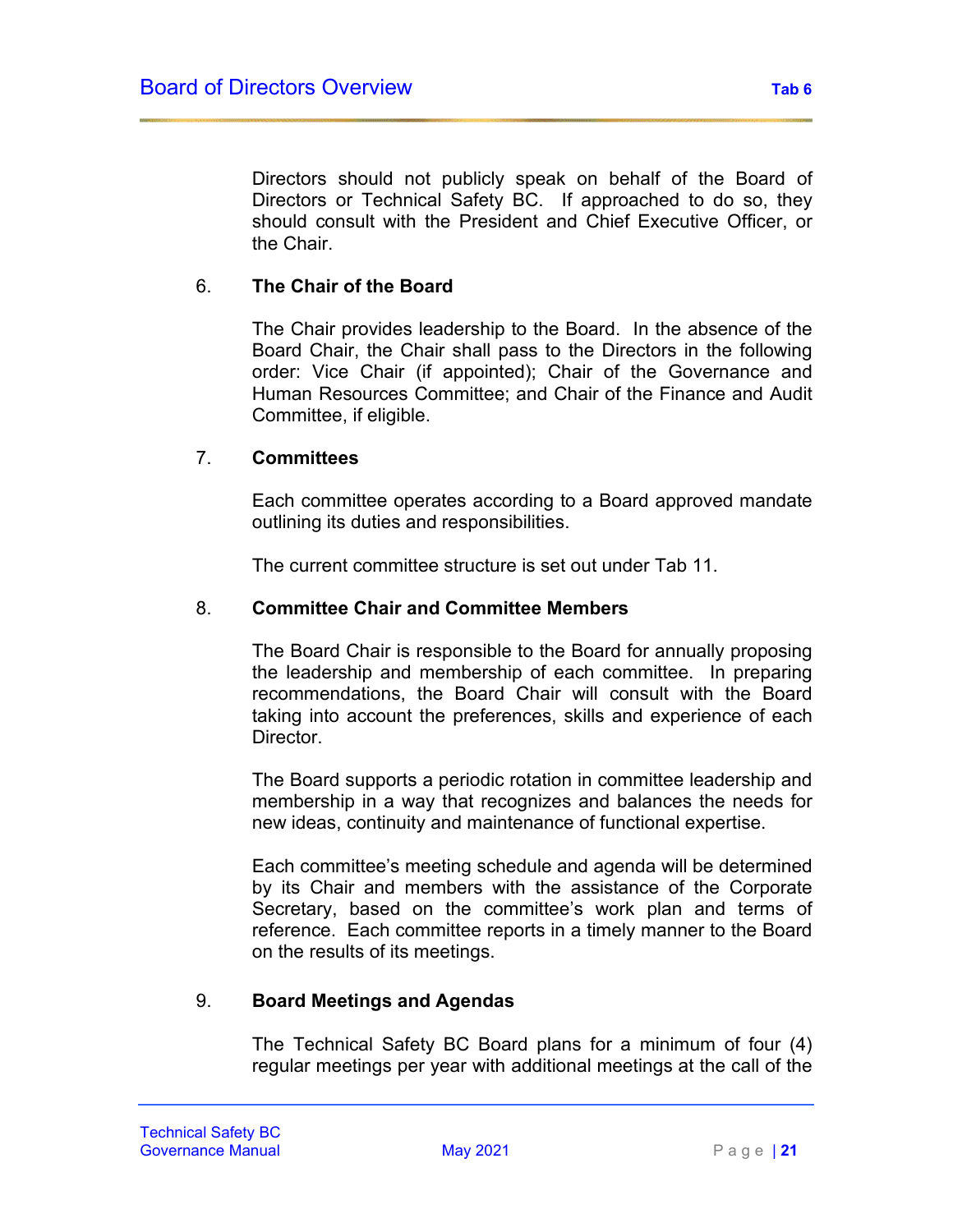Directors should not publicly speak on behalf of the Board of Directors or Technical Safety BC. If approached to do so, they should consult with the President and Chief Executive Officer, or the Chair.

6. **The Chair of the Board**

The Chair provides leadership to the Board. In the absence of the Board Chair, the Chair shall pass to the Directors in the following order: Vice Chair (if appointed); Chair of the Governance and Human Resources Committee; and Chair of the Finance and Audit Committee, if eligible.

7. **Committees**

Each committee operates according to a Board approved mandate outlining its duties and responsibilities.

The current committee structure is set out under Tab 11.

8. **Committee Chair and Committee Members**

The Board Chair is responsible to the Board for annually proposing the leadership and membership of each committee. In preparing recommendations, the Board Chair will consult with the Board taking into account the preferences, skills and experience of each Director.

The Board supports a periodic rotation in committee leadership and membership in a way that recognizes and balances the needs for new ideas, continuity and maintenance of functional expertise.

Each committee's meeting schedule and agenda will be determined by its Chair and members with the assistance of the Corporate Secretary, based on the committee's work plan and terms of reference. Each committee reports in a timely manner to the Board on the results of its meetings.

9. **Board Meetings and Agendas**

The Technical Safety BC Board plans for a minimum of four (4) regular meetings per year with additional meetings at the call of the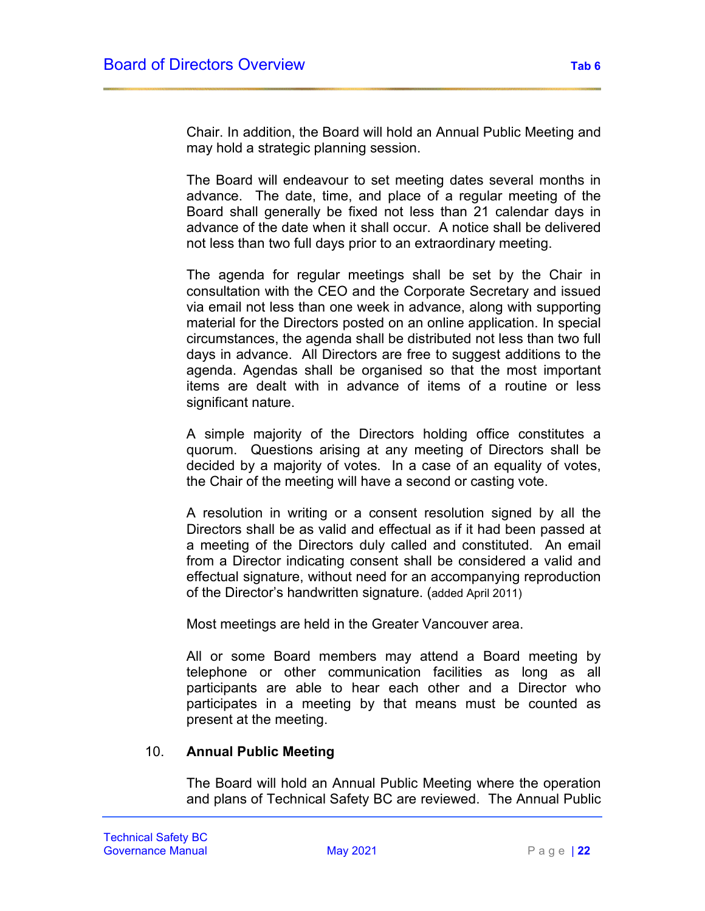Chair. In addition, the Board will hold an Annual Public Meeting and may hold a strategic planning session.

The Board will endeavour to set meeting dates several months in advance. The date, time, and place of a regular meeting of the Board shall generally be fixed not less than 21 calendar days in advance of the date when it shall occur. A notice shall be delivered not less than two full days prior to an extraordinary meeting.

The agenda for regular meetings shall be set by the Chair in consultation with the CEO and the Corporate Secretary and issued via email not less than one week in advance, along with supporting material for the Directors posted on an online application. In special circumstances, the agenda shall be distributed not less than two full days in advance. All Directors are free to suggest additions to the agenda. Agendas shall be organised so that the most important items are dealt with in advance of items of a routine or less significant nature.

A simple majority of the Directors holding office constitutes a quorum. Questions arising at any meeting of Directors shall be decided by a majority of votes. In a case of an equality of votes, the Chair of the meeting will have a second or casting vote.

A resolution in writing or a consent resolution signed by all the Directors shall be as valid and effectual as if it had been passed at a meeting of the Directors duly called and constituted. An email from a Director indicating consent shall be considered a valid and effectual signature, without need for an accompanying reproduction of the Director's handwritten signature. (added April 2011)

Most meetings are held in the Greater Vancouver area.

All or some Board members may attend a Board meeting by telephone or other communication facilities as long as all participants are able to hear each other and a Director who participates in a meeting by that means must be counted as present at the meeting.

## 10. Annual Public Meeting

The Board will hold an Annual Public Meeting where the operation and plans of Technical Safety BC are reviewed. The Annual Public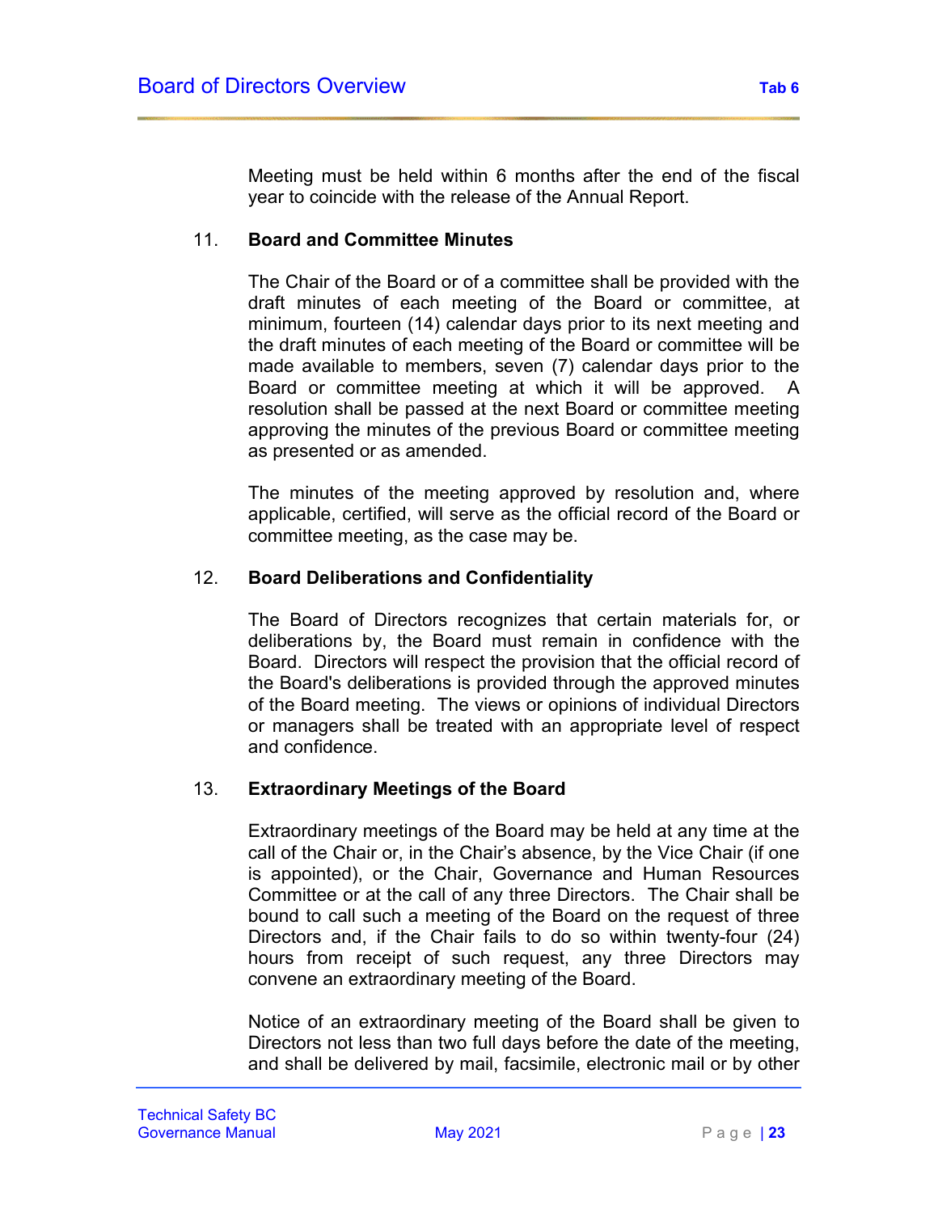Meeting must be held within 6 months after the end of the fiscal year to coincide with the release of the Annual Report.

11. **Board and Committee Minutes**

The Chair of the Board or of a committee shall be provided with the draft minutes of each meeting of the Board or committee, at minimum, fourteen (14) calendar days prior to its next meeting and the draft minutes of each meeting of the Board or committee will be made available to members, seven (7) calendar days prior to the Board or committee meeting at which it will be approved. A resolution shall be passed at the next Board or committee meeting approving the minutes of the previous Board or committee meeting as presented or as amended.

The minutes of the meeting approved by resolution and, where applicable, certified, will serve as the official record of the Board or committee meeting, as the case may be.

12. **Board Deliberations and Confidentiality**

The Board of Directors recognizes that certain materials for, or deliberations by, the Board must remain in confidence with the Board. Directors will respect the provision that the official record of the Board's deliberations is provided through the approved minutes of the Board meeting. The views or opinions of individual Directors or managers shall be treated with an appropriate level of respect and confidence.

13. **Extraordinary Meetings of the Board**

Extraordinary meetings of the Board may be held at any time at the call of the Chair or, in the Chair's absence, by the Vice Chair (if one is appointed), or the Chair, Governance and Human Resources Committee or at the call of any three Directors. The Chair shall be bound to call such a meeting of the Board on the request of three Directors and, if the Chair fails to do so within twenty-four (24) hours from receipt of such request, any three Directors may convene an extraordinary meeting of the Board.

Notice of an extraordinary meeting of the Board shall be given to Directors not less than two full days before the date of the meeting, and shall be delivered by mail, facsimile, electronic mail or by other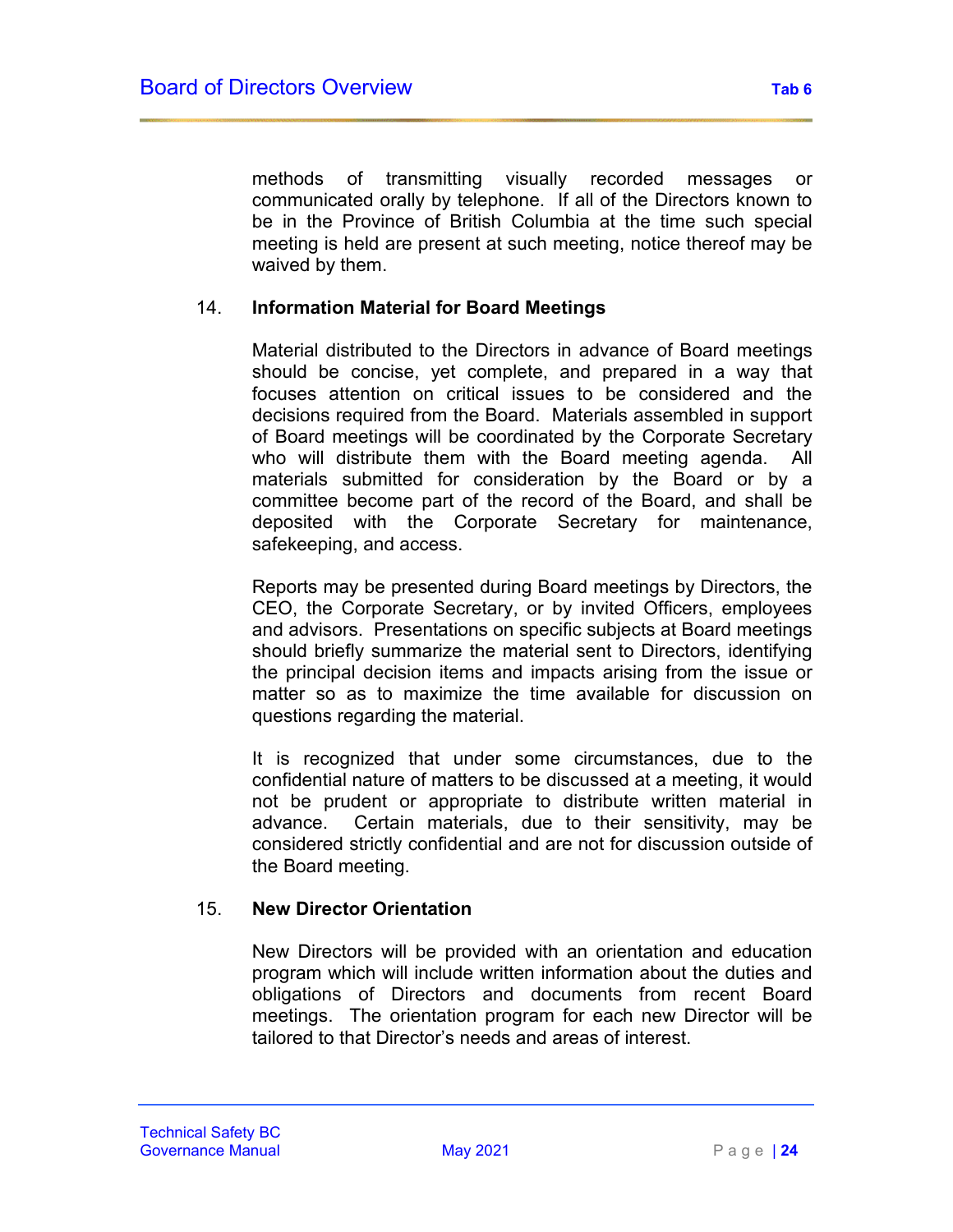methods of transmitting visually recorded messages or communicated orally by telephone. If all of the Directors known to be in the Province of British Columbia at the time such special meeting is held are present at such meeting, notice thereof may be waived by them.

14. **Information Material for Board Meetings**

Material distributed to the Directors in advance of Board meetings should be concise, yet complete, and prepared in a way that focuses attention on critical issues to be considered and the decisions required from the Board. Materials assembled in support of Board meetings will be coordinated by the Corporate Secretary who will distribute them with the Board meeting agenda. All materials submitted for consideration by the Board or by a committee become part of the record of the Board, and shall be deposited with the Corporate Secretary for maintenance, safekeeping, and access.

Reports may be presented during Board meetings by Directors, the CEO, the Corporate Secretary, or by invited Officers, employees and advisors. Presentations on specific subjects at Board meetings should briefly summarize the material sent to Directors, identifying the principal decision items and impacts arising from the issue or matter so as to maximize the time available for discussion on questions regarding the material.

It is recognized that under some circumstances, due to the confidential nature of matters to be discussed at a meeting, it would not be prudent or appropriate to distribute written material in advance. Certain materials, due to their sensitivity, may be considered strictly confidential and are not for discussion outside of the Board meeting.

15. **New Director Orientation**

New Directors will be provided with an orientation and education program which will include written information about the duties and obligations of Directors and documents from recent Board meetings. The orientation program for each new Director will be tailored to that Director's needs and areas of interest.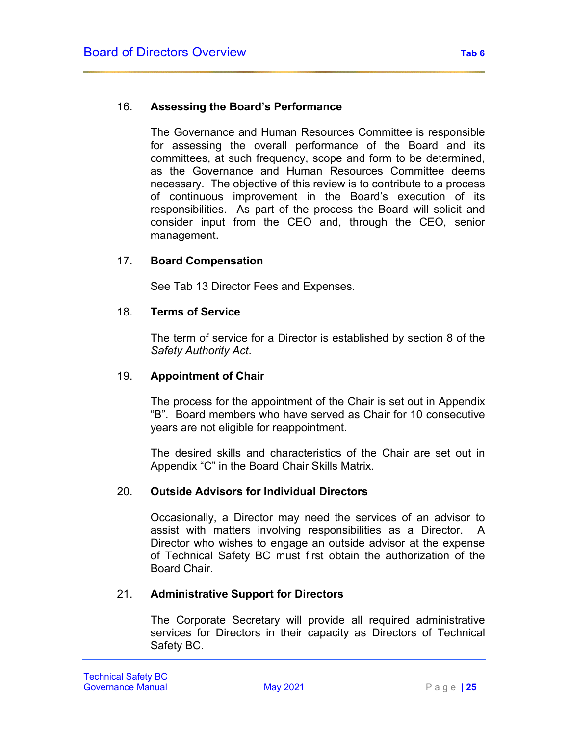### 16. Assessing the Board's Performance

The Governance and Human Resources Committee is responsible for assessing the overall performance of the Board and its committees, at such frequency, scope and form to be determined, as the Governance and Human Resources Committee deems necessary. The objective of this review is to contribute to a process of continuous improvement in the Board's execution of its responsibilities. As part of the process the Board will solicit and consider input from the CEO and, through the CEO, senior management.

### 17. Board Compensation

See Tab 13 Director Fees and Expenses.

### 18. Terms of Service

The term of service for a Director is established by section 8 of the *Safety Authority Act*.

### 19. Appointment of Chair

The process for the appointment of the Chair is set out in Appendix "B". Board members who have served as Chair for 10 consecutive years are not eligible for reappointment.

The desired skills and characteristics of the Chair are set out in Appendix "C" in the Board Chair Skills Matrix.

### 20. Outside Advisors for Individual Directors

Occasionally, a Director may need the services of an advisor to assist with matters involving responsibilities as a Director. A Director who wishes to engage an outside advisor at the expense of Technical Safety BC must first obtain the authorization of the Board Chair.

### 21. Administrative Support for Directors

The Corporate Secretary will provide all required administrative services for Directors in their capacity as Directors of Technical Safety BC.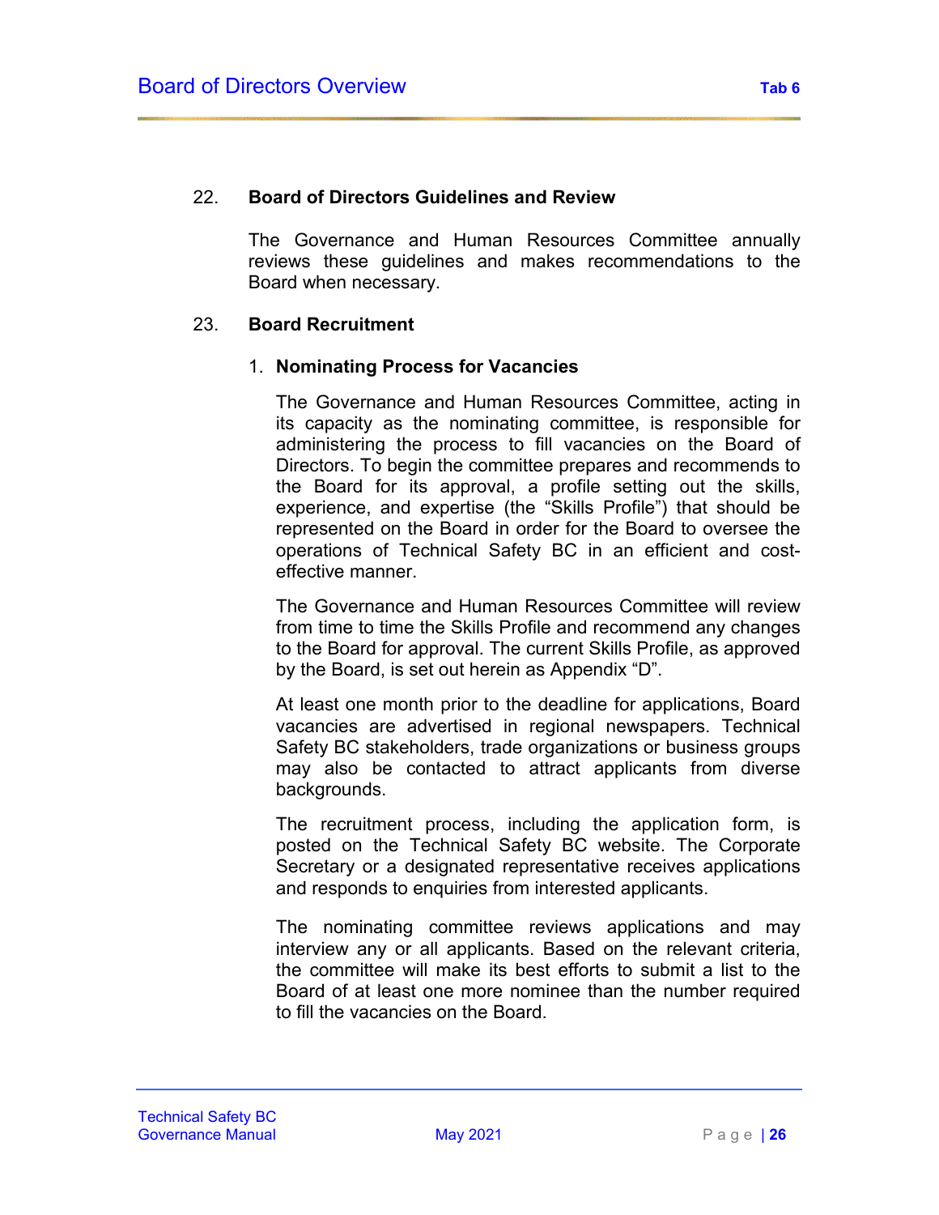## 22. Board of Directors Guidelines and Review

The Governance and Human Resources Committee annually reviews these guidelines and makes recommendations to the Board when necessary.

## 23. Board Recruitment

### 1. Nominating Process for Vacancies

The Governance and Human Resources Committee, acting in its capacity as the nominating committee, is responsible for administering the process to fill vacancies on the Board of Directors. To begin the committee prepares and recommends to the Board for its approval, a profile setting out the skills, experience, and expertise (the "Skills Profile") that should be represented on the Board in order for the Board to oversee the operations of Technical Safety BC in an efficient and cost-effective manner.

The Governance and Human Resources Committee will review from time to time the Skills Profile and recommend any changes to the Board for approval. The current Skills Profile, as approved by the Board, is set out herein as Appendix "D".

At least one month prior to the deadline for applications, Board vacancies are advertised in regional newspapers. Technical Safety BC stakeholders, trade organizations or business groups may also be contacted to attract applicants from diverse backgrounds.

The recruitment process, including the application form, is posted on the Technical Safety BC website. The Corporate Secretary or a designated representative receives applications and responds to enquiries from interested applicants.

The nominating committee reviews applications and may interview any or all applicants. Based on the relevant criteria, the committee will make its best efforts to submit a list to the Board of at least one more nominee than the number required to fill the vacancies on the Board.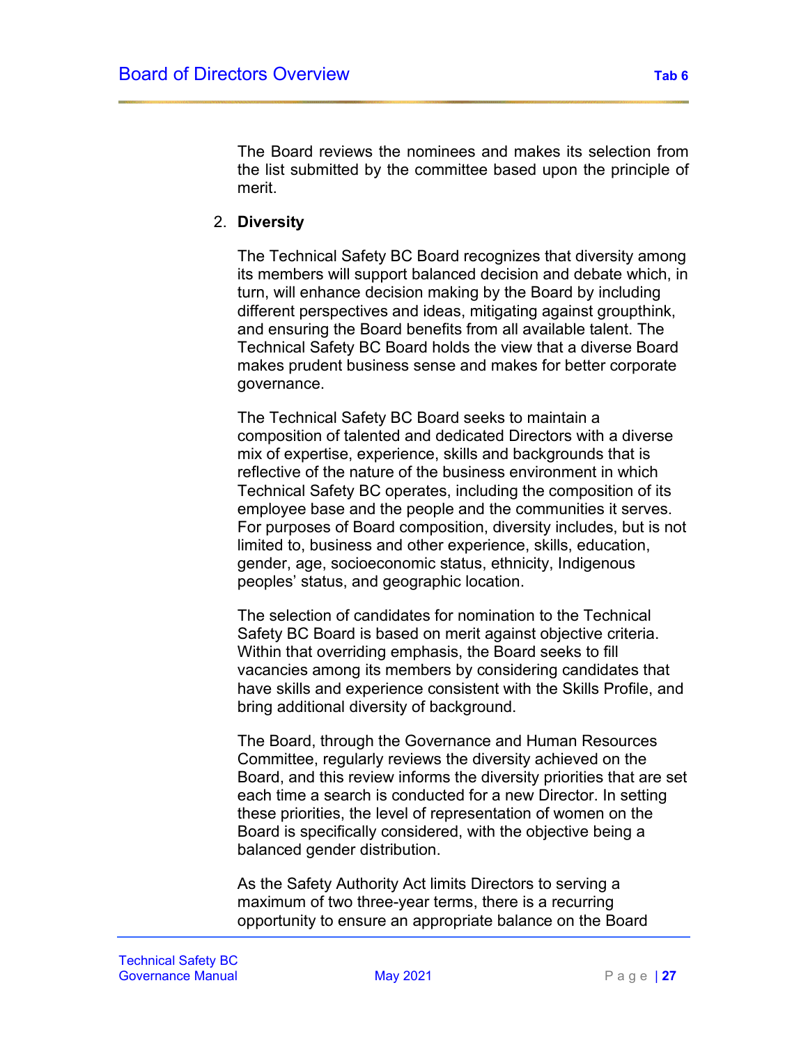The Board reviews the nominees and makes its selection from the list submitted by the committee based upon the principle of merit.

2. **Diversity**

The Technical Safety BC Board recognizes that diversity among its members will support balanced decision and debate which, in turn, will enhance decision making by the Board by including different perspectives and ideas, mitigating against groupthink, and ensuring the Board benefits from all available talent. The Technical Safety BC Board holds the view that a diverse Board makes prudent business sense and makes for better corporate governance.

The Technical Safety BC Board seeks to maintain a composition of talented and dedicated Directors with a diverse mix of expertise, experience, skills and backgrounds that is reflective of the nature of the business environment in which Technical Safety BC operates, including the composition of its employee base and the people and the communities it serves. For purposes of Board composition, diversity includes, but is not limited to, business and other experience, skills, education, gender, age, socioeconomic status, ethnicity, Indigenous peoples' status, and geographic location.

The selection of candidates for nomination to the Technical Safety BC Board is based on merit against objective criteria. Within that overriding emphasis, the Board seeks to fill vacancies among its members by considering candidates that have skills and experience consistent with the Skills Profile, and bring additional diversity of background.

The Board, through the Governance and Human Resources Committee, regularly reviews the diversity achieved on the Board, and this review informs the diversity priorities that are set each time a search is conducted for a new Director. In setting these priorities, the level of representation of women on the Board is specifically considered, with the objective being a balanced gender distribution.

As the Safety Authority Act limits Directors to serving a maximum of two three-year terms, there is a recurring opportunity to ensure an appropriate balance on the Board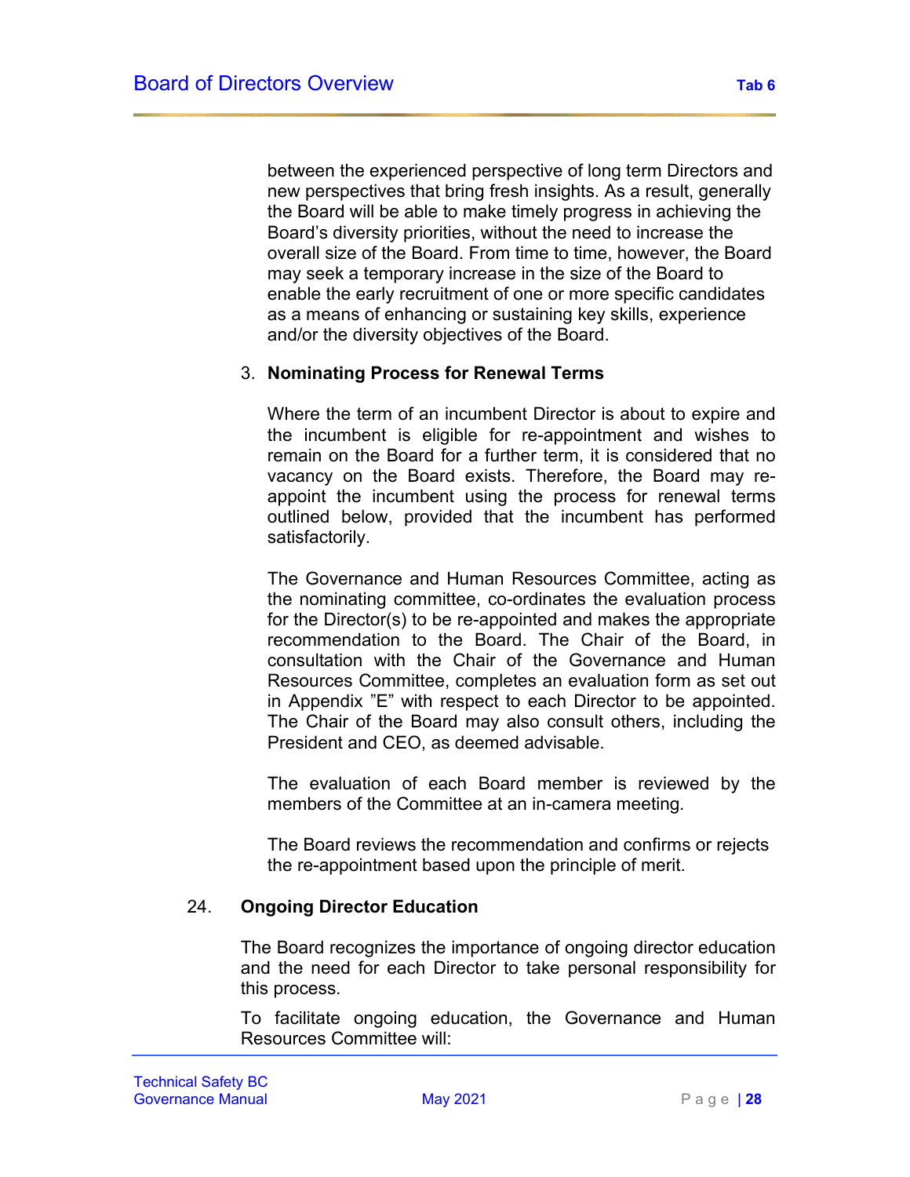between the experienced perspective of long term Directors and new perspectives that bring fresh insights. As a result, generally the Board will be able to make timely progress in achieving the Board's diversity priorities, without the need to increase the overall size of the Board. From time to time, however, the Board may seek a temporary increase in the size of the Board to enable the early recruitment of one or more specific candidates as a means of enhancing or sustaining key skills, experience and/or the diversity objectives of the Board.

3. **Nominating Process for Renewal Terms**

Where the term of an incumbent Director is about to expire and the incumbent is eligible for re-appointment and wishes to remain on the Board for a further term, it is considered that no vacancy on the Board exists. Therefore, the Board may re-appoint the incumbent using the process for renewal terms outlined below, provided that the incumbent has performed satisfactorily.

The Governance and Human Resources Committee, acting as the nominating committee, co-ordinates the evaluation process for the Director(s) to be re-appointed and makes the appropriate recommendation to the Board. The Chair of the Board, in consultation with the Chair of the Governance and Human Resources Committee, completes an evaluation form as set out in Appendix "E" with respect to each Director to be appointed. The Chair of the Board may also consult others, including the President and CEO, as deemed advisable.

The evaluation of each Board member is reviewed by the members of the Committee at an in-camera meeting.

The Board reviews the recommendation and confirms or rejects the re-appointment based upon the principle of merit.

## 24. Ongoing Director Education

The Board recognizes the importance of ongoing director education and the need for each Director to take personal responsibility for this process.

To facilitate ongoing education, the Governance and Human Resources Committee will: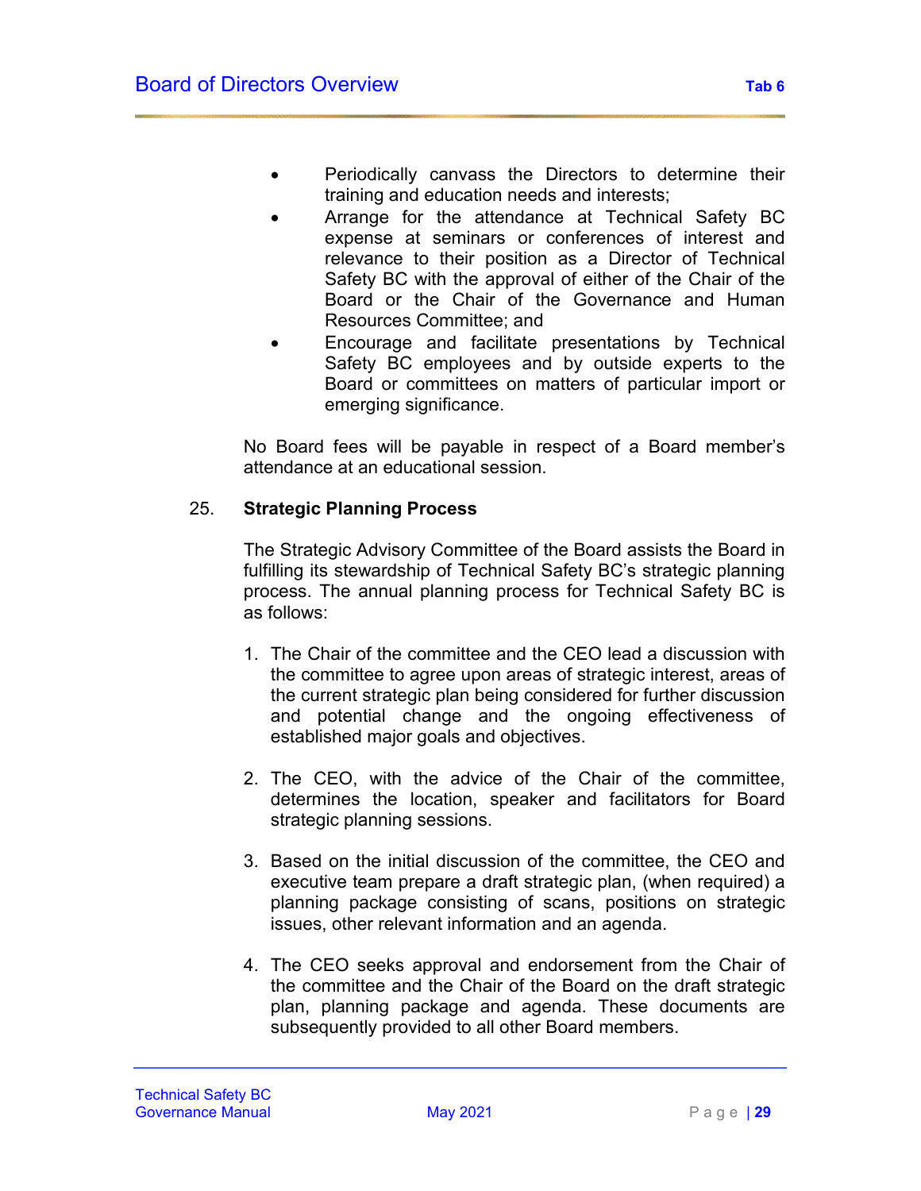- Periodically canvass the Directors to determine their training and education needs and interests;
- Arrange for the attendance at Technical Safety BC expense at seminars or conferences of interest and relevance to their position as a Director of Technical Safety BC with the approval of either of the Chair of the Board or the Chair of the Governance and Human Resources Committee; and
- Encourage and facilitate presentations by Technical Safety BC employees and by outside experts to the Board or committees on matters of particular import or emerging significance.

No Board fees will be payable in respect of a Board member's attendance at an educational session.

## 25. Strategic Planning Process

The Strategic Advisory Committee of the Board assists the Board in fulfilling its stewardship of Technical Safety BC's strategic planning process. The annual planning process for Technical Safety BC is as follows:

1. The Chair of the committee and the CEO lead a discussion with the committee to agree upon areas of strategic interest, areas of the current strategic plan being considered for further discussion and potential change and the ongoing effectiveness of established major goals and objectives.

2. The CEO, with the advice of the Chair of the committee, determines the location, speaker and facilitators for Board strategic planning sessions.

3. Based on the initial discussion of the committee, the CEO and executive team prepare a draft strategic plan, (when required) a planning package consisting of scans, positions on strategic issues, other relevant information and an agenda.

4. The CEO seeks approval and endorsement from the Chair of the committee and the Chair of the Board on the draft strategic plan, planning package and agenda. These documents are subsequently provided to all other Board members.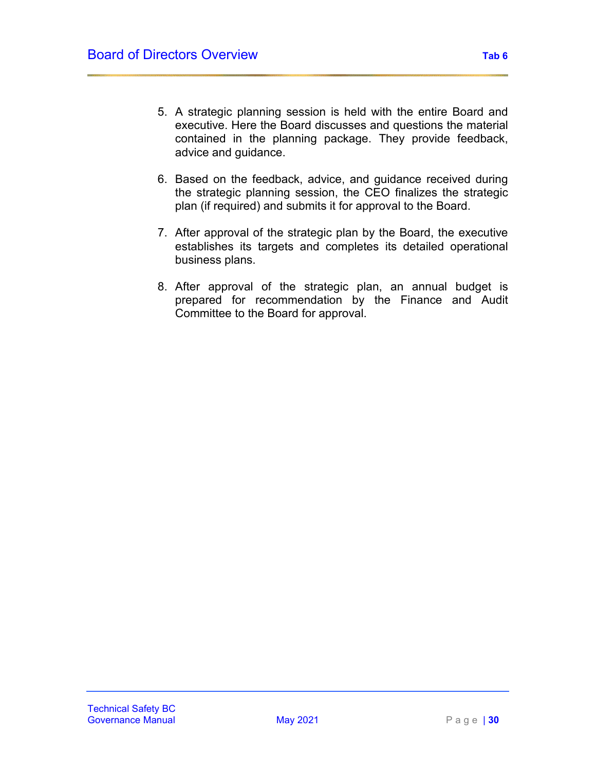5. A strategic planning session is held with the entire Board and executive. Here the Board discusses and questions the material contained in the planning package. They provide feedback, advice and guidance.

6. Based on the feedback, advice, and guidance received during the strategic planning session, the CEO finalizes the strategic plan (if required) and submits it for approval to the Board.

7. After approval of the strategic plan by the Board, the executive establishes its targets and completes its detailed operational business plans.

8. After approval of the strategic plan, an annual budget is prepared for recommendation by the Finance and Audit Committee to the Board for approval.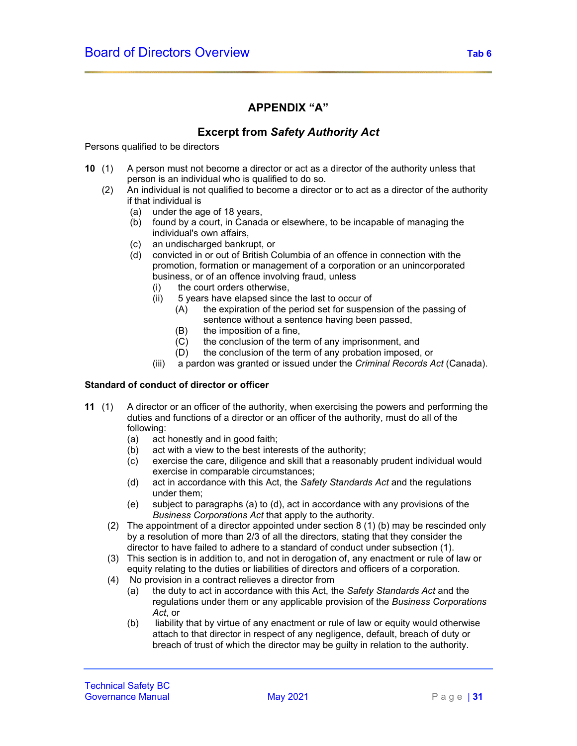## APPENDIX "A"

## Excerpt from *Safety Authority Act*

Persons qualified to be directors

**10** (1) A person must not become a director or act as a director of the authority unless that person is an individual who is qualified to do so.

(2) An individual is not qualified to become a director or to act as a director of the authority if that individual is

- (a) under the age of 18 years,
- (b) found by a court, in Canada or elsewhere, to be incapable of managing the individual's own affairs,
- (c) an undischarged bankrupt, or
- (d) convicted in or out of British Columbia of an offence in connection with the promotion, formation or management of a corporation or an unincorporated business, or of an offence involving fraud, unless
  - (i) the court orders otherwise,
  - (ii) 5 years have elapsed since the last to occur of
    - (A) the expiration of the period set for suspension of the passing of sentence without a sentence having been passed,
    - (B) the imposition of a fine,
    - (C) the conclusion of the term of any imprisonment, and
    - (D) the conclusion of the term of any probation imposed, or
  - (iii) a pardon was granted or issued under the *Criminal Records Act* (Canada).

**Standard of conduct of director or officer**

**11** (1) A director or an officer of the authority, when exercising the powers and performing the duties and functions of a director or an officer of the authority, must do all of the following:

- (a) act honestly and in good faith;
- (b) act with a view to the best interests of the authority;
- (c) exercise the care, diligence and skill that a reasonably prudent individual would exercise in comparable circumstances;
- (d) act in accordance with this Act, the *Safety Standards Act* and the regulations under them;
- (e) subject to paragraphs (a) to (d), act in accordance with any provisions of the *Business Corporations Act* that apply to the authority.

(2) The appointment of a director appointed under section 8 (1) (b) may be rescinded only by a resolution of more than 2/3 of all the directors, stating that they consider the director to have failed to adhere to a standard of conduct under subsection (1).

(3) This section is in addition to, and not in derogation of, any enactment or rule of law or equity relating to the duties or liabilities of directors and officers of a corporation.

(4) No provision in a contract relieves a director from

- (a) the duty to act in accordance with this Act, the *Safety Standards Act* and the regulations under them or any applicable provision of the *Business Corporations Act*, or
- (b) liability that by virtue of any enactment or rule of law or equity would otherwise attach to that director in respect of any negligence, default, breach of duty or breach of trust of which the director may be guilty in relation to the authority.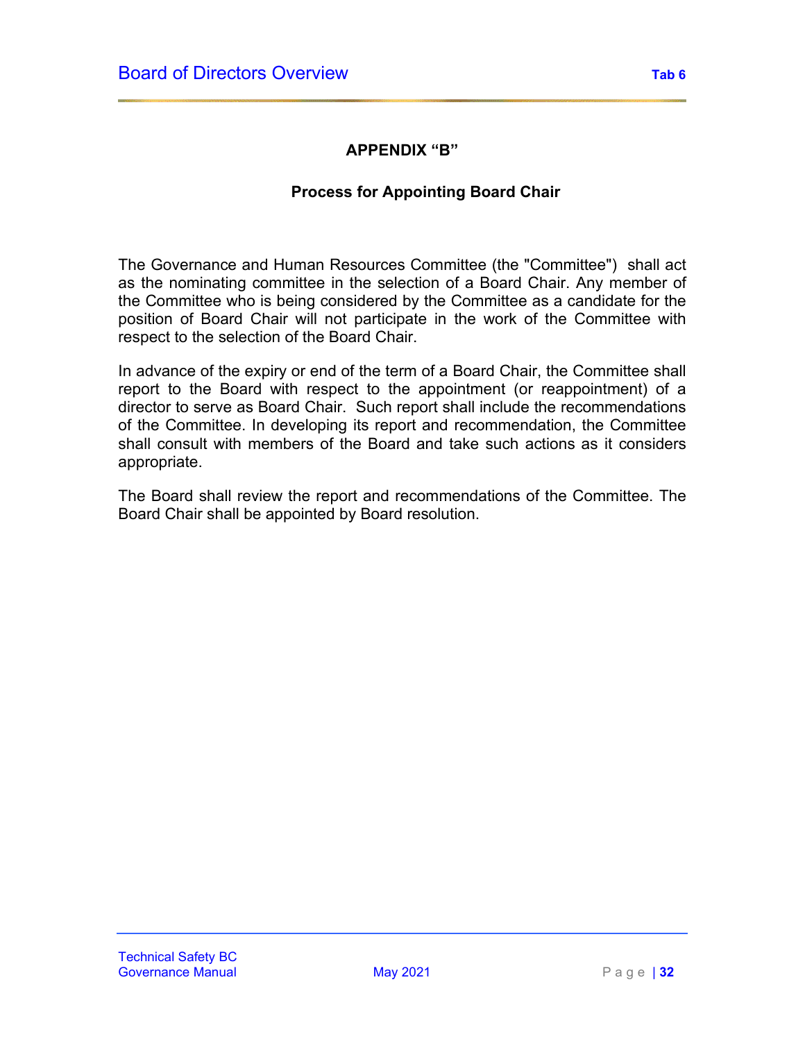## APPENDIX "B"

### Process for Appointing Board Chair

The Governance and Human Resources Committee (the "Committee") shall act as the nominating committee in the selection of a Board Chair. Any member of the Committee who is being considered by the Committee as a candidate for the position of Board Chair will not participate in the work of the Committee with respect to the selection of the Board Chair.

In advance of the expiry or end of the term of a Board Chair, the Committee shall report to the Board with respect to the appointment (or reappointment) of a director to serve as Board Chair. Such report shall include the recommendations of the Committee. In developing its report and recommendation, the Committee shall consult with members of the Board and take such actions as it considers appropriate.

The Board shall review the report and recommendations of the Committee. The Board Chair shall be appointed by Board resolution.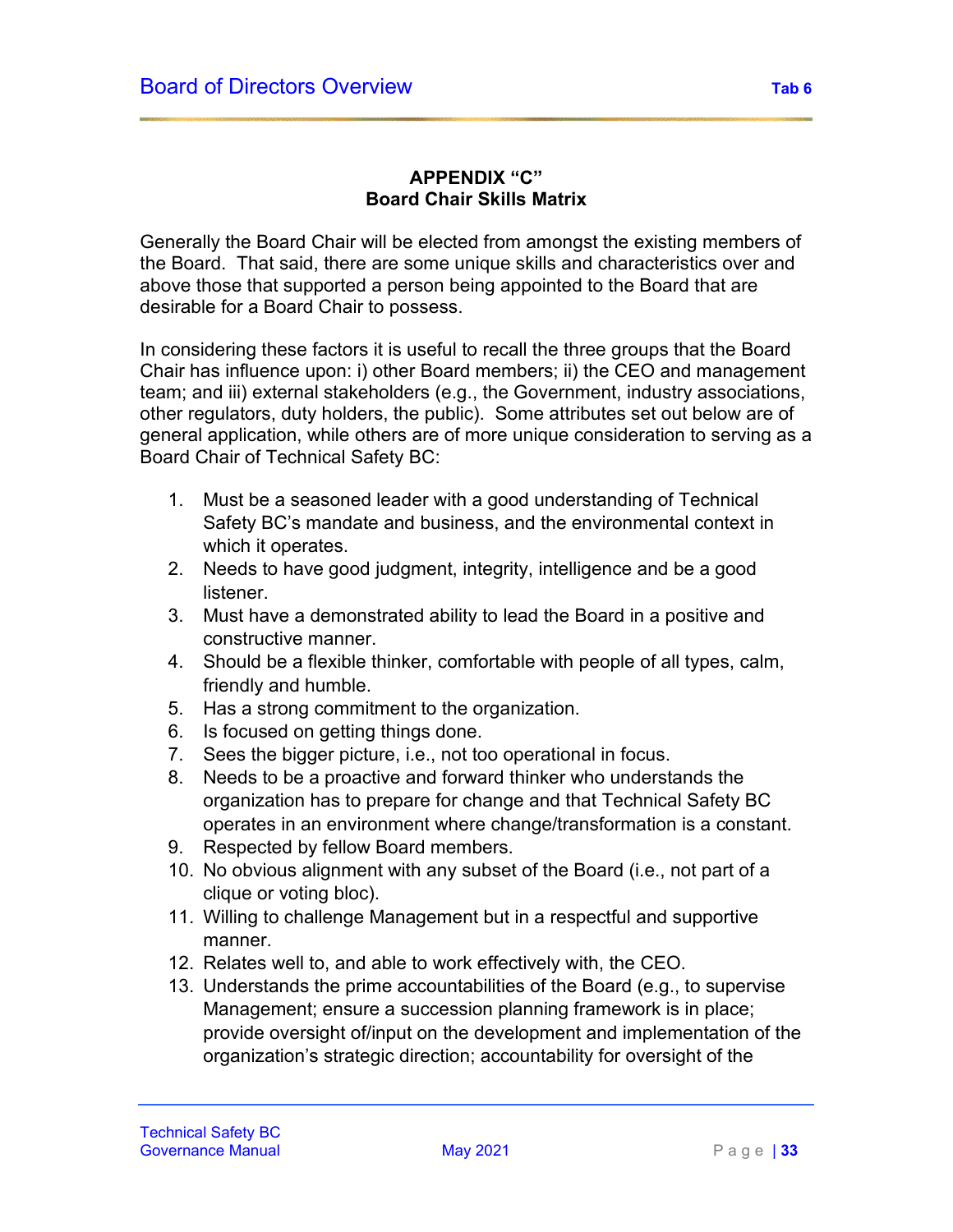## APPENDIX "C"
## Board Chair Skills Matrix

Generally the Board Chair will be elected from amongst the existing members of the Board. That said, there are some unique skills and characteristics over and above those that supported a person being appointed to the Board that are desirable for a Board Chair to possess.

In considering these factors it is useful to recall the three groups that the Board Chair has influence upon: i) other Board members; ii) the CEO and management team; and iii) external stakeholders (e.g., the Government, industry associations, other regulators, duty holders, the public). Some attributes set out below are of general application, while others are of more unique consideration to serving as a Board Chair of Technical Safety BC:

1. Must be a seasoned leader with a good understanding of Technical Safety BC's mandate and business, and the environmental context in which it operates.
2. Needs to have good judgment, integrity, intelligence and be a good listener.
3. Must have a demonstrated ability to lead the Board in a positive and constructive manner.
4. Should be a flexible thinker, comfortable with people of all types, calm, friendly and humble.
5. Has a strong commitment to the organization.
6. Is focused on getting things done.
7. Sees the bigger picture, i.e., not too operational in focus.
8. Needs to be a proactive and forward thinker who understands the organization has to prepare for change and that Technical Safety BC operates in an environment where change/transformation is a constant.
9. Respected by fellow Board members.
10. No obvious alignment with any subset of the Board (i.e., not part of a clique or voting bloc).
11. Willing to challenge Management but in a respectful and supportive manner.
12. Relates well to, and able to work effectively with, the CEO.
13. Understands the prime accountabilities of the Board (e.g., to supervise Management; ensure a succession planning framework is in place; provide oversight of/input on the development and implementation of the organization's strategic direction; accountability for oversight of the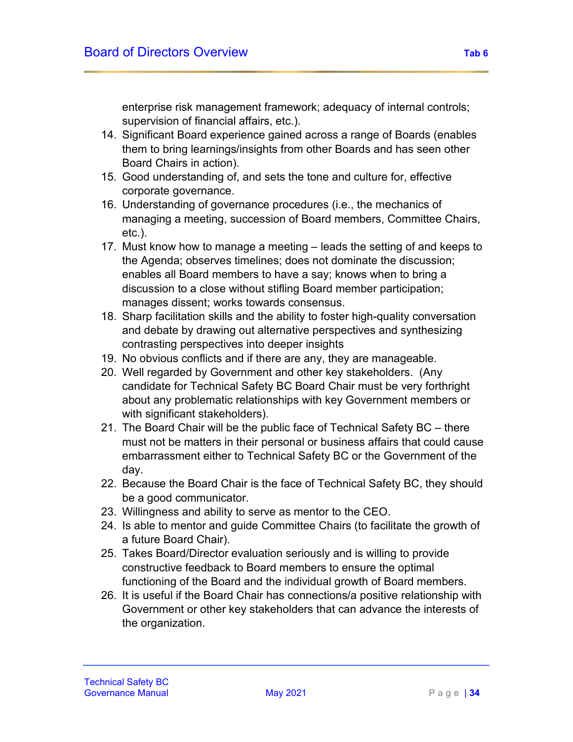enterprise risk management framework; adequacy of internal controls; supervision of financial affairs, etc.).

14. Significant Board experience gained across a range of Boards (enables them to bring learnings/insights from other Boards and has seen other Board Chairs in action).
15. Good understanding of, and sets the tone and culture for, effective corporate governance.
16. Understanding of governance procedures (i.e., the mechanics of managing a meeting, succession of Board members, Committee Chairs, etc.).
17. Must know how to manage a meeting – leads the setting of and keeps to the Agenda; observes timelines; does not dominate the discussion; enables all Board members to have a say; knows when to bring a discussion to a close without stifling Board member participation; manages dissent; works towards consensus.
18. Sharp facilitation skills and the ability to foster high-quality conversation and debate by drawing out alternative perspectives and synthesizing contrasting perspectives into deeper insights
19. No obvious conflicts and if there are any, they are manageable.
20. Well regarded by Government and other key stakeholders. (Any candidate for Technical Safety BC Board Chair must be very forthright about any problematic relationships with key Government members or with significant stakeholders).
21. The Board Chair will be the public face of Technical Safety BC – there must not be matters in their personal or business affairs that could cause embarrassment either to Technical Safety BC or the Government of the day.
22. Because the Board Chair is the face of Technical Safety BC, they should be a good communicator.
23. Willingness and ability to serve as mentor to the CEO.
24. Is able to mentor and guide Committee Chairs (to facilitate the growth of a future Board Chair).
25. Takes Board/Director evaluation seriously and is willing to provide constructive feedback to Board members to ensure the optimal functioning of the Board and the individual growth of Board members.
26. It is useful if the Board Chair has connections/a positive relationship with Government or other key stakeholders that can advance the interests of the organization.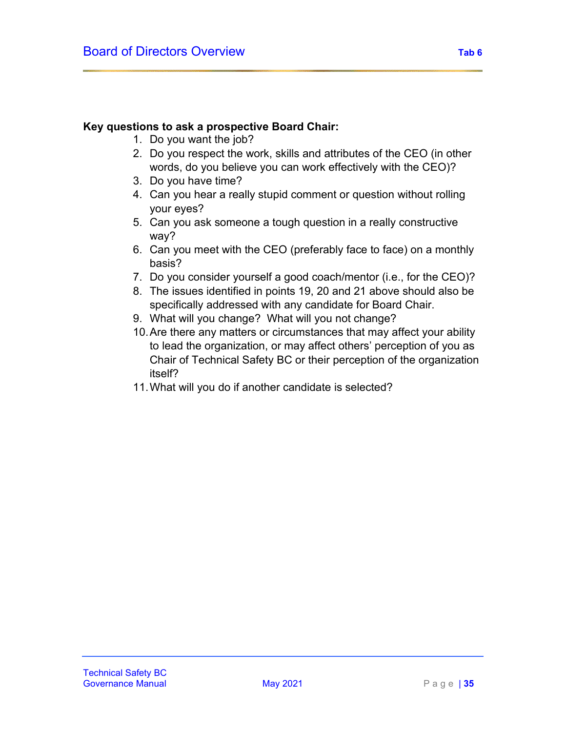**Key questions to ask a prospective Board Chair:**

1. Do you want the job?
2. Do you respect the work, skills and attributes of the CEO (in other words, do you believe you can work effectively with the CEO)?
3. Do you have time?
4. Can you hear a really stupid comment or question without rolling your eyes?
5. Can you ask someone a tough question in a really constructive way?
6. Can you meet with the CEO (preferably face to face) on a monthly basis?
7. Do you consider yourself a good coach/mentor (i.e., for the CEO)?
8. The issues identified in points 19, 20 and 21 above should also be specifically addressed with any candidate for Board Chair.
9. What will you change? What will you not change?
10. Are there any matters or circumstances that may affect your ability to lead the organization, or may affect others' perception of you as Chair of Technical Safety BC or their perception of the organization itself?
11. What will you do if another candidate is selected?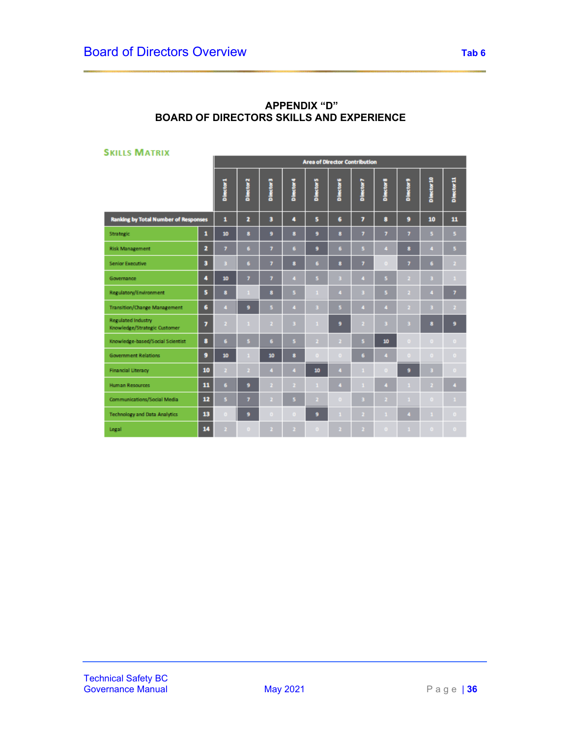# APPENDIX "D"
# BOARD OF DIRECTORS SKILLS AND EXPERIENCE

**SKILLS MATRIX**

| | | Area of Director Contribution | | | | | | | | | | |
|---|---|---|---|---|---|---|---|---|---|---|---|---|
| | | Director 1 | Director 2 | Director 3 | Director 4 | Director 5 | Director 6 | Director 7 | Director 8 | Director 9 | Director 10 | Director 11 |
| Ranking by Total Number of Responses | | 1 | 2 | 3 | 4 | 5 | 6 | 7 | 8 | 9 | 10 | 11 |
| Strategic | 1 | 10 | 8 | 9 | 8 | 9 | 8 | 7 | 7 | 7 | 5 | 5 |
| Risk Management | 2 | 7 | 6 | 7 | 6 | 9 | 6 | 5 | 4 | 8 | 4 | 5 |
| Senior Executive | 3 | 3 | 6 | 7 | 8 | 6 | 8 | 7 | 0 | 7 | 6 | 2 |
| Governance | 4 | 10 | 7 | 7 | 4 | 5 | 3 | 4 | 5 | 2 | 3 | 1 |
| Regulatory/Environment | 5 | 8 | 1 | 8 | 5 | 1 | 4 | 3 | 5 | 2 | 4 | 7 |
| Transition/Change Management | 6 | 4 | 9 | 5 | 4 | 3 | 5 | 4 | 4 | 2 | 3 | 2 |
| Regulated Industry Knowledge/Strategic Customer | 7 | 2 | 1 | 2 | 3 | 1 | 9 | 2 | 3 | 3 | 8 | 9 |
| Knowledge-based/Social Scientist | 8 | 6 | 5 | 6 | 5 | 2 | 2 | 5 | 10 | 0 | 0 | 0 |
| Government Relations | 9 | 10 | 1 | 10 | 8 | 0 | 0 | 6 | 4 | 0 | 0 | 0 |
| Financial Literacy | 10 | 2 | 2 | 4 | 4 | 10 | 4 | 1 | 0 | 9 | 3 | 0 |
| Human Resources | 11 | 6 | 9 | 2 | 2 | 1 | 4 | 1 | 4 | 1 | 2 | 4 |
| Communications/Social Media | 12 | 5 | 7 | 2 | 5 | 2 | 0 | 3 | 2 | 1 | 0 | 1 |
| Technology and Data Analytics | 13 | 0 | 9 | 0 | 0 | 9 | 1 | 2 | 1 | 4 | 1 | 0 |
| Legal | 14 | 2 | 0 | 2 | 2 | 0 | 2 | 2 | 0 | 1 | 0 | 0 |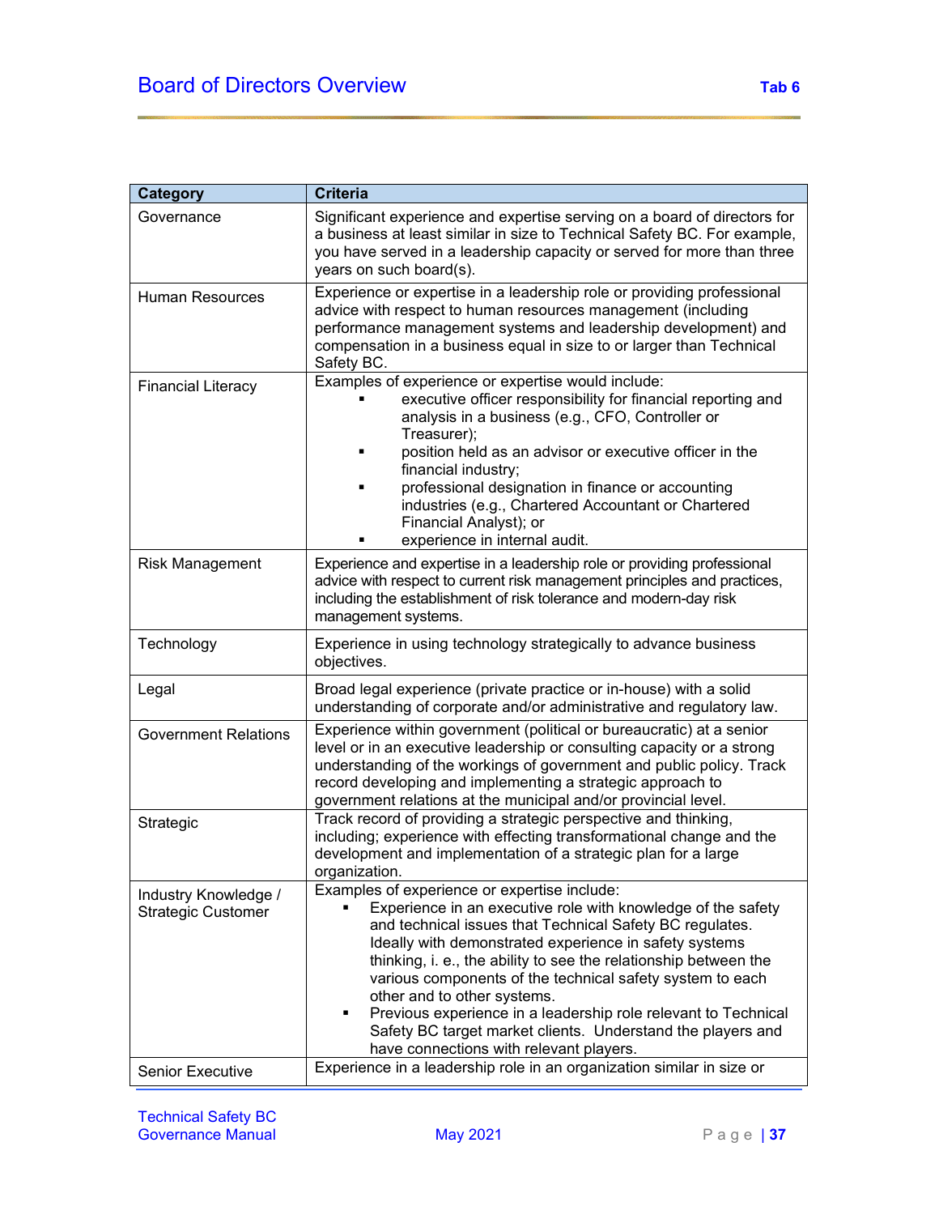| Category | Criteria |
| --- | --- |
| Governance | Significant experience and expertise serving on a board of directors for a business at least similar in size to Technical Safety BC. For example, you have served in a leadership capacity or served for more than three years on such board(s). |
| Human Resources | Experience or expertise in a leadership role or providing professional advice with respect to human resources management (including performance management systems and leadership development) and compensation in a business equal in size to or larger than Technical Safety BC. |
| Financial Literacy | Examples of experience or expertise would include:<br>▪ executive officer responsibility for financial reporting and analysis in a business (e.g., CFO, Controller or Treasurer);<br>▪ position held as an advisor or executive officer in the financial industry;<br>▪ professional designation in finance or accounting industries (e.g., Chartered Accountant or Chartered Financial Analyst); or<br>▪ experience in internal audit. |
| Risk Management | Experience and expertise in a leadership role or providing professional advice with respect to current risk management principles and practices, including the establishment of risk tolerance and modern-day risk management systems. |
| Technology | Experience in using technology strategically to advance business objectives. |
| Legal | Broad legal experience (private practice or in-house) with a solid understanding of corporate and/or administrative and regulatory law. |
| Government Relations | Experience within government (political or bureaucratic) at a senior level or in an executive leadership or consulting capacity or a strong understanding of the workings of government and public policy. Track record developing and implementing a strategic approach to government relations at the municipal and/or provincial level. |
| Strategic | Track record of providing a strategic perspective and thinking, including; experience with effecting transformational change and the development and implementation of a strategic plan for a large organization. |
| Industry Knowledge / Strategic Customer | Examples of experience or expertise include:<br>▪ Experience in an executive role with knowledge of the safety and technical issues that Technical Safety BC regulates. Ideally with demonstrated experience in safety systems thinking, i. e., the ability to see the relationship between the various components of the technical safety system to each other and to other systems.<br>▪ Previous experience in a leadership role relevant to Technical Safety BC target market clients. Understand the players and have connections with relevant players. |
| Senior Executive | Experience in a leadership role in an organization similar in size or |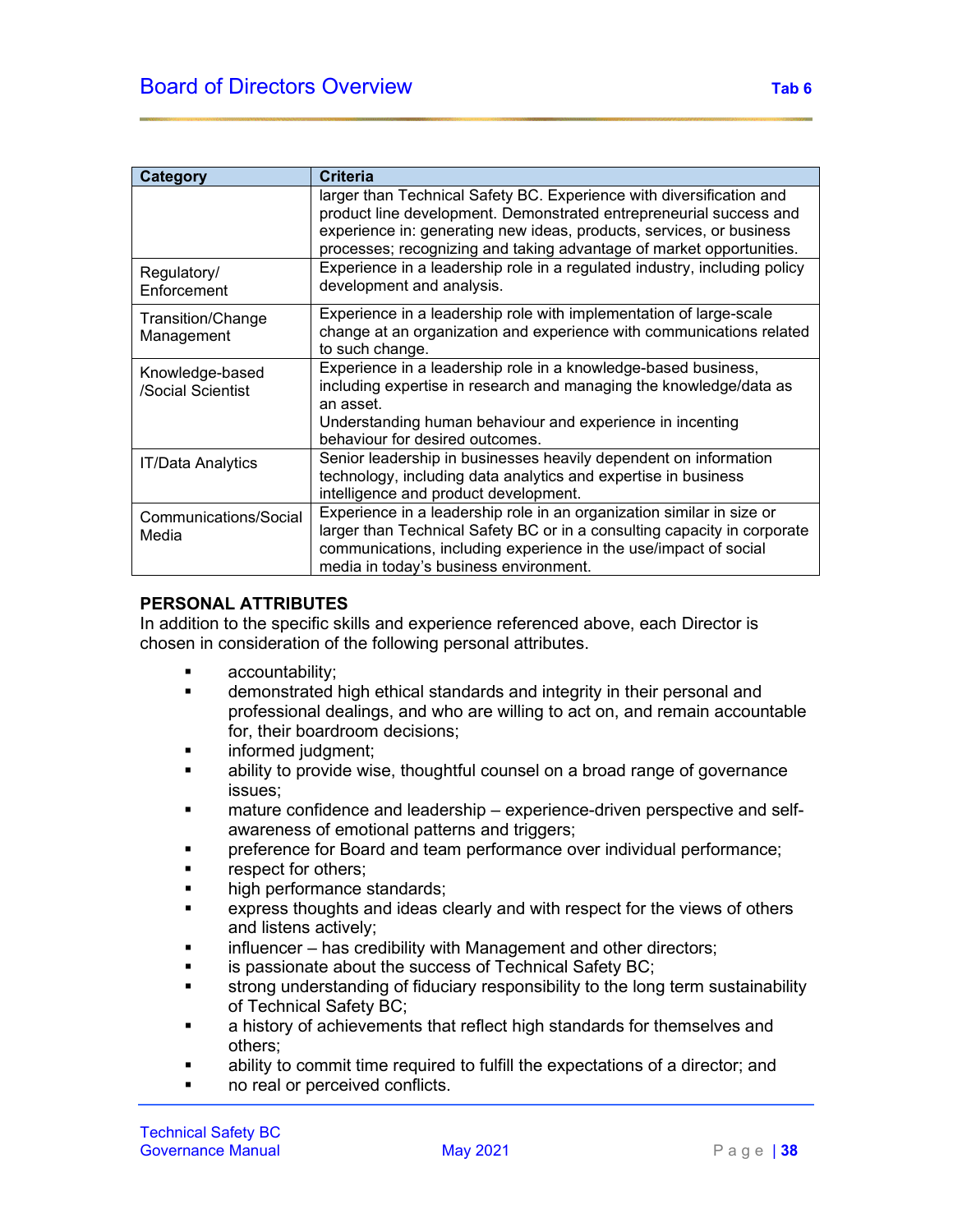| Category | Criteria |
|---|---|
| | larger than Technical Safety BC. Experience with diversification and product line development. Demonstrated entrepreneurial success and experience in: generating new ideas, products, services, or business processes; recognizing and taking advantage of market opportunities. |
| Regulatory/ Enforcement | Experience in a leadership role in a regulated industry, including policy development and analysis. |
| Transition/Change Management | Experience in a leadership role with implementation of large-scale change at an organization and experience with communications related to such change. |
| Knowledge-based /Social Scientist | Experience in a leadership role in a knowledge-based business, including expertise in research and managing the knowledge/data as an asset.<br>Understanding human behaviour and experience in incenting behaviour for desired outcomes. |
| IT/Data Analytics | Senior leadership in businesses heavily dependent on information technology, including data analytics and expertise in business intelligence and product development. |
| Communications/Social Media | Experience in a leadership role in an organization similar in size or larger than Technical Safety BC or in a consulting capacity in corporate communications, including experience in the use/impact of social media in today's business environment. |

**PERSONAL ATTRIBUTES**

In addition to the specific skills and experience referenced above, each Director is chosen in consideration of the following personal attributes.

- accountability;
- demonstrated high ethical standards and integrity in their personal and professional dealings, and who are willing to act on, and remain accountable for, their boardroom decisions;
- informed judgment;
- ability to provide wise, thoughtful counsel on a broad range of governance issues;
- mature confidence and leadership – experience-driven perspective and self-awareness of emotional patterns and triggers;
- preference for Board and team performance over individual performance;
- respect for others;
- high performance standards;
- express thoughts and ideas clearly and with respect for the views of others and listens actively;
- influencer – has credibility with Management and other directors;
- is passionate about the success of Technical Safety BC;
- strong understanding of fiduciary responsibility to the long term sustainability of Technical Safety BC;
- a history of achievements that reflect high standards for themselves and others;
- ability to commit time required to fulfill the expectations of a director; and
- no real or perceived conflicts.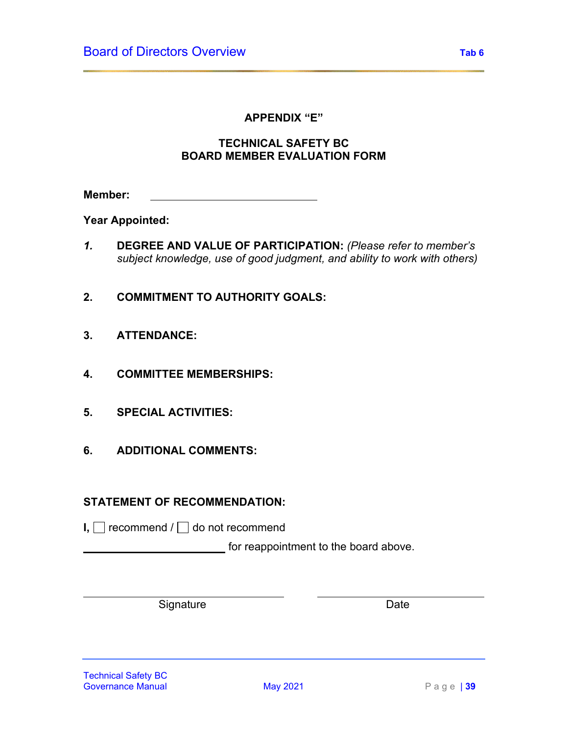**APPENDIX "E"**

**TECHNICAL SAFETY BC**
**BOARD MEMBER EVALUATION FORM**

**Member:** ______________________________

**Year Appointed:**

1. **DEGREE AND VALUE OF PARTICIPATION:** *(Please refer to member's subject knowledge, use of good judgment, and ability to work with others)*

2. **COMMITMENT TO AUTHORITY GOALS:**

3. **ATTENDANCE:**

4. **COMMITTEE MEMBERSHIPS:**

5. **SPECIAL ACTIVITIES:**

6. **ADDITIONAL COMMENTS:**

**STATEMENT OF RECOMMENDATION:**

**I,** ☐ recommend / ☐ do not recommend

_________________________ for reappointment to the board above.

______________________________ ______________________________
Signature Date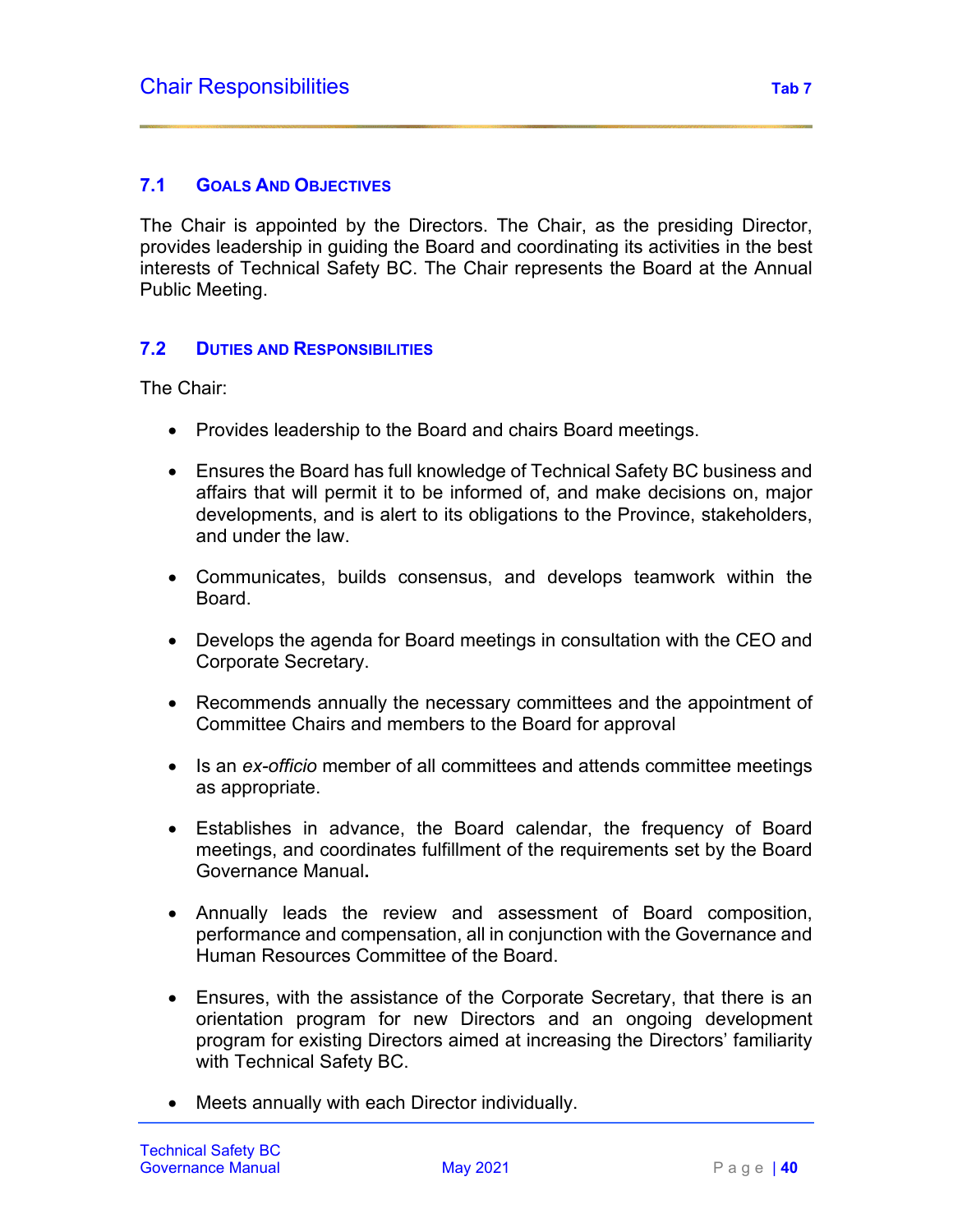# Chair Responsibilities

Tab 7

## 7.1 Goals and Objectives

The Chair is appointed by the Directors. The Chair, as the presiding Director, provides leadership in guiding the Board and coordinating its activities in the best interests of Technical Safety BC. The Chair represents the Board at the Annual Public Meeting.

## 7.2 Duties and Responsibilities

The Chair:

- Provides leadership to the Board and chairs Board meetings.
- Ensures the Board has full knowledge of Technical Safety BC business and affairs that will permit it to be informed of, and make decisions on, major developments, and is alert to its obligations to the Province, stakeholders, and under the law.
- Communicates, builds consensus, and develops teamwork within the Board.
- Develops the agenda for Board meetings in consultation with the CEO and Corporate Secretary.
- Recommends annually the necessary committees and the appointment of Committee Chairs and members to the Board for approval
- Is an *ex-officio* member of all committees and attends committee meetings as appropriate.
- Establishes in advance, the Board calendar, the frequency of Board meetings, and coordinates fulfillment of the requirements set by the Board Governance Manual**.**
- Annually leads the review and assessment of Board composition, performance and compensation, all in conjunction with the Governance and Human Resources Committee of the Board.
- Ensures, with the assistance of the Corporate Secretary, that there is an orientation program for new Directors and an ongoing development program for existing Directors aimed at increasing the Directors' familiarity with Technical Safety BC.
- Meets annually with each Director individually.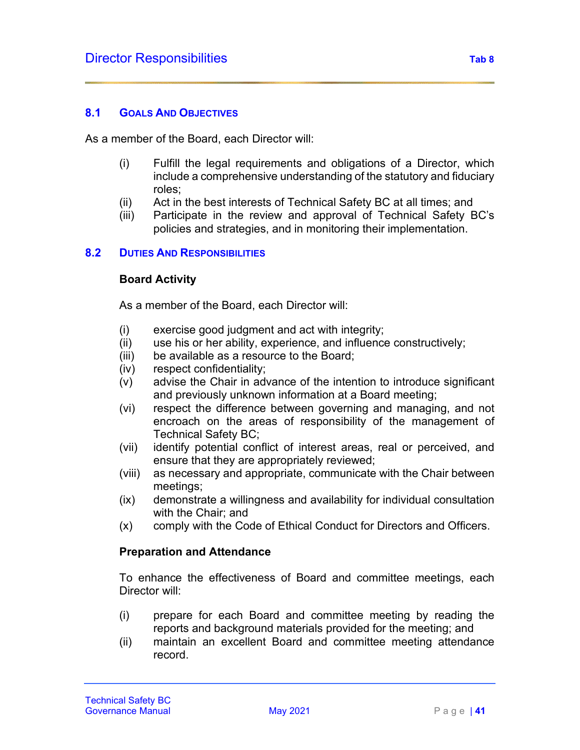# Director Responsibilities

Tab 8

## 8.1 Goals and Objectives

As a member of the Board, each Director will:

(i) Fulfill the legal requirements and obligations of a Director, which include a comprehensive understanding of the statutory and fiduciary roles;

(ii) Act in the best interests of Technical Safety BC at all times; and

(iii) Participate in the review and approval of Technical Safety BC's policies and strategies, and in monitoring their implementation.

## 8.2 Duties and Responsibilities

**Board Activity**

As a member of the Board, each Director will:

(i) exercise good judgment and act with integrity;

(ii) use his or her ability, experience, and influence constructively;

(iii) be available as a resource to the Board;

(iv) respect confidentiality;

(v) advise the Chair in advance of the intention to introduce significant and previously unknown information at a Board meeting;

(vi) respect the difference between governing and managing, and not encroach on the areas of responsibility of the management of Technical Safety BC;

(vii) identify potential conflict of interest areas, real or perceived, and ensure that they are appropriately reviewed;

(viii) as necessary and appropriate, communicate with the Chair between meetings;

(ix) demonstrate a willingness and availability for individual consultation with the Chair; and

(x) comply with the Code of Ethical Conduct for Directors and Officers.

**Preparation and Attendance**

To enhance the effectiveness of Board and committee meetings, each Director will:

(i) prepare for each Board and committee meeting by reading the reports and background materials provided for the meeting; and

(ii) maintain an excellent Board and committee meeting attendance record.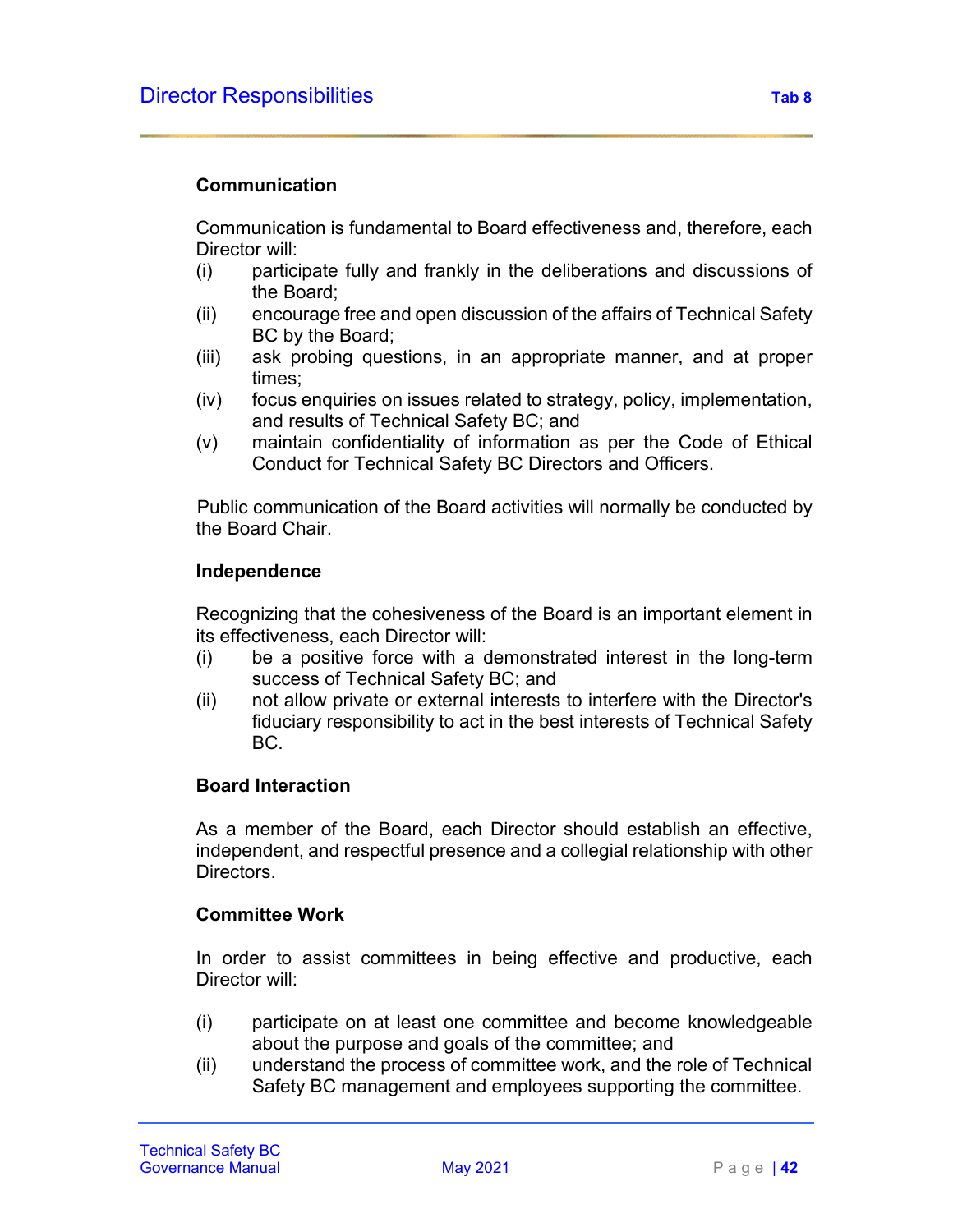### Communication

Communication is fundamental to Board effectiveness and, therefore, each Director will:

(i) participate fully and frankly in the deliberations and discussions of the Board;
(ii) encourage free and open discussion of the affairs of Technical Safety BC by the Board;
(iii) ask probing questions, in an appropriate manner, and at proper times;
(iv) focus enquiries on issues related to strategy, policy, implementation, and results of Technical Safety BC; and
(v) maintain confidentiality of information as per the Code of Ethical Conduct for Technical Safety BC Directors and Officers.

Public communication of the Board activities will normally be conducted by the Board Chair.

### Independence

Recognizing that the cohesiveness of the Board is an important element in its effectiveness, each Director will:

(i) be a positive force with a demonstrated interest in the long-term success of Technical Safety BC; and
(ii) not allow private or external interests to interfere with the Director's fiduciary responsibility to act in the best interests of Technical Safety BC.

### Board Interaction

As a member of the Board, each Director should establish an effective, independent, and respectful presence and a collegial relationship with other Directors.

### Committee Work

In order to assist committees in being effective and productive, each Director will:

(i) participate on at least one committee and become knowledgeable about the purpose and goals of the committee; and
(ii) understand the process of committee work, and the role of Technical Safety BC management and employees supporting the committee.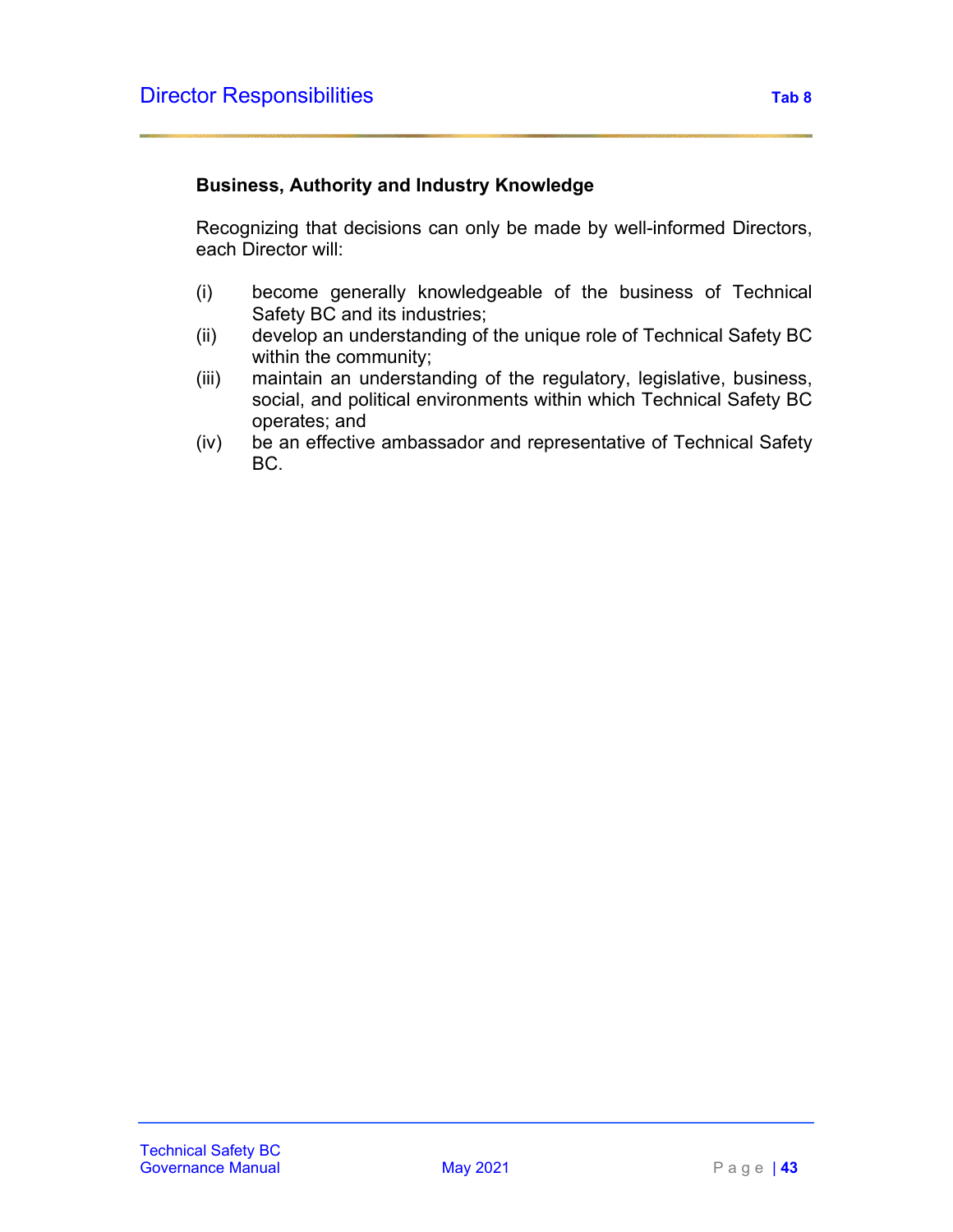### Business, Authority and Industry Knowledge

Recognizing that decisions can only be made by well-informed Directors, each Director will:

(i) become generally knowledgeable of the business of Technical Safety BC and its industries;
(ii) develop an understanding of the unique role of Technical Safety BC within the community;
(iii) maintain an understanding of the regulatory, legislative, business, social, and political environments within which Technical Safety BC operates; and
(iv) be an effective ambassador and representative of Technical Safety BC.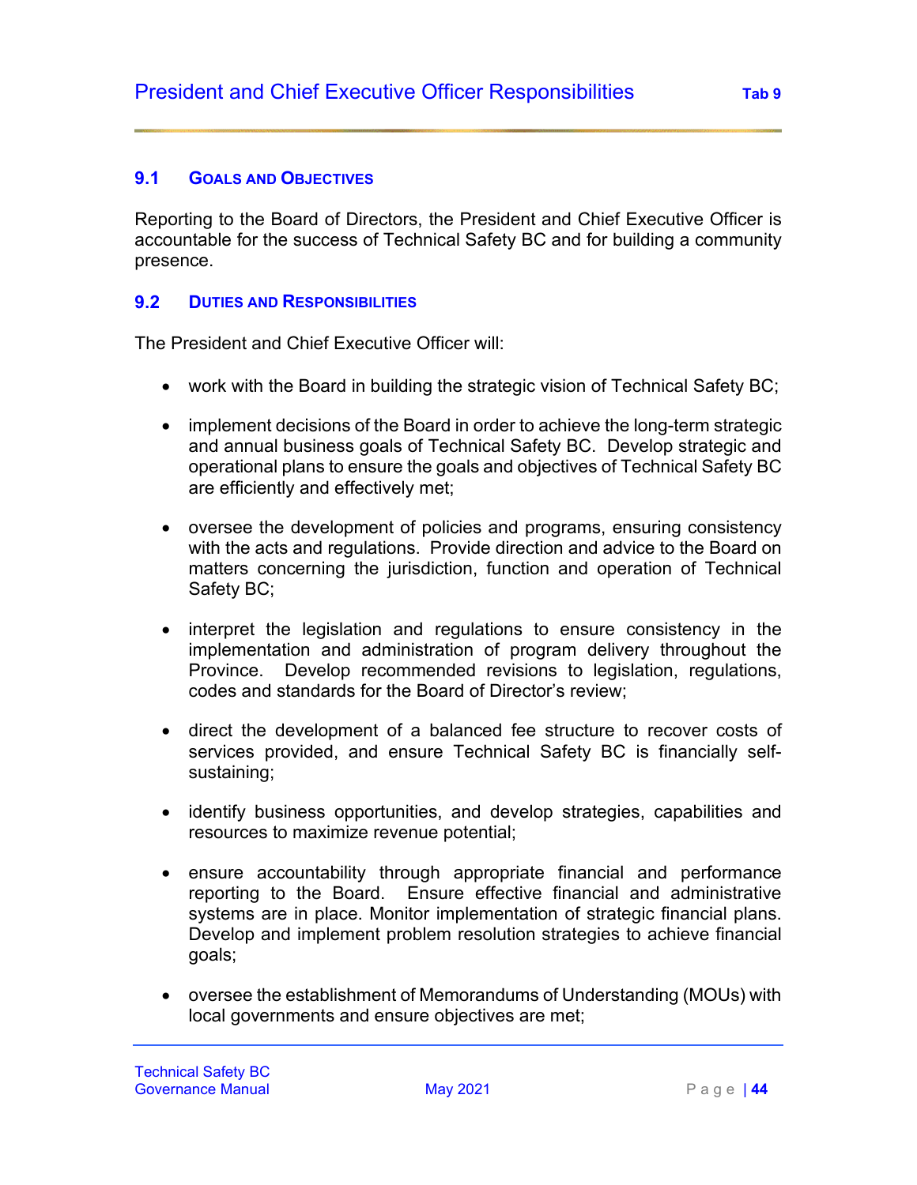# President and Chief Executive Officer Responsibilities

## 9.1 Goals and Objectives

Reporting to the Board of Directors, the President and Chief Executive Officer is accountable for the success of Technical Safety BC and for building a community presence.

## 9.2 Duties and Responsibilities

The President and Chief Executive Officer will:

- work with the Board in building the strategic vision of Technical Safety BC;
- implement decisions of the Board in order to achieve the long-term strategic and annual business goals of Technical Safety BC. Develop strategic and operational plans to ensure the goals and objectives of Technical Safety BC are efficiently and effectively met;
- oversee the development of policies and programs, ensuring consistency with the acts and regulations. Provide direction and advice to the Board on matters concerning the jurisdiction, function and operation of Technical Safety BC;
- interpret the legislation and regulations to ensure consistency in the implementation and administration of program delivery throughout the Province. Develop recommended revisions to legislation, regulations, codes and standards for the Board of Director's review;
- direct the development of a balanced fee structure to recover costs of services provided, and ensure Technical Safety BC is financially self-sustaining;
- identify business opportunities, and develop strategies, capabilities and resources to maximize revenue potential;
- ensure accountability through appropriate financial and performance reporting to the Board. Ensure effective financial and administrative systems are in place. Monitor implementation of strategic financial plans. Develop and implement problem resolution strategies to achieve financial goals;
- oversee the establishment of Memorandums of Understanding (MOUs) with local governments and ensure objectives are met;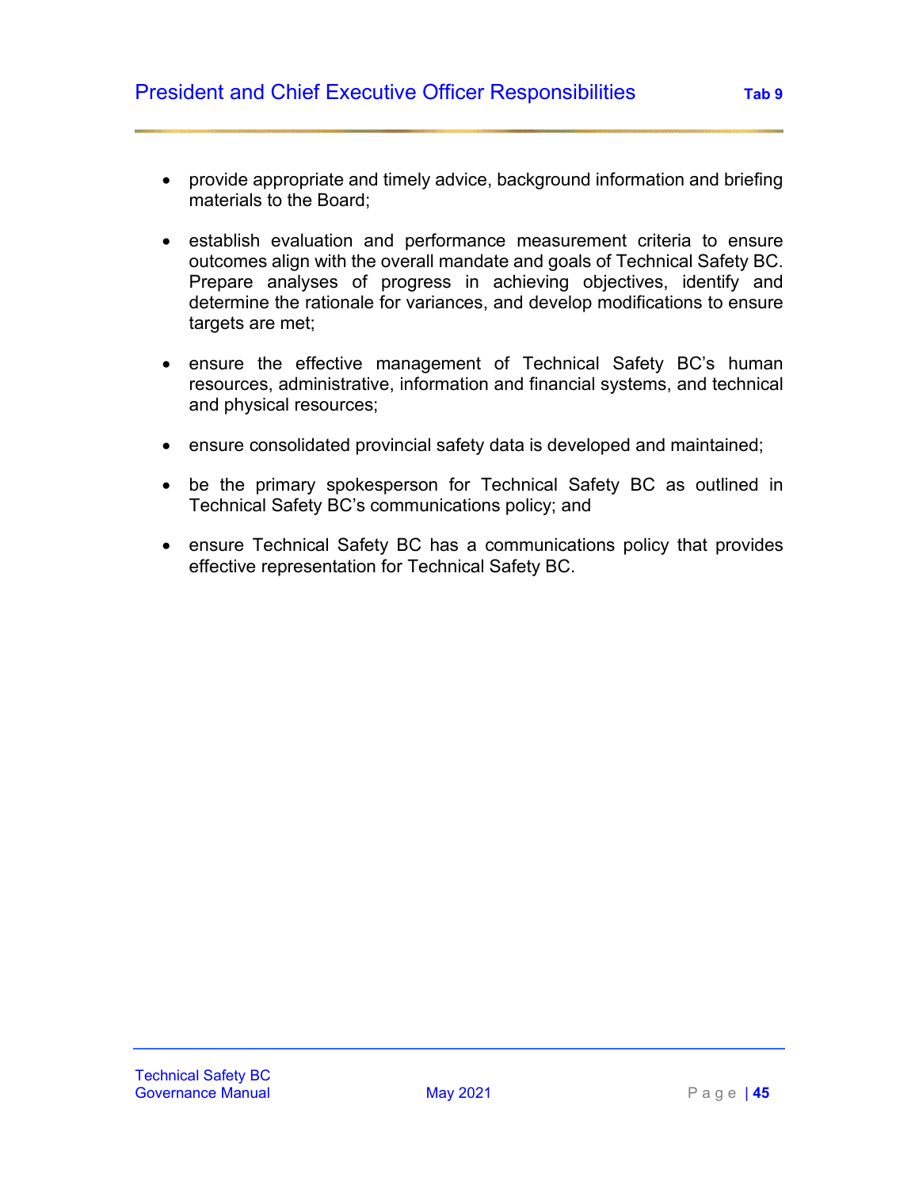- provide appropriate and timely advice, background information and briefing materials to the Board;

- establish evaluation and performance measurement criteria to ensure outcomes align with the overall mandate and goals of Technical Safety BC. Prepare analyses of progress in achieving objectives, identify and determine the rationale for variances, and develop modifications to ensure targets are met;

- ensure the effective management of Technical Safety BC's human resources, administrative, information and financial systems, and technical and physical resources;

- ensure consolidated provincial safety data is developed and maintained;

- be the primary spokesperson for Technical Safety BC as outlined in Technical Safety BC's communications policy; and

- ensure Technical Safety BC has a communications policy that provides effective representation for Technical Safety BC.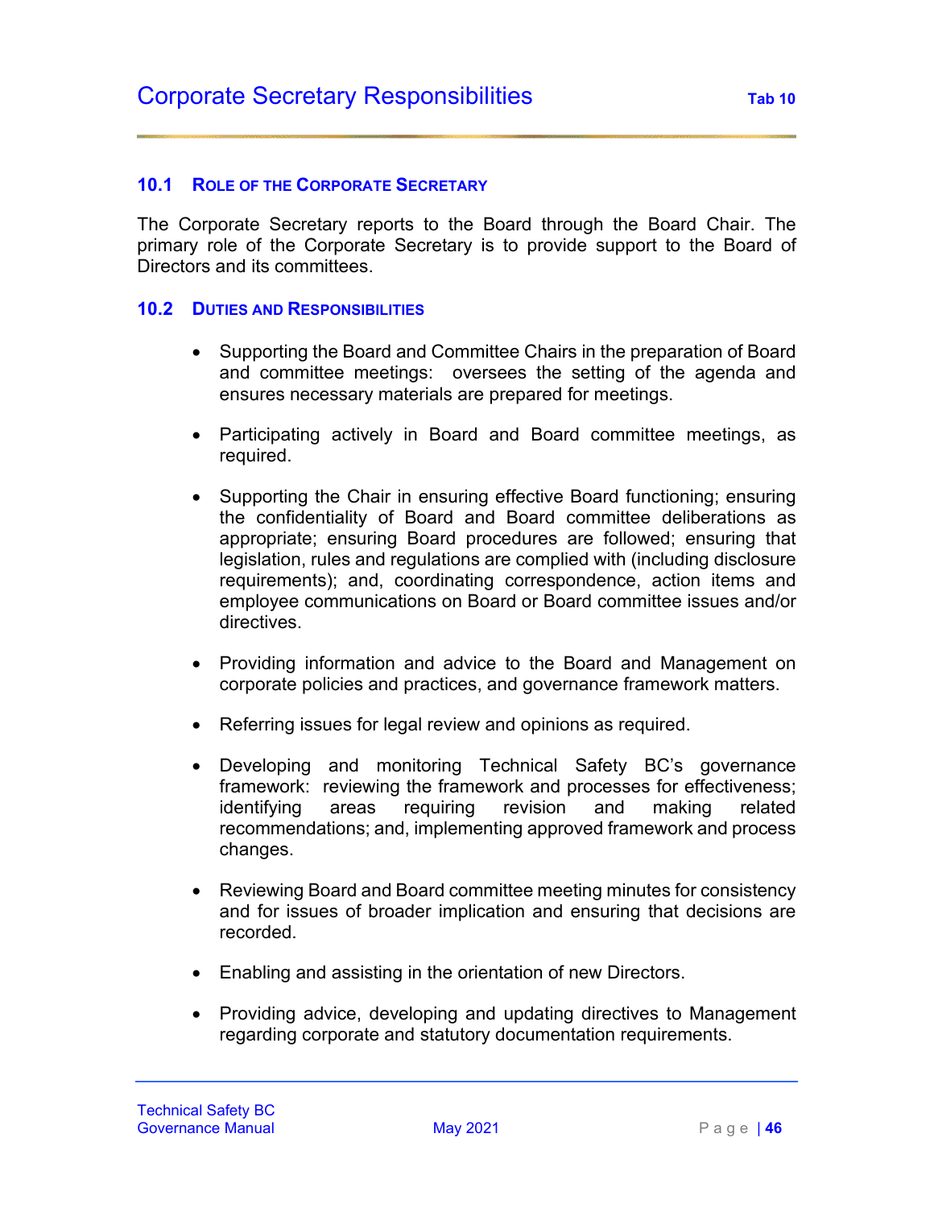# Corporate Secretary Responsibilities

Tab 10

## 10.1 Role of the Corporate Secretary

The Corporate Secretary reports to the Board through the Board Chair. The primary role of the Corporate Secretary is to provide support to the Board of Directors and its committees.

## 10.2 Duties and Responsibilities

- Supporting the Board and Committee Chairs in the preparation of Board and committee meetings: oversees the setting of the agenda and ensures necessary materials are prepared for meetings.
- Participating actively in Board and Board committee meetings, as required.
- Supporting the Chair in ensuring effective Board functioning; ensuring the confidentiality of Board and Board committee deliberations as appropriate; ensuring Board procedures are followed; ensuring that legislation, rules and regulations are complied with (including disclosure requirements); and, coordinating correspondence, action items and employee communications on Board or Board committee issues and/or directives.
- Providing information and advice to the Board and Management on corporate policies and practices, and governance framework matters.
- Referring issues for legal review and opinions as required.
- Developing and monitoring Technical Safety BC's governance framework: reviewing the framework and processes for effectiveness; identifying areas requiring revision and making related recommendations; and, implementing approved framework and process changes.
- Reviewing Board and Board committee meeting minutes for consistency and for issues of broader implication and ensuring that decisions are recorded.
- Enabling and assisting in the orientation of new Directors.
- Providing advice, developing and updating directives to Management regarding corporate and statutory documentation requirements.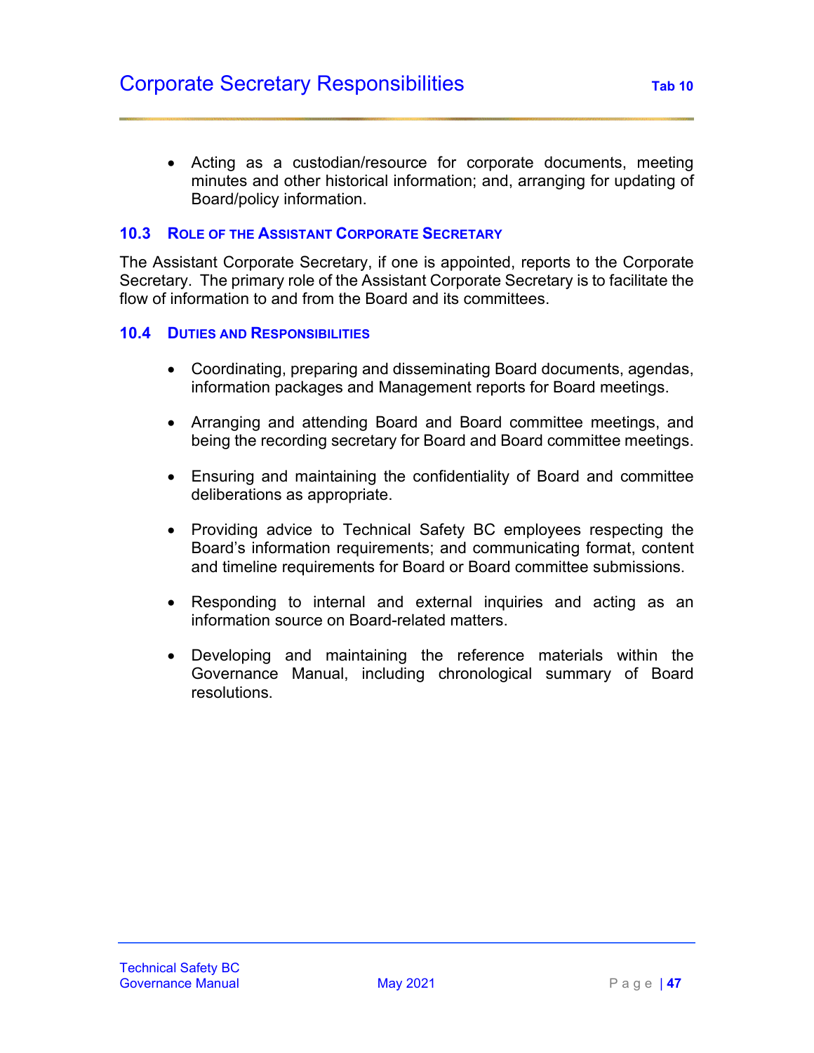- Acting as a custodian/resource for corporate documents, meeting minutes and other historical information; and, arranging for updating of Board/policy information.

### 10.3 Role of the Assistant Corporate Secretary

The Assistant Corporate Secretary, if one is appointed, reports to the Corporate Secretary. The primary role of the Assistant Corporate Secretary is to facilitate the flow of information to and from the Board and its committees.

### 10.4 Duties and Responsibilities

- Coordinating, preparing and disseminating Board documents, agendas, information packages and Management reports for Board meetings.
- Arranging and attending Board and Board committee meetings, and being the recording secretary for Board and Board committee meetings.
- Ensuring and maintaining the confidentiality of Board and committee deliberations as appropriate.
- Providing advice to Technical Safety BC employees respecting the Board's information requirements; and communicating format, content and timeline requirements for Board or Board committee submissions.
- Responding to internal and external inquiries and acting as an information source on Board-related matters.
- Developing and maintaining the reference materials within the Governance Manual, including chronological summary of Board resolutions.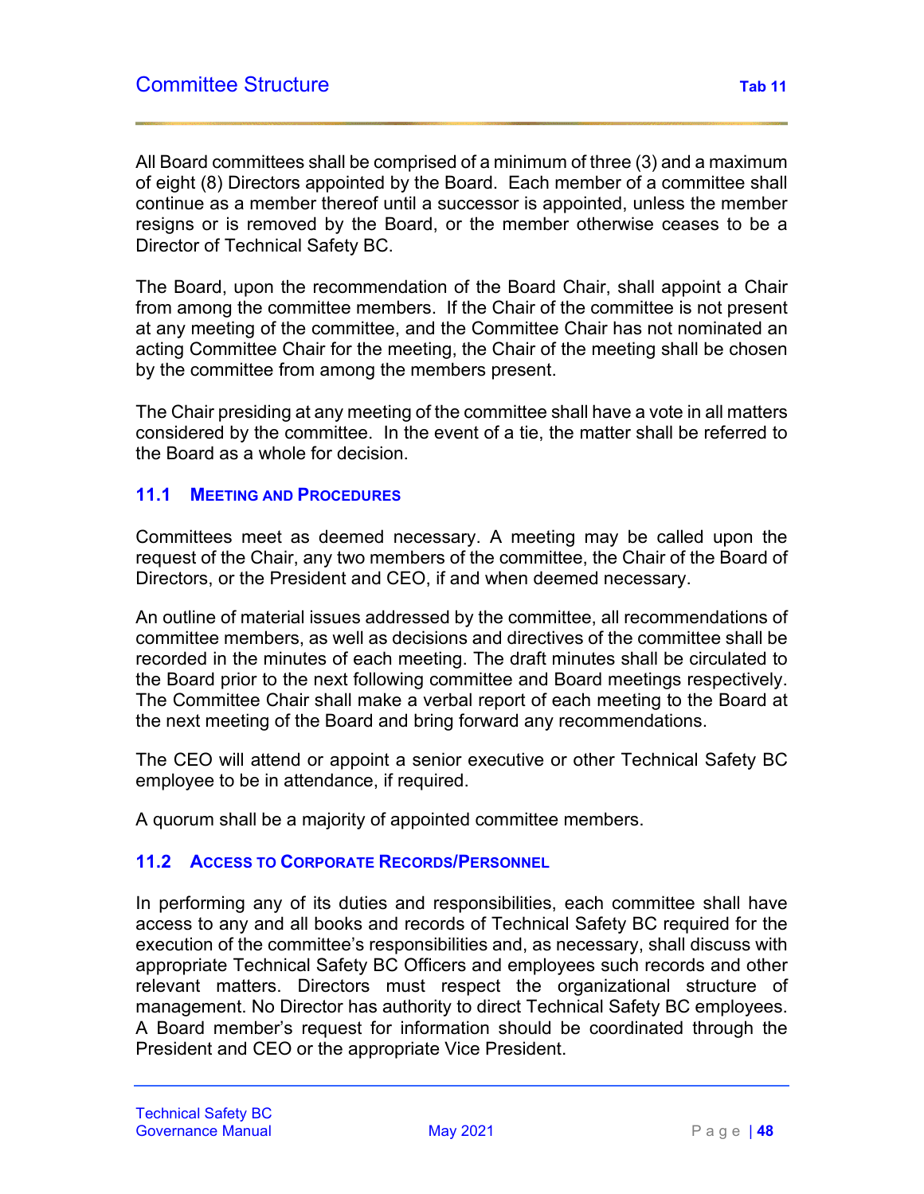## Committee Structure

All Board committees shall be comprised of a minimum of three (3) and a maximum of eight (8) Directors appointed by the Board. Each member of a committee shall continue as a member thereof until a successor is appointed, unless the member resigns or is removed by the Board, or the member otherwise ceases to be a Director of Technical Safety BC.

The Board, upon the recommendation of the Board Chair, shall appoint a Chair from among the committee members. If the Chair of the committee is not present at any meeting of the committee, and the Committee Chair has not nominated an acting Committee Chair for the meeting, the Chair of the meeting shall be chosen by the committee from among the members present.

The Chair presiding at any meeting of the committee shall have a vote in all matters considered by the committee. In the event of a tie, the matter shall be referred to the Board as a whole for decision.

### 11.1 Meeting and Procedures

Committees meet as deemed necessary. A meeting may be called upon the request of the Chair, any two members of the committee, the Chair of the Board of Directors, or the President and CEO, if and when deemed necessary.

An outline of material issues addressed by the committee, all recommendations of committee members, as well as decisions and directives of the committee shall be recorded in the minutes of each meeting. The draft minutes shall be circulated to the Board prior to the next following committee and Board meetings respectively. The Committee Chair shall make a verbal report of each meeting to the Board at the next meeting of the Board and bring forward any recommendations.

The CEO will attend or appoint a senior executive or other Technical Safety BC employee to be in attendance, if required.

A quorum shall be a majority of appointed committee members.

### 11.2 Access to Corporate Records/Personnel

In performing any of its duties and responsibilities, each committee shall have access to any and all books and records of Technical Safety BC required for the execution of the committee's responsibilities and, as necessary, shall discuss with appropriate Technical Safety BC Officers and employees such records and other relevant matters. Directors must respect the organizational structure of management. No Director has authority to direct Technical Safety BC employees. A Board member's request for information should be coordinated through the President and CEO or the appropriate Vice President.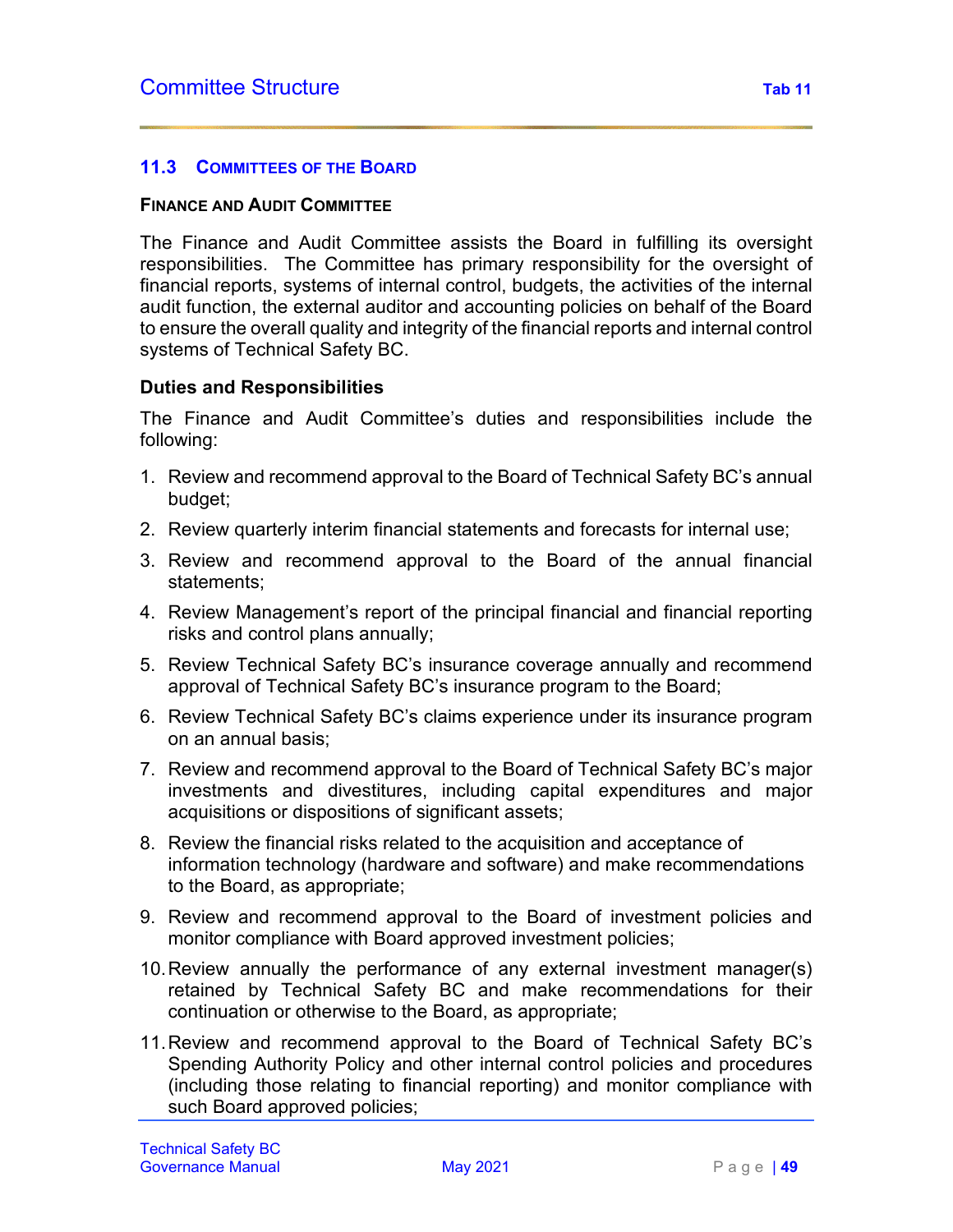## 11.3 Committees of the Board

### Finance and Audit Committee

The Finance and Audit Committee assists the Board in fulfilling its oversight responsibilities. The Committee has primary responsibility for the oversight of financial reports, systems of internal control, budgets, the activities of the internal audit function, the external auditor and accounting policies on behalf of the Board to ensure the overall quality and integrity of the financial reports and internal control systems of Technical Safety BC.

**Duties and Responsibilities**

The Finance and Audit Committee's duties and responsibilities include the following:

1. Review and recommend approval to the Board of Technical Safety BC's annual budget;
2. Review quarterly interim financial statements and forecasts for internal use;
3. Review and recommend approval to the Board of the annual financial statements;
4. Review Management's report of the principal financial and financial reporting risks and control plans annually;
5. Review Technical Safety BC's insurance coverage annually and recommend approval of Technical Safety BC's insurance program to the Board;
6. Review Technical Safety BC's claims experience under its insurance program on an annual basis;
7. Review and recommend approval to the Board of Technical Safety BC's major investments and divestitures, including capital expenditures and major acquisitions or dispositions of significant assets;
8. Review the financial risks related to the acquisition and acceptance of information technology (hardware and software) and make recommendations to the Board, as appropriate;
9. Review and recommend approval to the Board of investment policies and monitor compliance with Board approved investment policies;
10. Review annually the performance of any external investment manager(s) retained by Technical Safety BC and make recommendations for their continuation or otherwise to the Board, as appropriate;
11. Review and recommend approval to the Board of Technical Safety BC's Spending Authority Policy and other internal control policies and procedures (including those relating to financial reporting) and monitor compliance with such Board approved policies;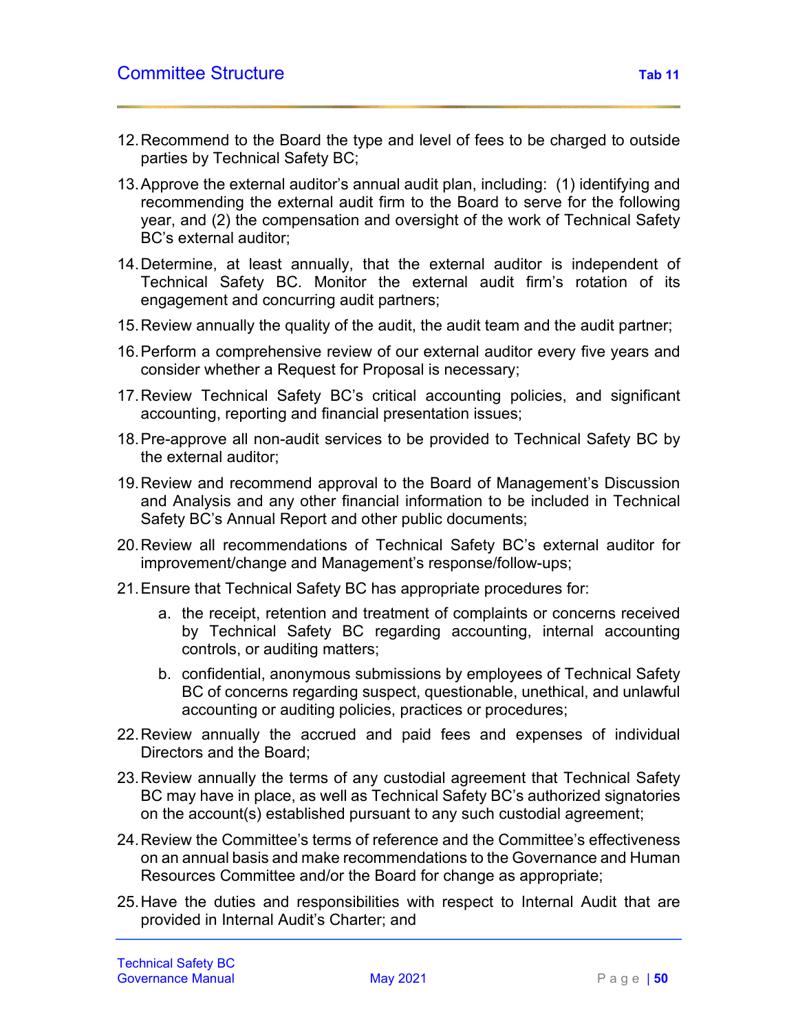12. Recommend to the Board the type and level of fees to be charged to outside parties by Technical Safety BC;
13. Approve the external auditor's annual audit plan, including: (1) identifying and recommending the external audit firm to the Board to serve for the following year, and (2) the compensation and oversight of the work of Technical Safety BC's external auditor;
14. Determine, at least annually, that the external auditor is independent of Technical Safety BC. Monitor the external audit firm's rotation of its engagement and concurring audit partners;
15. Review annually the quality of the audit, the audit team and the audit partner;
16. Perform a comprehensive review of our external auditor every five years and consider whether a Request for Proposal is necessary;
17. Review Technical Safety BC's critical accounting policies, and significant accounting, reporting and financial presentation issues;
18. Pre-approve all non-audit services to be provided to Technical Safety BC by the external auditor;
19. Review and recommend approval to the Board of Management's Discussion and Analysis and any other financial information to be included in Technical Safety BC's Annual Report and other public documents;
20. Review all recommendations of Technical Safety BC's external auditor for improvement/change and Management's response/follow-ups;
21. Ensure that Technical Safety BC has appropriate procedures for:
    a. the receipt, retention and treatment of complaints or concerns received by Technical Safety BC regarding accounting, internal accounting controls, or auditing matters;
    b. confidential, anonymous submissions by employees of Technical Safety BC of concerns regarding suspect, questionable, unethical, and unlawful accounting or auditing policies, practices or procedures;
22. Review annually the accrued and paid fees and expenses of individual Directors and the Board;
23. Review annually the terms of any custodial agreement that Technical Safety BC may have in place, as well as Technical Safety BC's authorized signatories on the account(s) established pursuant to any such custodial agreement;
24. Review the Committee's terms of reference and the Committee's effectiveness on an annual basis and make recommendations to the Governance and Human Resources Committee and/or the Board for change as appropriate;
25. Have the duties and responsibilities with respect to Internal Audit that are provided in Internal Audit's Charter; and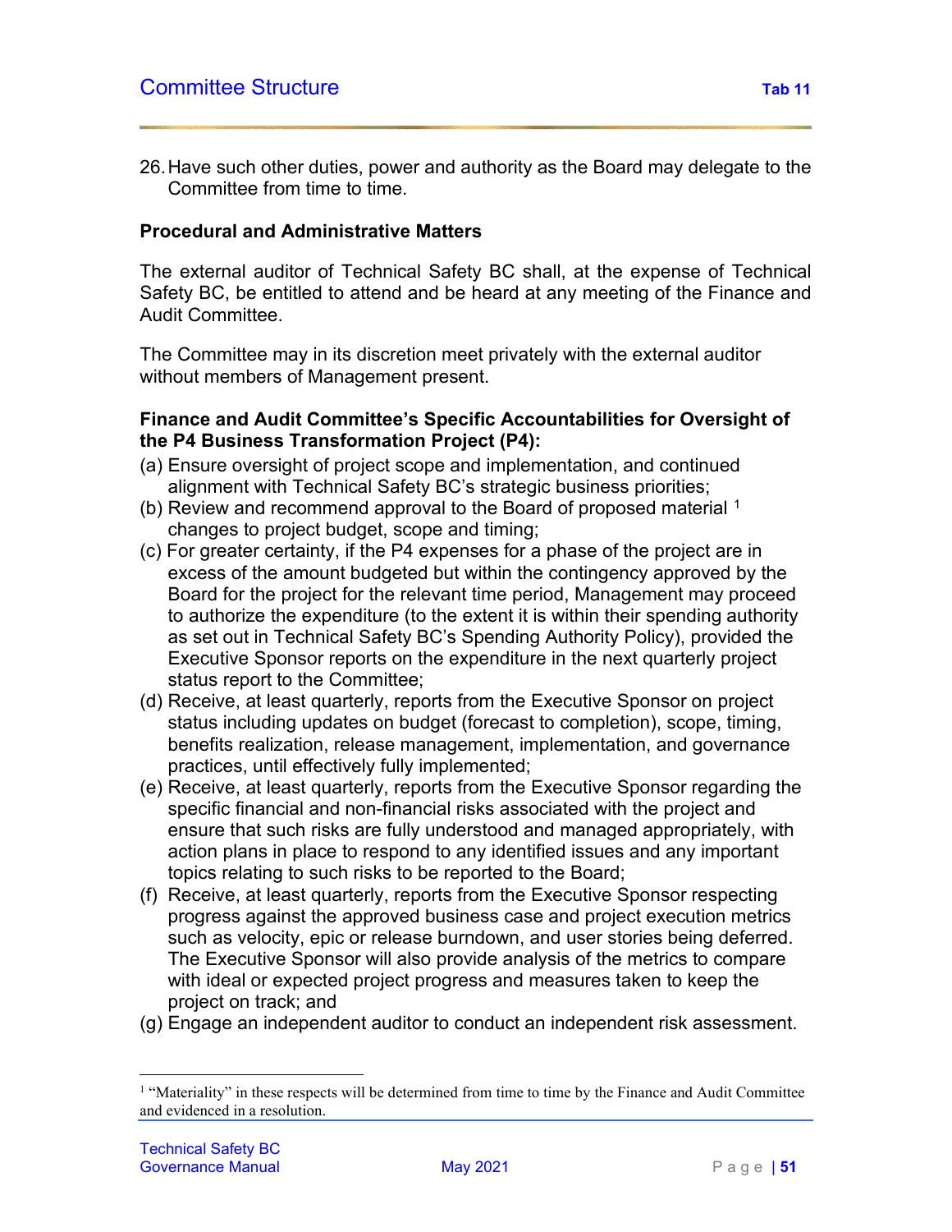26. Have such other duties, power and authority as the Board may delegate to the Committee from time to time.

**Procedural and Administrative Matters**

The external auditor of Technical Safety BC shall, at the expense of Technical Safety BC, be entitled to attend and be heard at any meeting of the Finance and Audit Committee.

The Committee may in its discretion meet privately with the external auditor without members of Management present.

**Finance and Audit Committee's Specific Accountabilities for Oversight of the P4 Business Transformation Project (P4):**

(a) Ensure oversight of project scope and implementation, and continued alignment with Technical Safety BC's strategic business priorities;
(b) Review and recommend approval to the Board of proposed material [1] changes to project budget, scope and timing;
(c) For greater certainty, if the P4 expenses for a phase of the project are in excess of the amount budgeted but within the contingency approved by the Board for the project for the relevant time period, Management may proceed to authorize the expenditure (to the extent it is within their spending authority as set out in Technical Safety BC's Spending Authority Policy), provided the Executive Sponsor reports on the expenditure in the next quarterly project status report to the Committee;
(d) Receive, at least quarterly, reports from the Executive Sponsor on project status including updates on budget (forecast to completion), scope, timing, benefits realization, release management, implementation, and governance practices, until effectively fully implemented;
(e) Receive, at least quarterly, reports from the Executive Sponsor regarding the specific financial and non-financial risks associated with the project and ensure that such risks are fully understood and managed appropriately, with action plans in place to respond to any identified issues and any important topics relating to such risks to be reported to the Board;
(f) Receive, at least quarterly, reports from the Executive Sponsor respecting progress against the approved business case and project execution metrics such as velocity, epic or release burndown, and user stories being deferred. The Executive Sponsor will also provide analysis of the metrics to compare with ideal or expected project progress and measures taken to keep the project on track; and
(g) Engage an independent auditor to conduct an independent risk assessment.

---

[1] "Materiality" in these respects will be determined from time to time by the Finance and Audit Committee and evidenced in a resolution.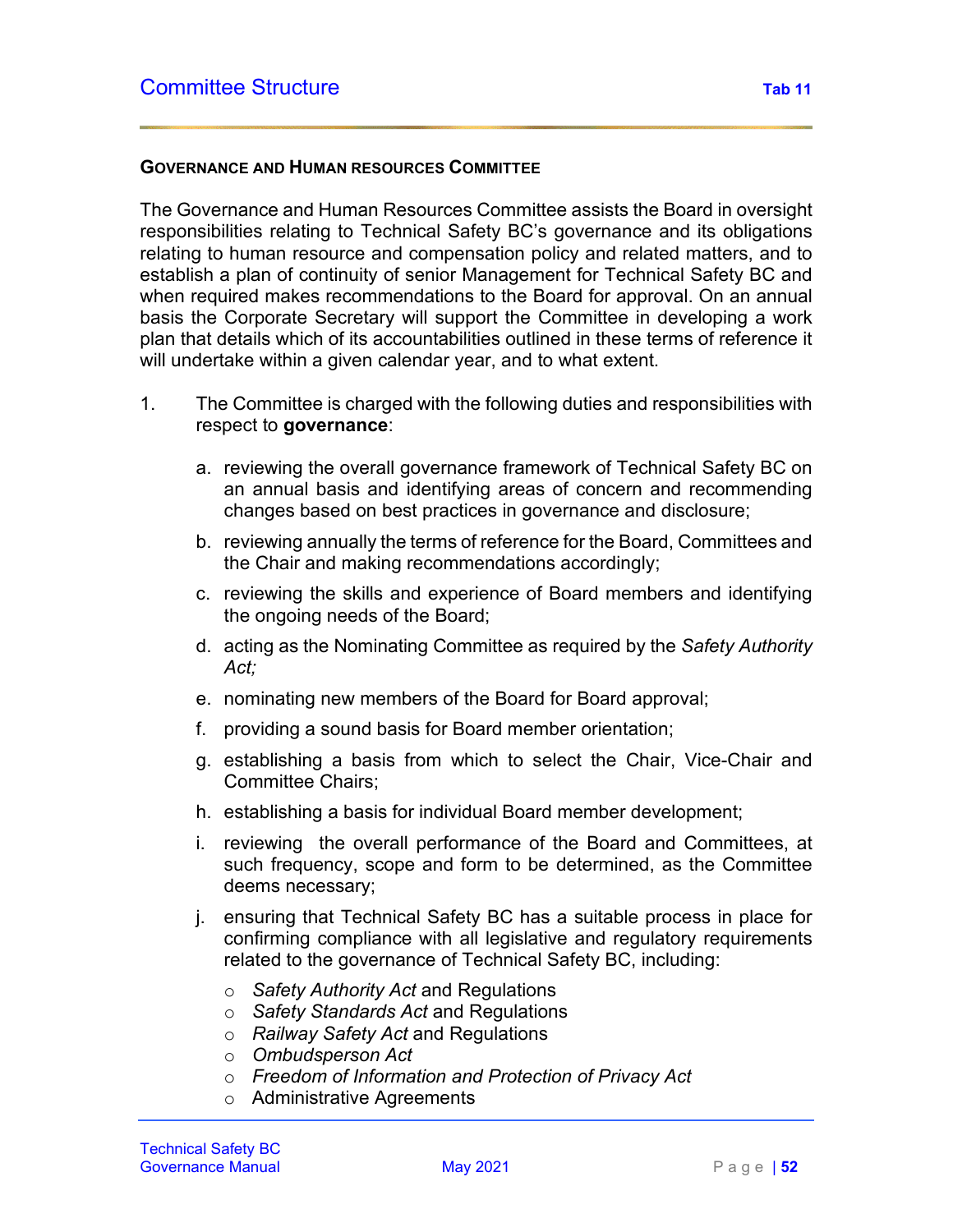## Governance and Human resources Committee

The Governance and Human Resources Committee assists the Board in oversight responsibilities relating to Technical Safety BC's governance and its obligations relating to human resource and compensation policy and related matters, and to establish a plan of continuity of senior Management for Technical Safety BC and when required makes recommendations to the Board for approval. On an annual basis the Corporate Secretary will support the Committee in developing a work plan that details which of its accountabilities outlined in these terms of reference it will undertake within a given calendar year, and to what extent.

1. The Committee is charged with the following duties and responsibilities with respect to **governance**:

   a. reviewing the overall governance framework of Technical Safety BC on an annual basis and identifying areas of concern and recommending changes based on best practices in governance and disclosure;

   b. reviewing annually the terms of reference for the Board, Committees and the Chair and making recommendations accordingly;

   c. reviewing the skills and experience of Board members and identifying the ongoing needs of the Board;

   d. acting as the Nominating Committee as required by the *Safety Authority Act;*

   e. nominating new members of the Board for Board approval;

   f. providing a sound basis for Board member orientation;

   g. establishing a basis from which to select the Chair, Vice-Chair and Committee Chairs;

   h. establishing a basis for individual Board member development;

   i. reviewing the overall performance of the Board and Committees, at such frequency, scope and form to be determined, as the Committee deems necessary;

   j. ensuring that Technical Safety BC has a suitable process in place for confirming compliance with all legislative and regulatory requirements related to the governance of Technical Safety BC, including:

      - *Safety Authority Act* and Regulations
      - *Safety Standards Act* and Regulations
      - *Railway Safety Act* and Regulations
      - *Ombudsperson Act*
      - *Freedom of Information and Protection of Privacy Act*
      - Administrative Agreements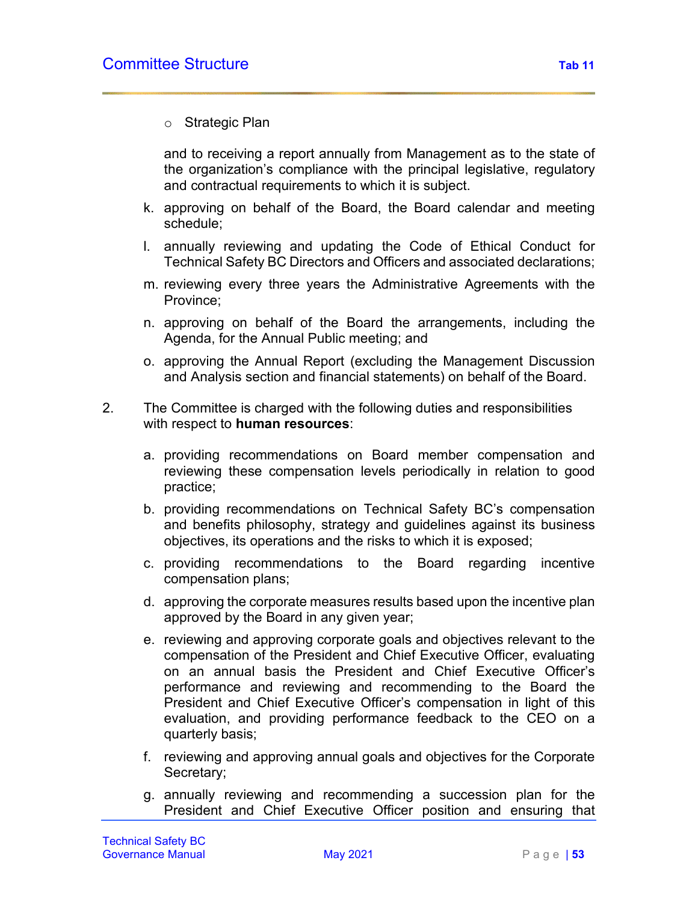- Strategic Plan

  and to receiving a report annually from Management as to the state of the organization's compliance with the principal legislative, regulatory and contractual requirements to which it is subject.

  k. approving on behalf of the Board, the Board calendar and meeting schedule;

  l. annually reviewing and updating the Code of Ethical Conduct for Technical Safety BC Directors and Officers and associated declarations;

  m. reviewing every three years the Administrative Agreements with the Province;

  n. approving on behalf of the Board the arrangements, including the Agenda, for the Annual Public meeting; and

  o. approving the Annual Report (excluding the Management Discussion and Analysis section and financial statements) on behalf of the Board.

2. The Committee is charged with the following duties and responsibilities with respect to **human resources**:

   a. providing recommendations on Board member compensation and reviewing these compensation levels periodically in relation to good practice;

   b. providing recommendations on Technical Safety BC's compensation and benefits philosophy, strategy and guidelines against its business objectives, its operations and the risks to which it is exposed;

   c. providing recommendations to the Board regarding incentive compensation plans;

   d. approving the corporate measures results based upon the incentive plan approved by the Board in any given year;

   e. reviewing and approving corporate goals and objectives relevant to the compensation of the President and Chief Executive Officer, evaluating on an annual basis the President and Chief Executive Officer's performance and reviewing and recommending to the Board the President and Chief Executive Officer's compensation in light of this evaluation, and providing performance feedback to the CEO on a quarterly basis;

   f. reviewing and approving annual goals and objectives for the Corporate Secretary;

   g. annually reviewing and recommending a succession plan for the President and Chief Executive Officer position and ensuring that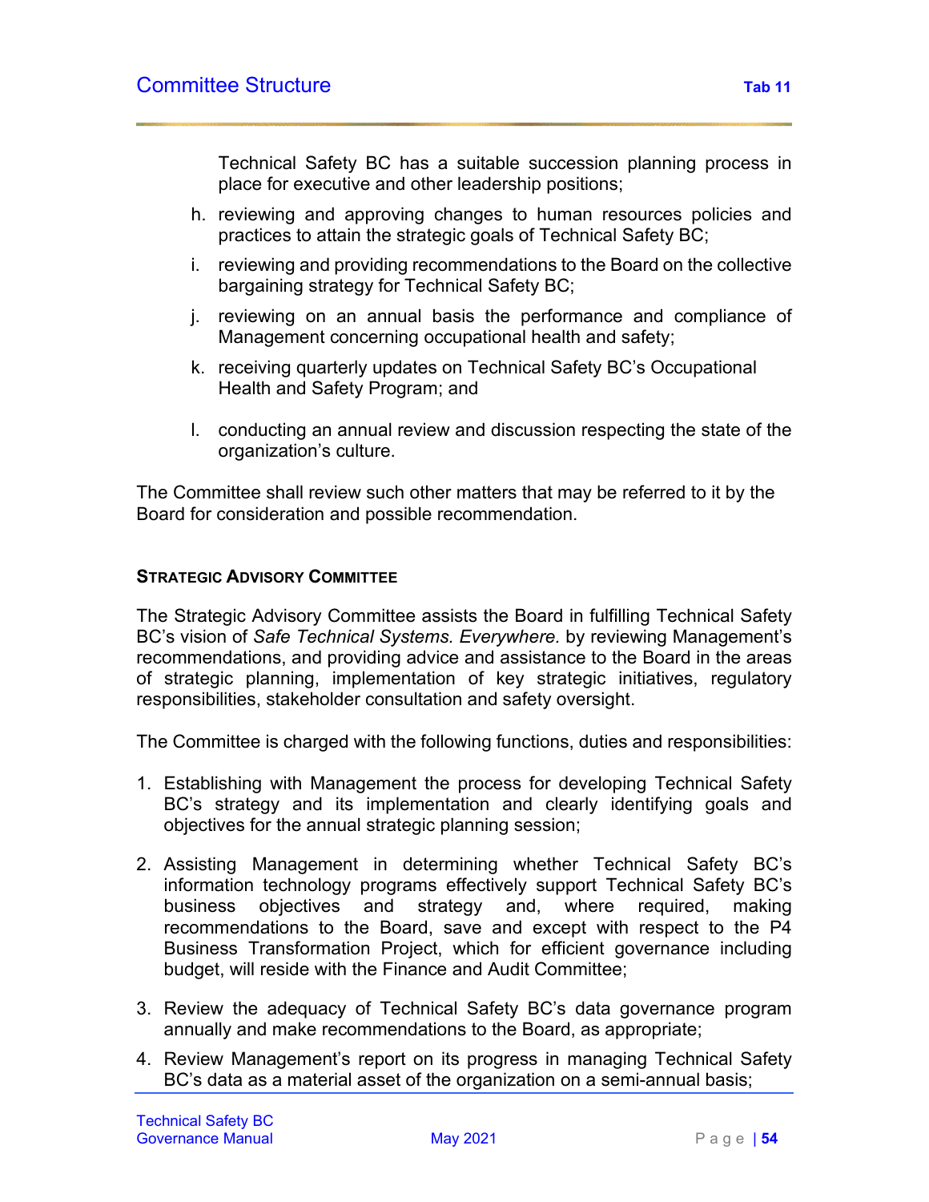Technical Safety BC has a suitable succession planning process in place for executive and other leadership positions;

h. reviewing and approving changes to human resources policies and practices to attain the strategic goals of Technical Safety BC;

i. reviewing and providing recommendations to the Board on the collective bargaining strategy for Technical Safety BC;

j. reviewing on an annual basis the performance and compliance of Management concerning occupational health and safety;

k. receiving quarterly updates on Technical Safety BC's Occupational Health and Safety Program; and

l. conducting an annual review and discussion respecting the state of the organization's culture.

The Committee shall review such other matters that may be referred to it by the Board for consideration and possible recommendation.

#### STRATEGIC ADVISORY COMMITTEE

The Strategic Advisory Committee assists the Board in fulfilling Technical Safety BC's vision of *Safe Technical Systems. Everywhere.* by reviewing Management's recommendations, and providing advice and assistance to the Board in the areas of strategic planning, implementation of key strategic initiatives, regulatory responsibilities, stakeholder consultation and safety oversight.

The Committee is charged with the following functions, duties and responsibilities:

1. Establishing with Management the process for developing Technical Safety BC's strategy and its implementation and clearly identifying goals and objectives for the annual strategic planning session;

2. Assisting Management in determining whether Technical Safety BC's information technology programs effectively support Technical Safety BC's business objectives and strategy and, where required, making recommendations to the Board, save and except with respect to the P4 Business Transformation Project, which for efficient governance including budget, will reside with the Finance and Audit Committee;

3. Review the adequacy of Technical Safety BC's data governance program annually and make recommendations to the Board, as appropriate;

4. Review Management's report on its progress in managing Technical Safety BC's data as a material asset of the organization on a semi-annual basis;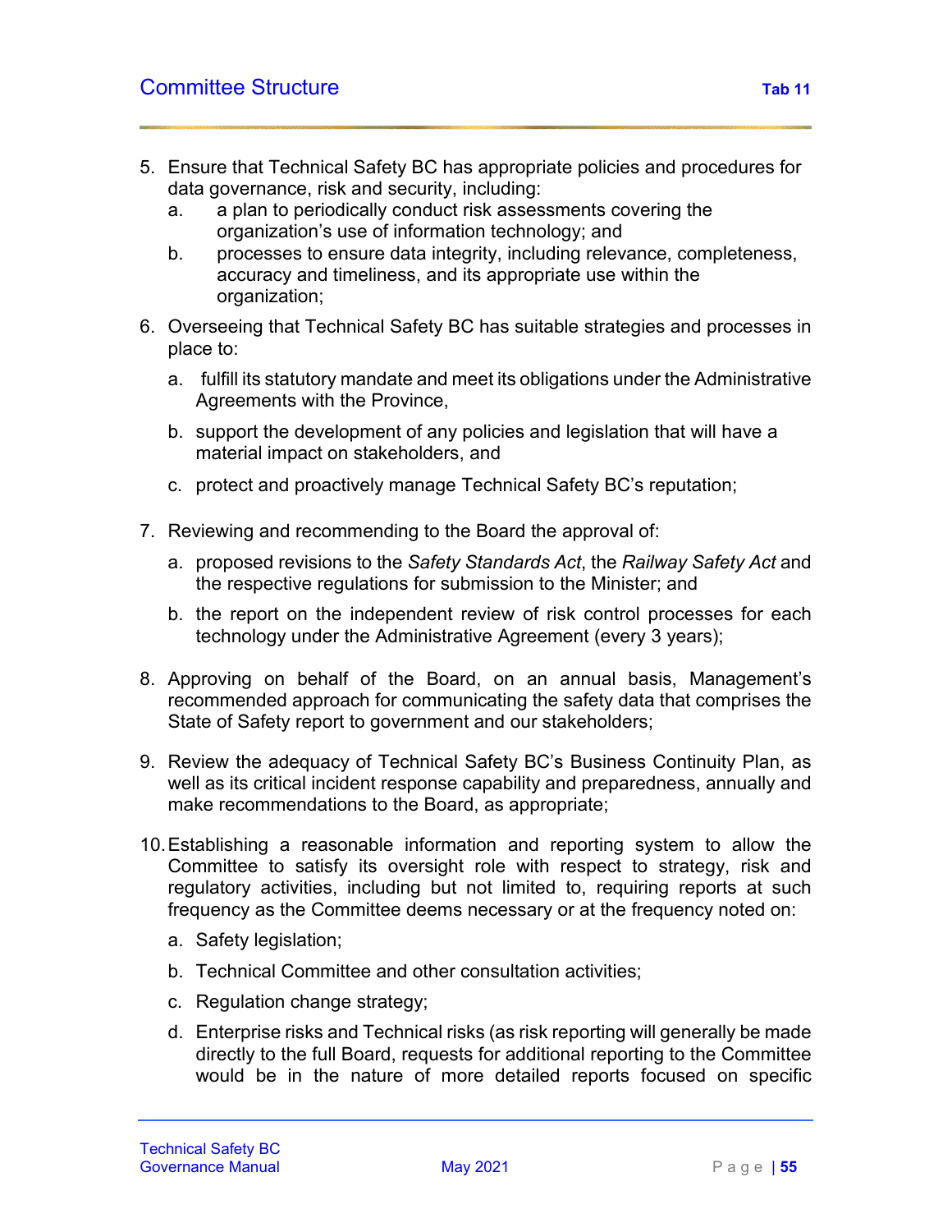5. Ensure that Technical Safety BC has appropriate policies and procedures for data governance, risk and security, including:
   a. a plan to periodically conduct risk assessments covering the organization's use of information technology; and
   b. processes to ensure data integrity, including relevance, completeness, accuracy and timeliness, and its appropriate use within the organization;

6. Overseeing that Technical Safety BC has suitable strategies and processes in place to:
   a. fulfill its statutory mandate and meet its obligations under the Administrative Agreements with the Province,
   b. support the development of any policies and legislation that will have a material impact on stakeholders, and
   c. protect and proactively manage Technical Safety BC's reputation;

7. Reviewing and recommending to the Board the approval of:
   a. proposed revisions to the *Safety Standards Act*, the *Railway Safety Act* and the respective regulations for submission to the Minister; and
   b. the report on the independent review of risk control processes for each technology under the Administrative Agreement (every 3 years);

8. Approving on behalf of the Board, on an annual basis, Management's recommended approach for communicating the safety data that comprises the State of Safety report to government and our stakeholders;

9. Review the adequacy of Technical Safety BC's Business Continuity Plan, as well as its critical incident response capability and preparedness, annually and make recommendations to the Board, as appropriate;

10. Establishing a reasonable information and reporting system to allow the Committee to satisfy its oversight role with respect to strategy, risk and regulatory activities, including but not limited to, requiring reports at such frequency as the Committee deems necessary or at the frequency noted on:
    a. Safety legislation;
    b. Technical Committee and other consultation activities;
    c. Regulation change strategy;
    d. Enterprise risks and Technical risks (as risk reporting will generally be made directly to the full Board, requests for additional reporting to the Committee would be in the nature of more detailed reports focused on specific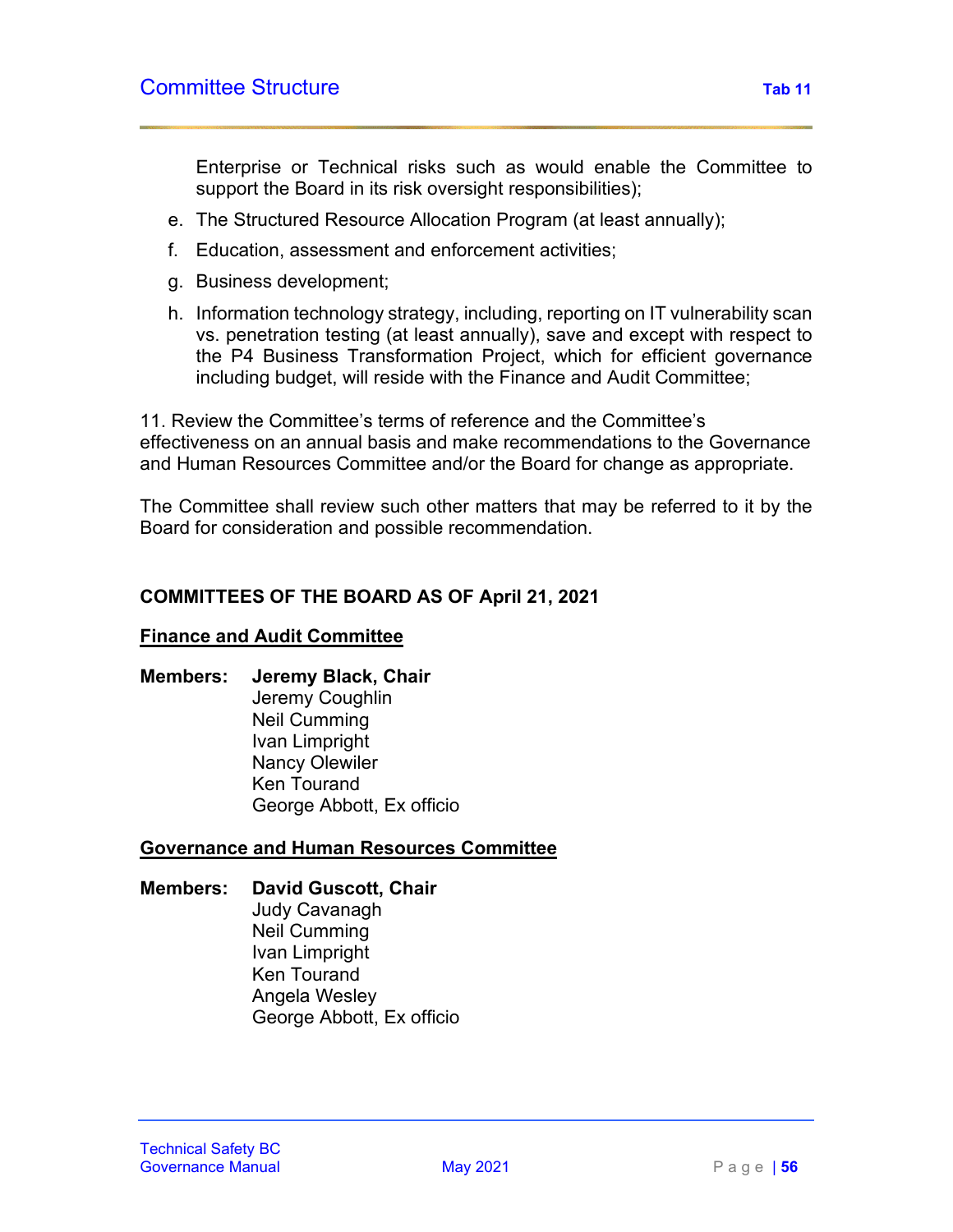Enterprise or Technical risks such as would enable the Committee to support the Board in its risk oversight responsibilities);

e. The Structured Resource Allocation Program (at least annually);

f. Education, assessment and enforcement activities;

g. Business development;

h. Information technology strategy, including, reporting on IT vulnerability scan vs. penetration testing (at least annually), save and except with respect to the P4 Business Transformation Project, which for efficient governance including budget, will reside with the Finance and Audit Committee;

11. Review the Committee's terms of reference and the Committee's effectiveness on an annual basis and make recommendations to the Governance and Human Resources Committee and/or the Board for change as appropriate.

The Committee shall review such other matters that may be referred to it by the Board for consideration and possible recommendation.

**COMMITTEES OF THE BOARD AS OF April 21, 2021**

**<u>Finance and Audit Committee</u>**

**Members:** **Jeremy Black, Chair**
Jeremy Coughlin
Neil Cumming
Ivan Limpright
Nancy Olewiler
Ken Tourand
George Abbott, Ex officio

**<u>Governance and Human Resources Committee</u>**

**Members:** **David Guscott, Chair**
Judy Cavanagh
Neil Cumming
Ivan Limpright
Ken Tourand
Angela Wesley
George Abbott, Ex officio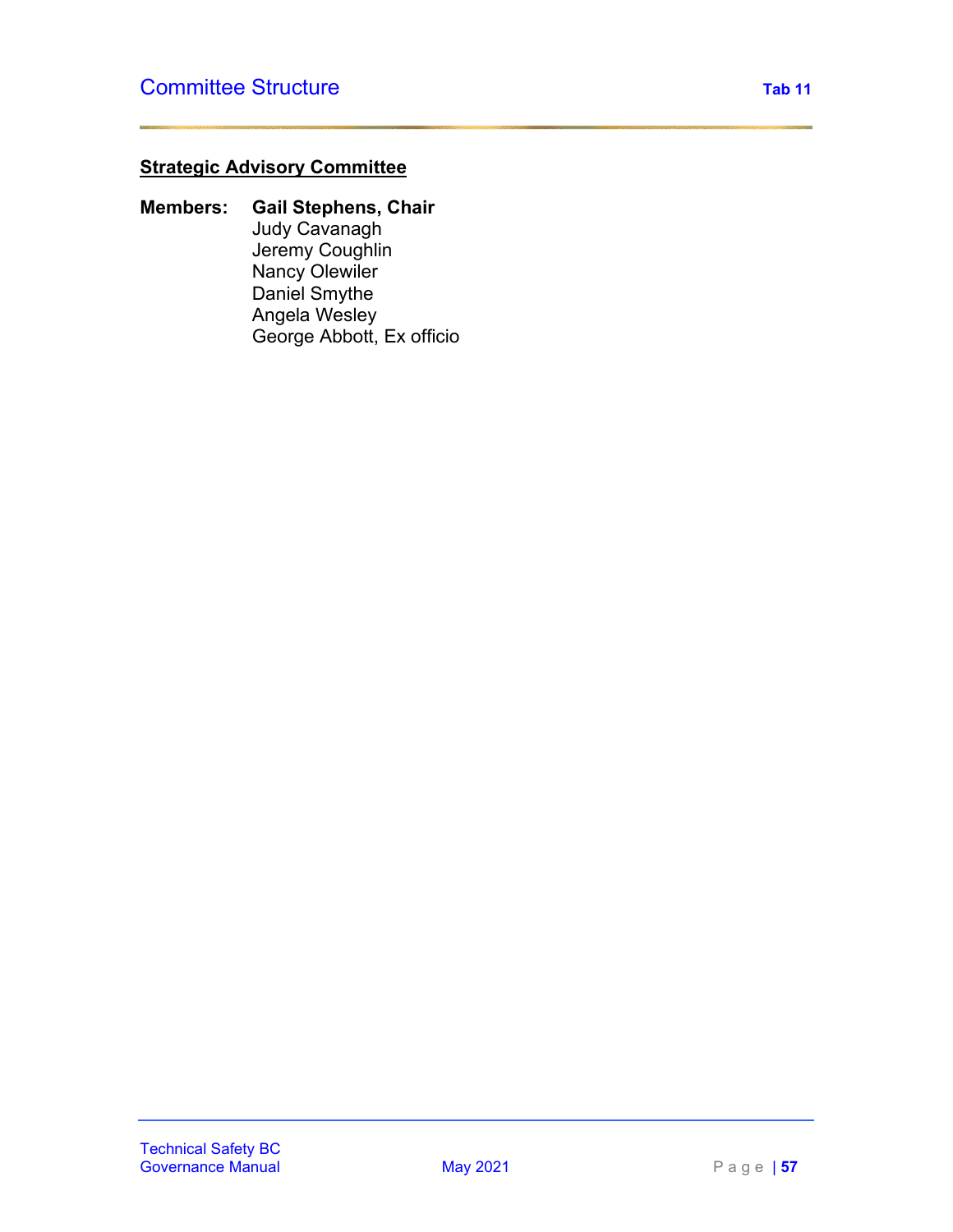## Strategic Advisory Committee

**Members:** **Gail Stephens, Chair**
Judy Cavanagh
Jeremy Coughlin
Nancy Olewiler
Daniel Smythe
Angela Wesley
George Abbott, Ex officio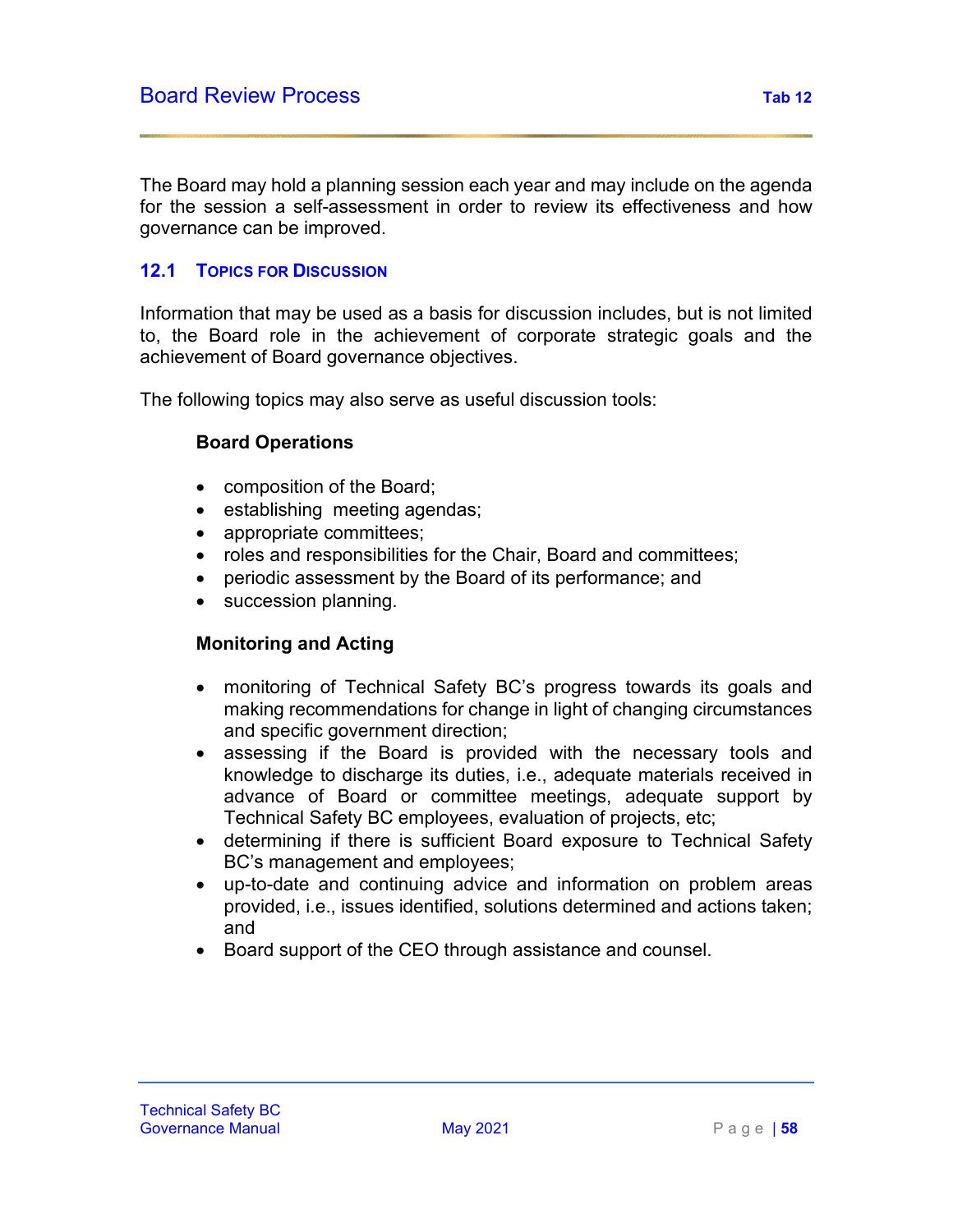# Board Review Process

The Board may hold a planning session each year and may include on the agenda for the session a self-assessment in order to review its effectiveness and how governance can be improved.

## 12.1 Topics for Discussion

Information that may be used as a basis for discussion includes, but is not limited to, the Board role in the achievement of corporate strategic goals and the achievement of Board governance objectives.

The following topics may also serve as useful discussion tools:

**Board Operations**

- composition of the Board;
- establishing meeting agendas;
- appropriate committees;
- roles and responsibilities for the Chair, Board and committees;
- periodic assessment by the Board of its performance; and
- succession planning.

**Monitoring and Acting**

- monitoring of Technical Safety BC's progress towards its goals and making recommendations for change in light of changing circumstances and specific government direction;
- assessing if the Board is provided with the necessary tools and knowledge to discharge its duties, i.e., adequate materials received in advance of Board or committee meetings, adequate support by Technical Safety BC employees, evaluation of projects, etc;
- determining if there is sufficient Board exposure to Technical Safety BC's management and employees;
- up-to-date and continuing advice and information on problem areas provided, i.e., issues identified, solutions determined and actions taken; and
- Board support of the CEO through assistance and counsel.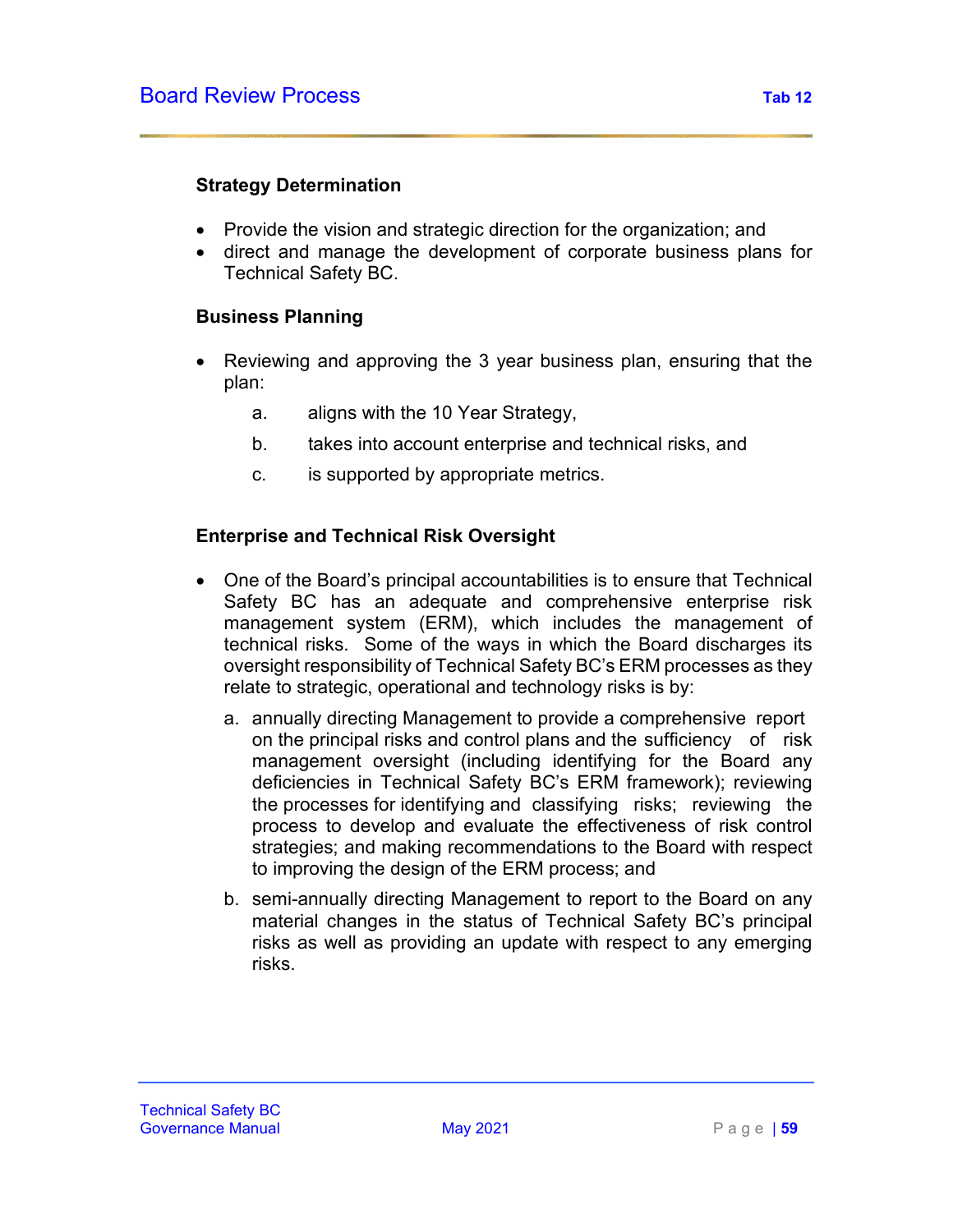**Strategy Determination**

- Provide the vision and strategic direction for the organization; and
- direct and manage the development of corporate business plans for Technical Safety BC.

**Business Planning**

- Reviewing and approving the 3 year business plan, ensuring that the plan:
  - a. aligns with the 10 Year Strategy,
  - b. takes into account enterprise and technical risks, and
  - c. is supported by appropriate metrics.

**Enterprise and Technical Risk Oversight**

- One of the Board's principal accountabilities is to ensure that Technical Safety BC has an adequate and comprehensive enterprise risk management system (ERM), which includes the management of technical risks. Some of the ways in which the Board discharges its oversight responsibility of Technical Safety BC's ERM processes as they relate to strategic, operational and technology risks is by:
  - a. annually directing Management to provide a comprehensive report on the principal risks and control plans and the sufficiency of risk management oversight (including identifying for the Board any deficiencies in Technical Safety BC's ERM framework); reviewing the processes for identifying and classifying risks; reviewing the process to develop and evaluate the effectiveness of risk control strategies; and making recommendations to the Board with respect to improving the design of the ERM process; and
  - b. semi-annually directing Management to report to the Board on any material changes in the status of Technical Safety BC's principal risks as well as providing an update with respect to any emerging risks.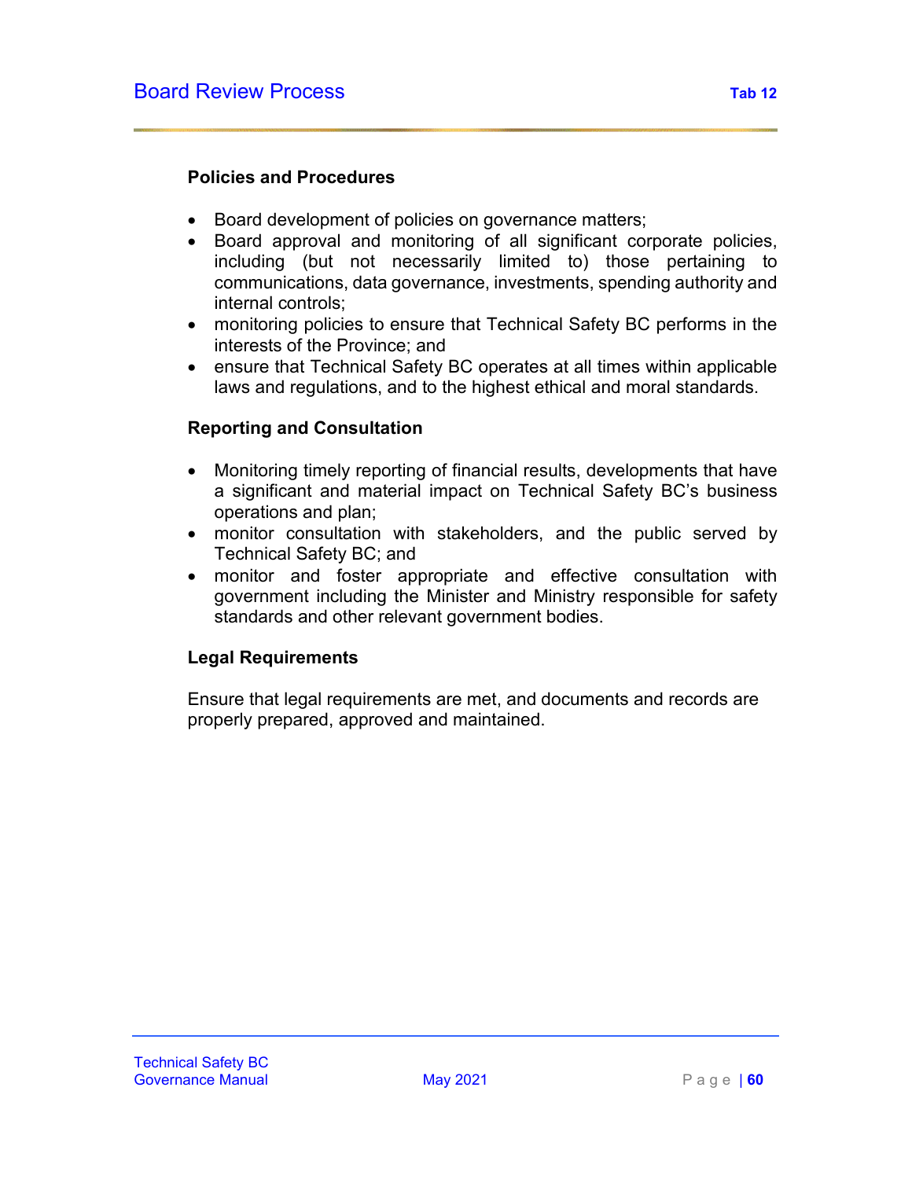### Policies and Procedures

- Board development of policies on governance matters;
- Board approval and monitoring of all significant corporate policies, including (but not necessarily limited to) those pertaining to communications, data governance, investments, spending authority and internal controls;
- monitoring policies to ensure that Technical Safety BC performs in the interests of the Province; and
- ensure that Technical Safety BC operates at all times within applicable laws and regulations, and to the highest ethical and moral standards.

### Reporting and Consultation

- Monitoring timely reporting of financial results, developments that have a significant and material impact on Technical Safety BC's business operations and plan;
- monitor consultation with stakeholders, and the public served by Technical Safety BC; and
- monitor and foster appropriate and effective consultation with government including the Minister and Ministry responsible for safety standards and other relevant government bodies.

### Legal Requirements

Ensure that legal requirements are met, and documents and records are properly prepared, approved and maintained.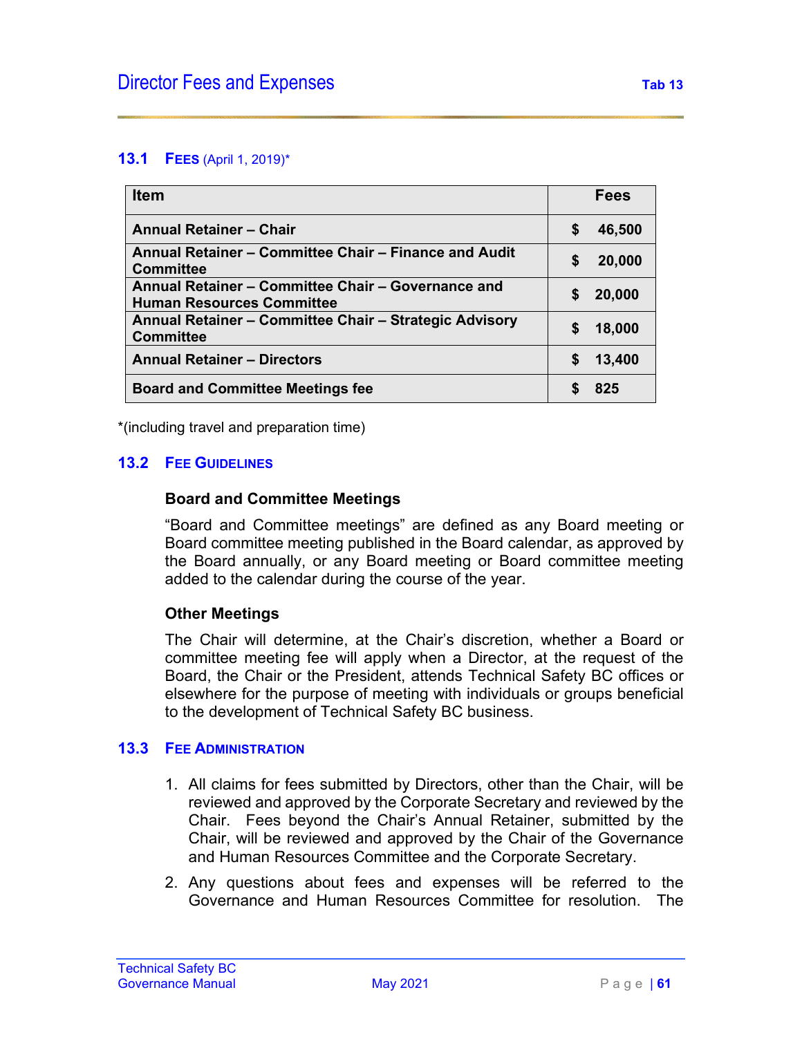# Director Fees and Expenses

Tab 13

## 13.1 Fees (April 1, 2019)*

| Item | Fees |
|---|---|
| **Annual Retainer – Chair** | **$ 46,500** |
| **Annual Retainer – Committee Chair – Finance and Audit Committee** | **$ 20,000** |
| **Annual Retainer – Committee Chair – Governance and Human Resources Committee** | **$ 20,000** |
| **Annual Retainer – Committee Chair – Strategic Advisory Committee** | **$ 18,000** |
| **Annual Retainer – Directors** | **$ 13,400** |
| **Board and Committee Meetings fee** | **$ 825** |

*(including travel and preparation time)

## 13.2 Fee Guidelines

### Board and Committee Meetings

"Board and Committee meetings" are defined as any Board meeting or Board committee meeting published in the Board calendar, as approved by the Board annually, or any Board meeting or Board committee meeting added to the calendar during the course of the year.

### Other Meetings

The Chair will determine, at the Chair's discretion, whether a Board or committee meeting fee will apply when a Director, at the request of the Board, the Chair or the President, attends Technical Safety BC offices or elsewhere for the purpose of meeting with individuals or groups beneficial to the development of Technical Safety BC business.

## 13.3 Fee Administration

1. All claims for fees submitted by Directors, other than the Chair, will be reviewed and approved by the Corporate Secretary and reviewed by the Chair. Fees beyond the Chair's Annual Retainer, submitted by the Chair, will be reviewed and approved by the Chair of the Governance and Human Resources Committee and the Corporate Secretary.
2. Any questions about fees and expenses will be referred to the Governance and Human Resources Committee for resolution. The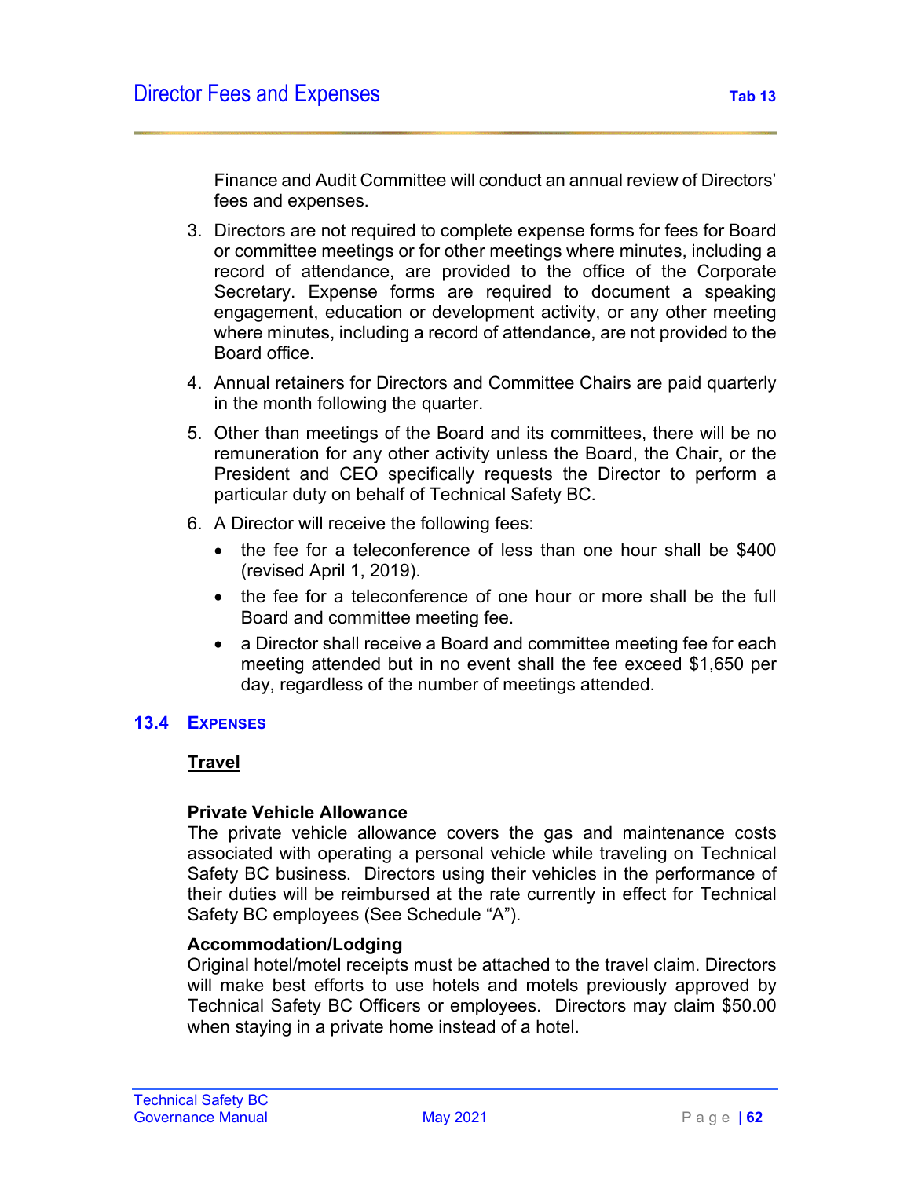Finance and Audit Committee will conduct an annual review of Directors' fees and expenses.

3. Directors are not required to complete expense forms for fees for Board or committee meetings or for other meetings where minutes, including a record of attendance, are provided to the office of the Corporate Secretary. Expense forms are required to document a speaking engagement, education or development activity, or any other meeting where minutes, including a record of attendance, are not provided to the Board office.
4. Annual retainers for Directors and Committee Chairs are paid quarterly in the month following the quarter.
5. Other than meetings of the Board and its committees, there will be no remuneration for any other activity unless the Board, the Chair, or the President and CEO specifically requests the Director to perform a particular duty on behalf of Technical Safety BC.
6. A Director will receive the following fees:
   - the fee for a teleconference of less than one hour shall be $400 (revised April 1, 2019).
   - the fee for a teleconference of one hour or more shall be the full Board and committee meeting fee.
   - a Director shall receive a Board and committee meeting fee for each meeting attended but in no event shall the fee exceed $1,650 per day, regardless of the number of meetings attended.

## 13.4 Expenses

**Travel**

**Private Vehicle Allowance**
The private vehicle allowance covers the gas and maintenance costs associated with operating a personal vehicle while traveling on Technical Safety BC business. Directors using their vehicles in the performance of their duties will be reimbursed at the rate currently in effect for Technical Safety BC employees (See Schedule "A").

**Accommodation/Lodging**
Original hotel/motel receipts must be attached to the travel claim. Directors will make best efforts to use hotels and motels previously approved by Technical Safety BC Officers or employees. Directors may claim $50.00 when staying in a private home instead of a hotel.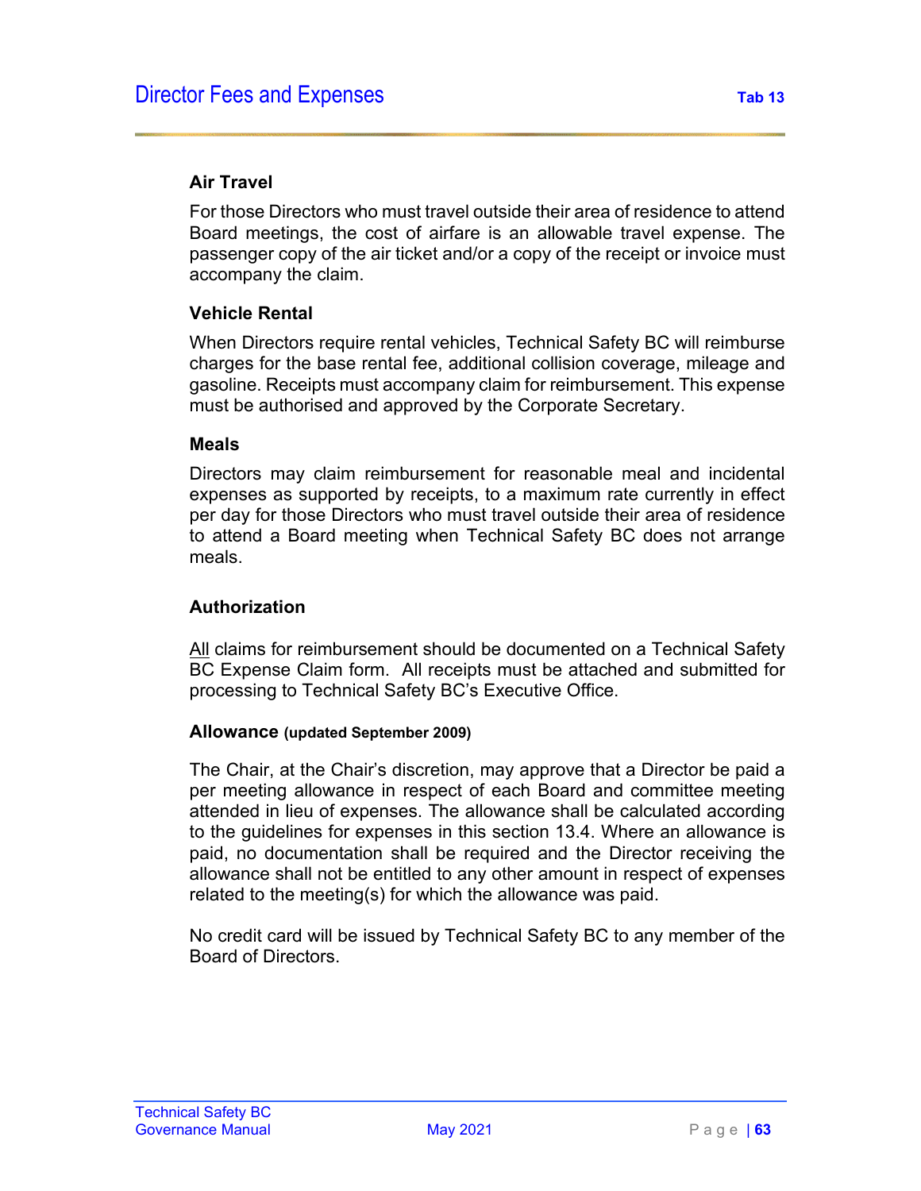### Air Travel

For those Directors who must travel outside their area of residence to attend Board meetings, the cost of airfare is an allowable travel expense. The passenger copy of the air ticket and/or a copy of the receipt or invoice must accompany the claim.

### Vehicle Rental

When Directors require rental vehicles, Technical Safety BC will reimburse charges for the base rental fee, additional collision coverage, mileage and gasoline. Receipts must accompany claim for reimbursement. This expense must be authorised and approved by the Corporate Secretary.

### Meals

Directors may claim reimbursement for reasonable meal and incidental expenses as supported by receipts, to a maximum rate currently in effect per day for those Directors who must travel outside their area of residence to attend a Board meeting when Technical Safety BC does not arrange meals.

### Authorization

<u>All</u> claims for reimbursement should be documented on a Technical Safety BC Expense Claim form. All receipts must be attached and submitted for processing to Technical Safety BC's Executive Office.

### Allowance (updated September 2009)

The Chair, at the Chair's discretion, may approve that a Director be paid a per meeting allowance in respect of each Board and committee meeting attended in lieu of expenses. The allowance shall be calculated according to the guidelines for expenses in this section 13.4. Where an allowance is paid, no documentation shall be required and the Director receiving the allowance shall not be entitled to any other amount in respect of expenses related to the meeting(s) for which the allowance was paid.

No credit card will be issued by Technical Safety BC to any member of the Board of Directors.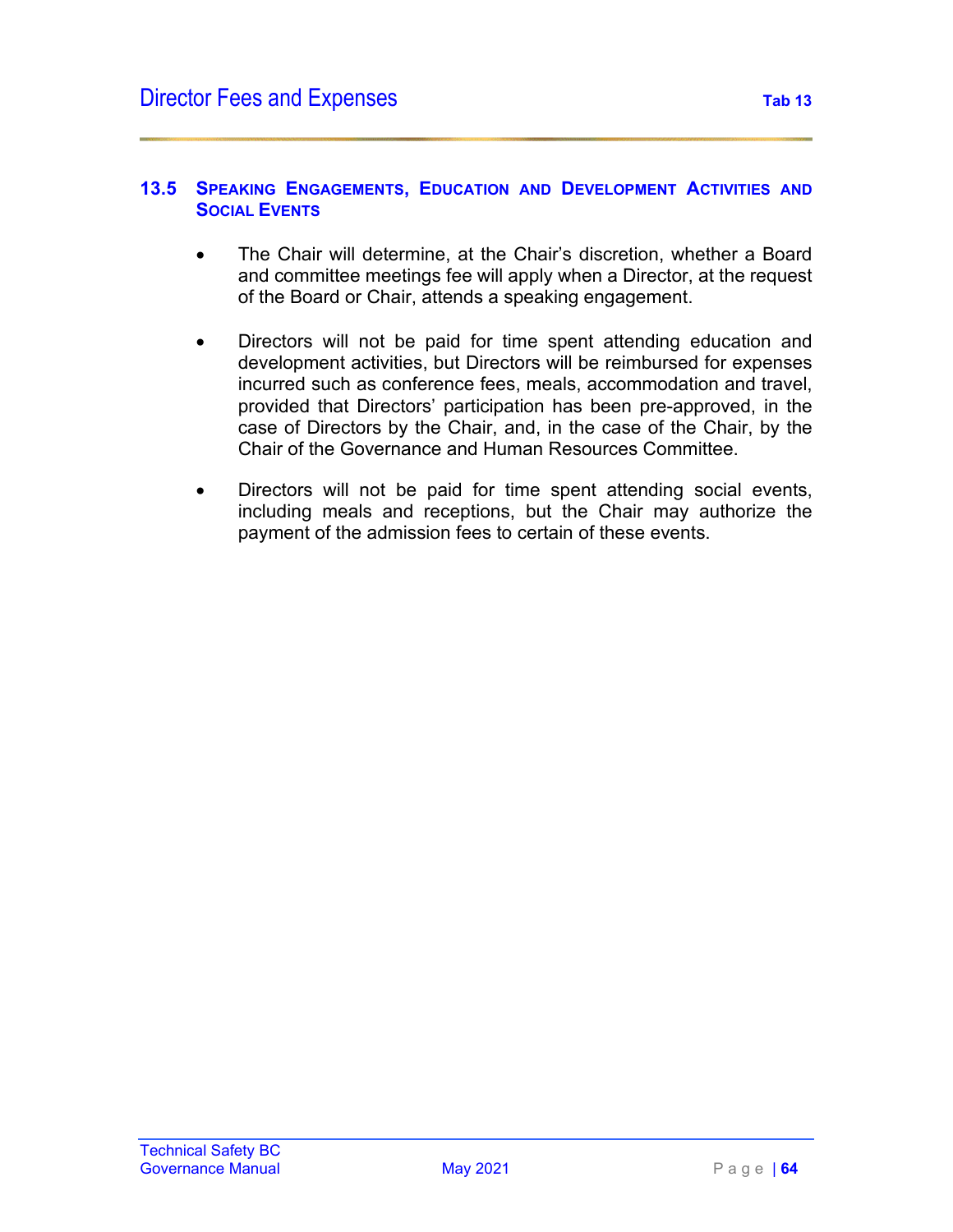### 13.5 Speaking Engagements, Education and Development Activities and Social Events

- The Chair will determine, at the Chair's discretion, whether a Board and committee meetings fee will apply when a Director, at the request of the Board or Chair, attends a speaking engagement.

- Directors will not be paid for time spent attending education and development activities, but Directors will be reimbursed for expenses incurred such as conference fees, meals, accommodation and travel, provided that Directors' participation has been pre-approved, in the case of Directors by the Chair, and, in the case of the Chair, by the Chair of the Governance and Human Resources Committee.

- Directors will not be paid for time spent attending social events, including meals and receptions, but the Chair may authorize the payment of the admission fees to certain of these events.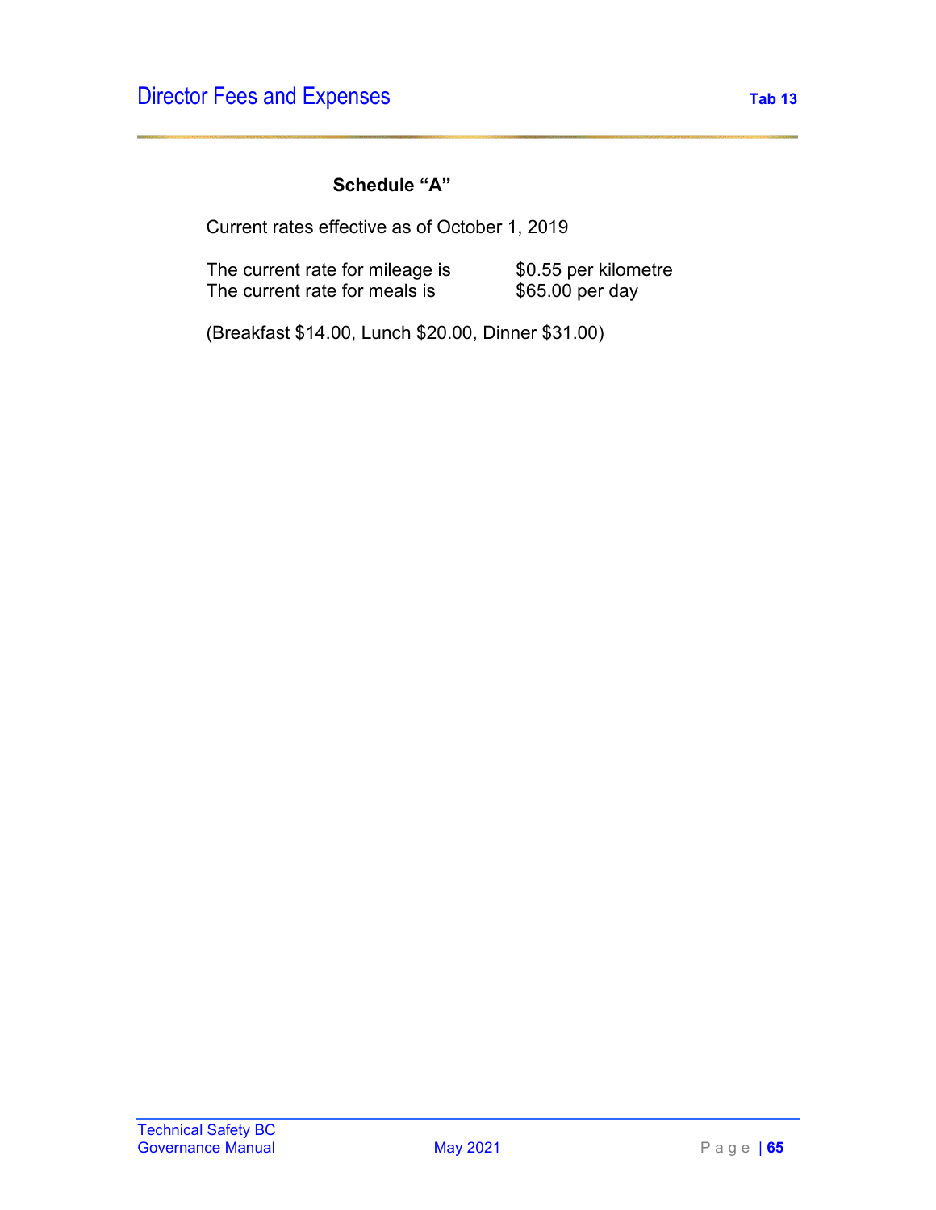## Schedule "A"

Current rates effective as of October 1, 2019

| | |
|---|---|
| The current rate for mileage is | $0.55 per kilometre |
| The current rate for meals is | $65.00 per day |

(Breakfast $14.00, Lunch $20.00, Dinner $31.00)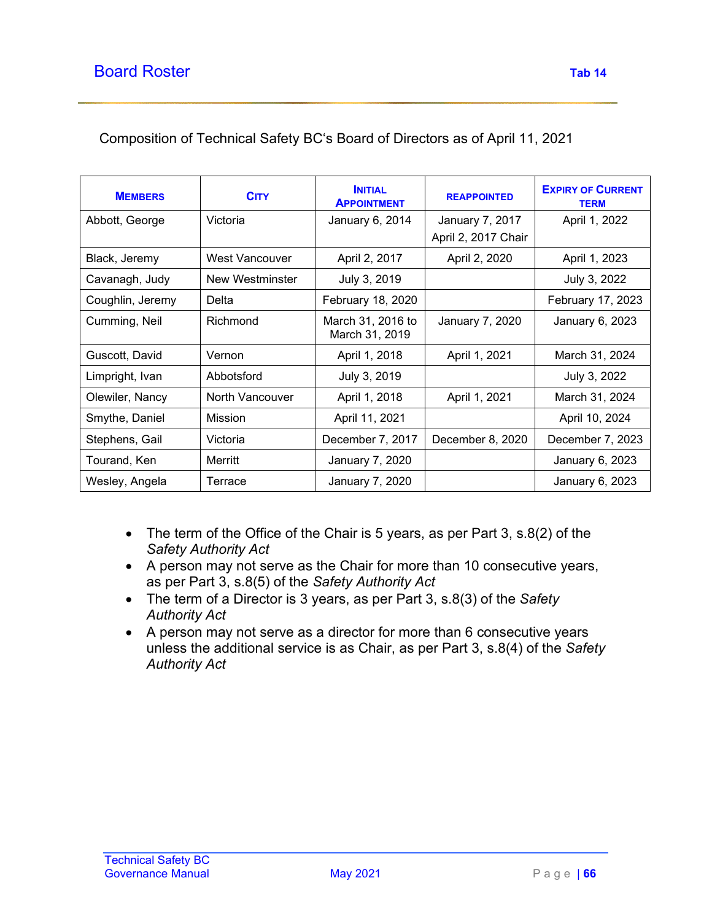# Board Roster

Tab 14

Composition of Technical Safety BC's Board of Directors as of April 11, 2021

| MEMBERS | CITY | INITIAL APPOINTMENT | REAPPOINTED | EXPIRY OF CURRENT TERM |
|---|---|---|---|---|
| Abbott, George | Victoria | January 6, 2014 | January 7, 2017<br>April 2, 2017 Chair | April 1, 2022 |
| Black, Jeremy | West Vancouver | April 2, 2017 | April 2, 2020 | April 1, 2023 |
| Cavanagh, Judy | New Westminster | July 3, 2019 | | July 3, 2022 |
| Coughlin, Jeremy | Delta | February 18, 2020 | | February 17, 2023 |
| Cumming, Neil | Richmond | March 31, 2016 to March 31, 2019 | January 7, 2020 | January 6, 2023 |
| Guscott, David | Vernon | April 1, 2018 | April 1, 2021 | March 31, 2024 |
| Limpright, Ivan | Abbotsford | July 3, 2019 | | July 3, 2022 |
| Olewiler, Nancy | North Vancouver | April 1, 2018 | April 1, 2021 | March 31, 2024 |
| Smythe, Daniel | Mission | April 11, 2021 | | April 10, 2024 |
| Stephens, Gail | Victoria | December 7, 2017 | December 8, 2020 | December 7, 2023 |
| Tourand, Ken | Merritt | January 7, 2020 | | January 6, 2023 |
| Wesley, Angela | Terrace | January 7, 2020 | | January 6, 2023 |

- The term of the Office of the Chair is 5 years, as per Part 3, s.8(2) of the *Safety Authority Act*
- A person may not serve as the Chair for more than 10 consecutive years, as per Part 3, s.8(5) of the *Safety Authority Act*
- The term of a Director is 3 years, as per Part 3, s.8(3) of the *Safety Authority Act*
- A person may not serve as a director for more than 6 consecutive years unless the additional service is as Chair, as per Part 3, s.8(4) of the *Safety Authority Act*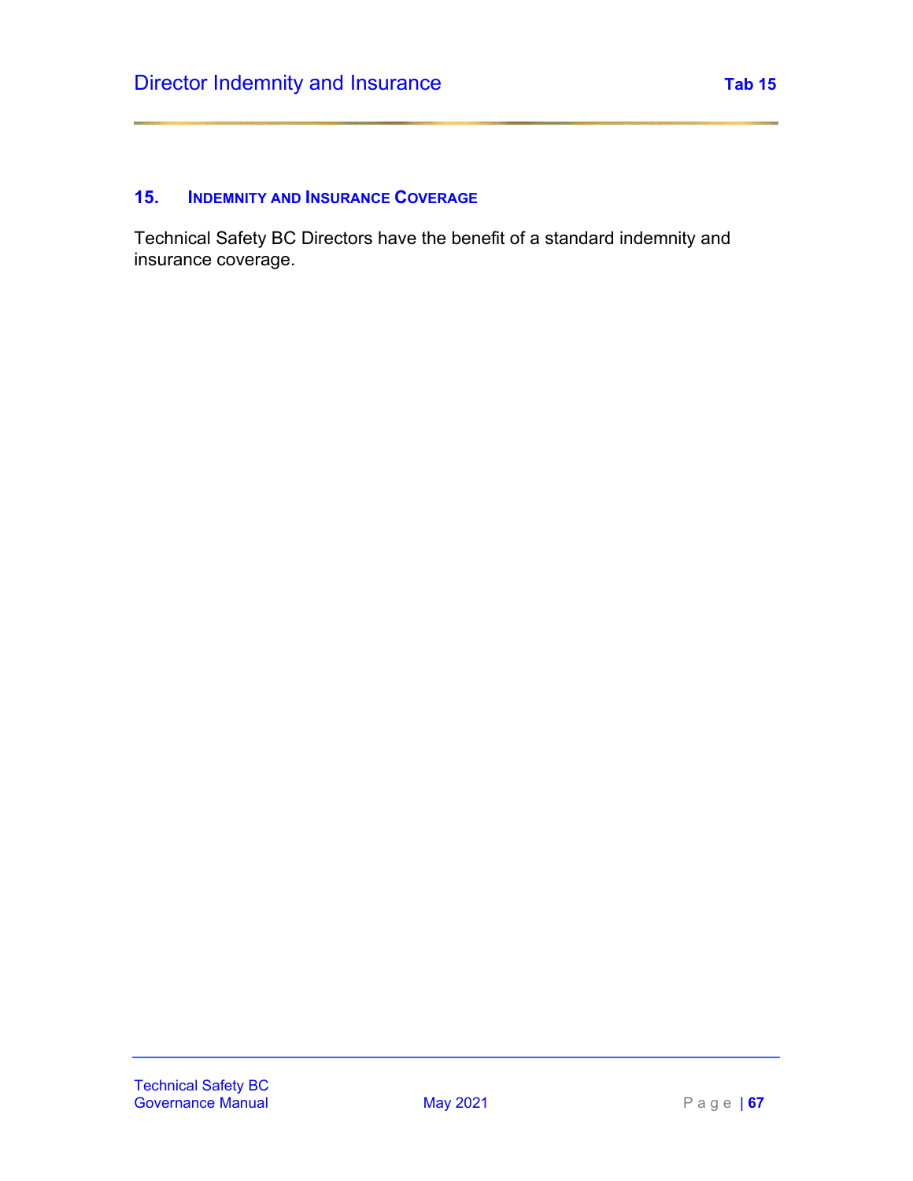## 15. Indemnity and Insurance Coverage

Technical Safety BC Directors have the benefit of a standard indemnity and insurance coverage.